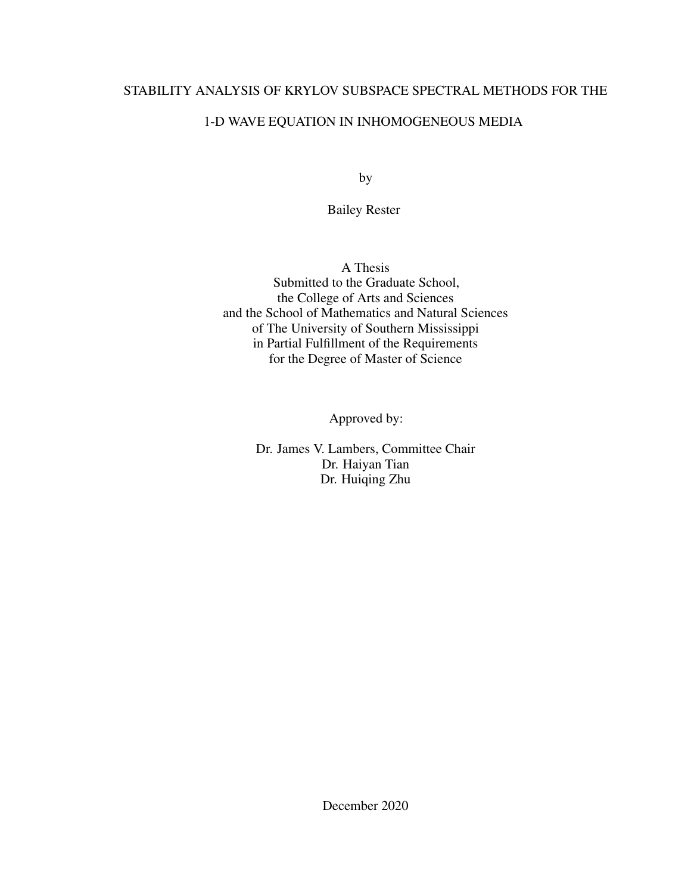# STABILITY ANALYSIS OF KRYLOV SUBSPACE SPECTRAL METHODS FOR THE 1-D WAVE EQUATION IN INHOMOGENEOUS MEDIA

by

Bailey Rester

A Thesis
Submitted to the Graduate School,
the College of Arts and Sciences
and the School of Mathematics and Natural Sciences
of The University of Southern Mississippi
in Partial Fulfillment of the Requirements
for the Degree of Master of Science

Approved by:

Dr. James V. Lambers, Committee Chair
Dr. Haiyan Tian
Dr. Huiqing Zhu

December 2020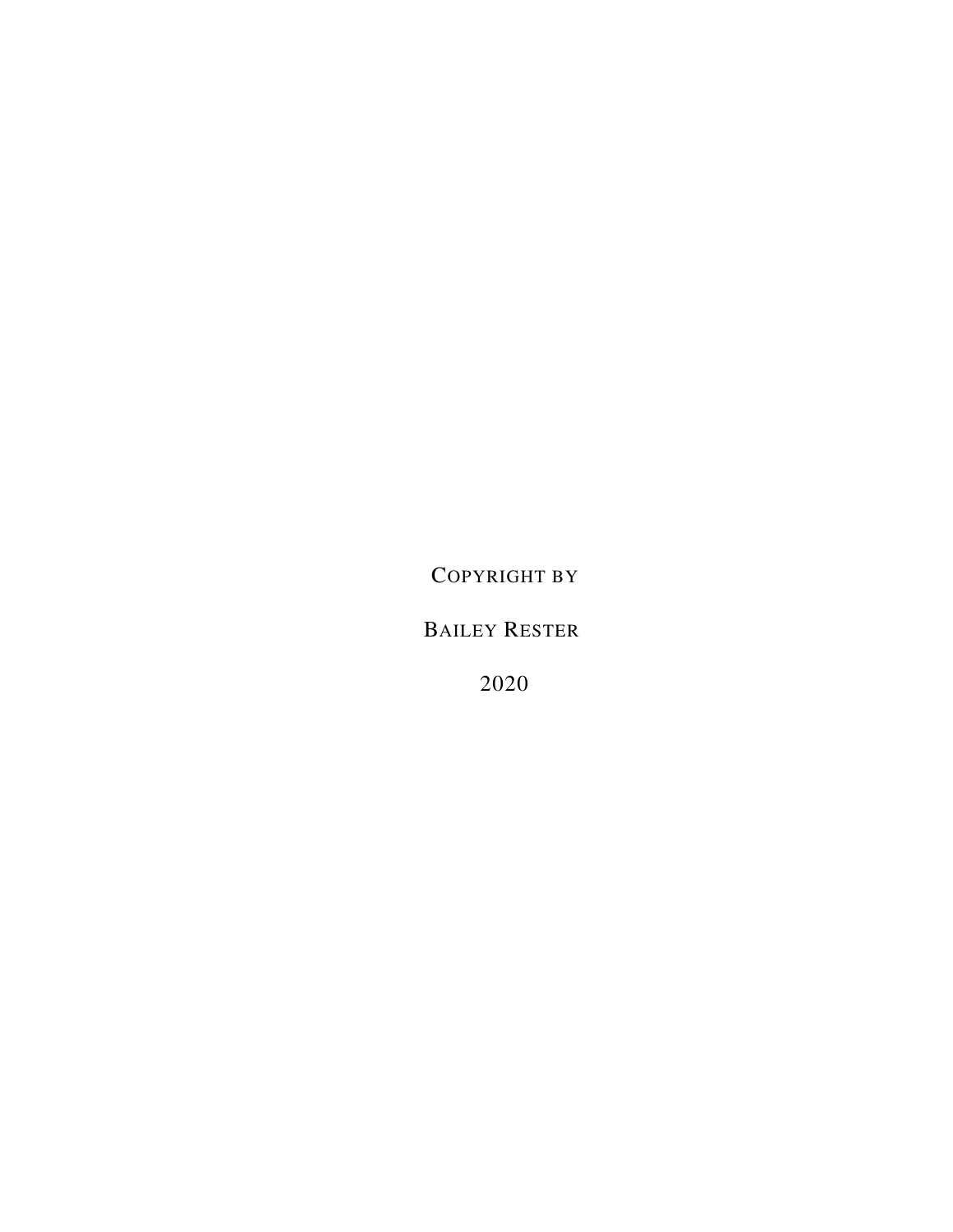COPYRIGHT BY

BAILEY RESTER

2020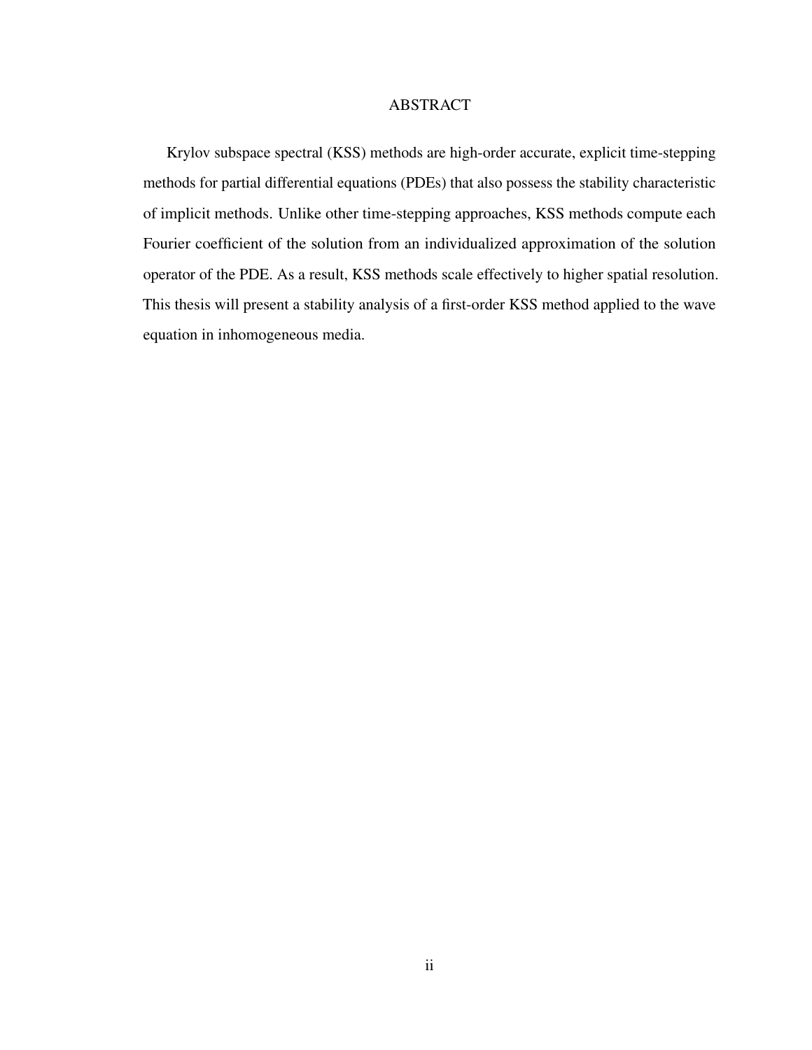# ABSTRACT

Krylov subspace spectral (KSS) methods are high-order accurate, explicit time-stepping methods for partial differential equations (PDEs) that also possess the stability characteristic of implicit methods. Unlike other time-stepping approaches, KSS methods compute each Fourier coefficient of the solution from an individualized approximation of the solution operator of the PDE. As a result, KSS methods scale effectively to higher spatial resolution. This thesis will present a stability analysis of a first-order KSS method applied to the wave equation in inhomogeneous media.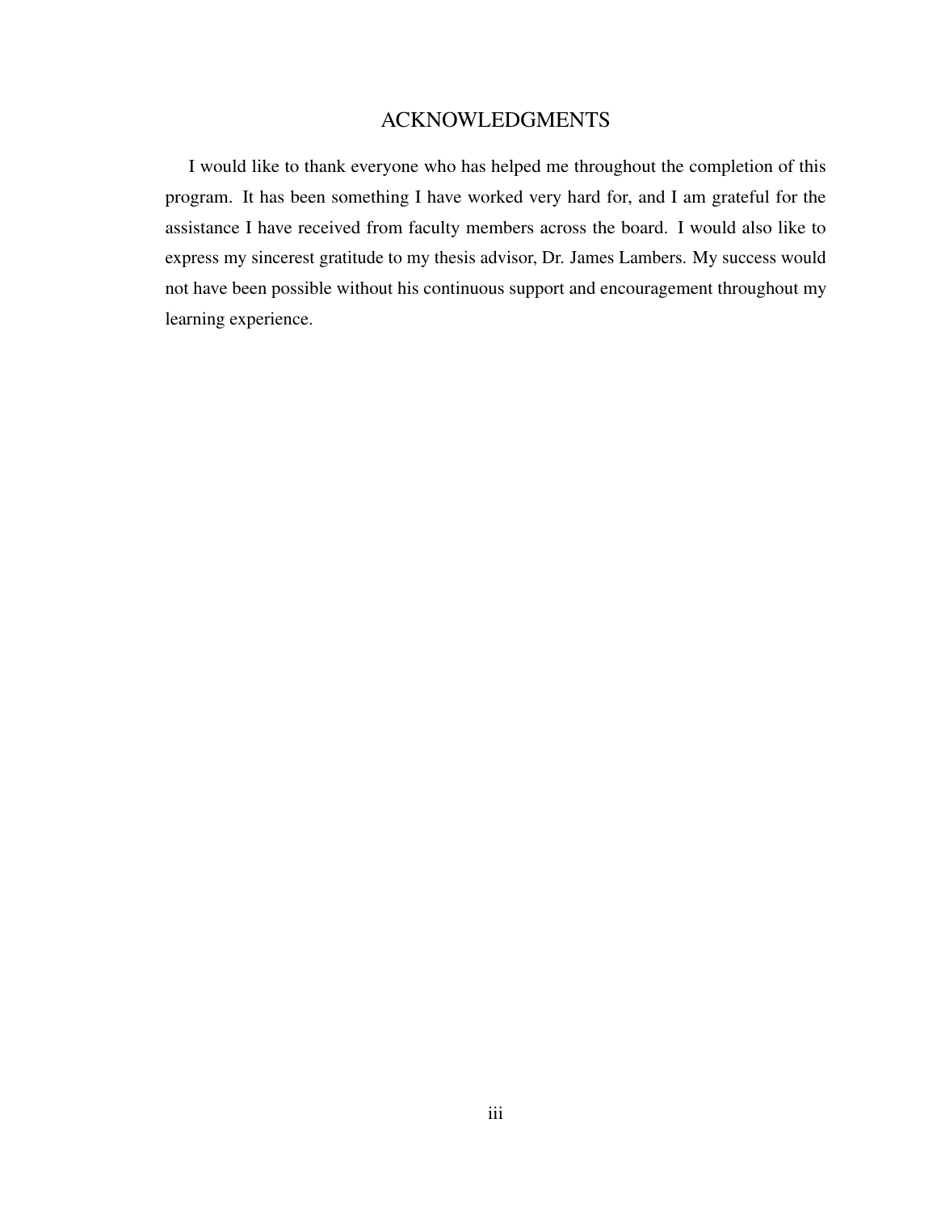# ACKNOWLEDGMENTS

I would like to thank everyone who has helped me throughout the completion of this program. It has been something I have worked very hard for, and I am grateful for the assistance I have received from faculty members across the board. I would also like to express my sincerest gratitude to my thesis advisor, Dr. James Lambers. My success would not have been possible without his continuous support and encouragement throughout my learning experience.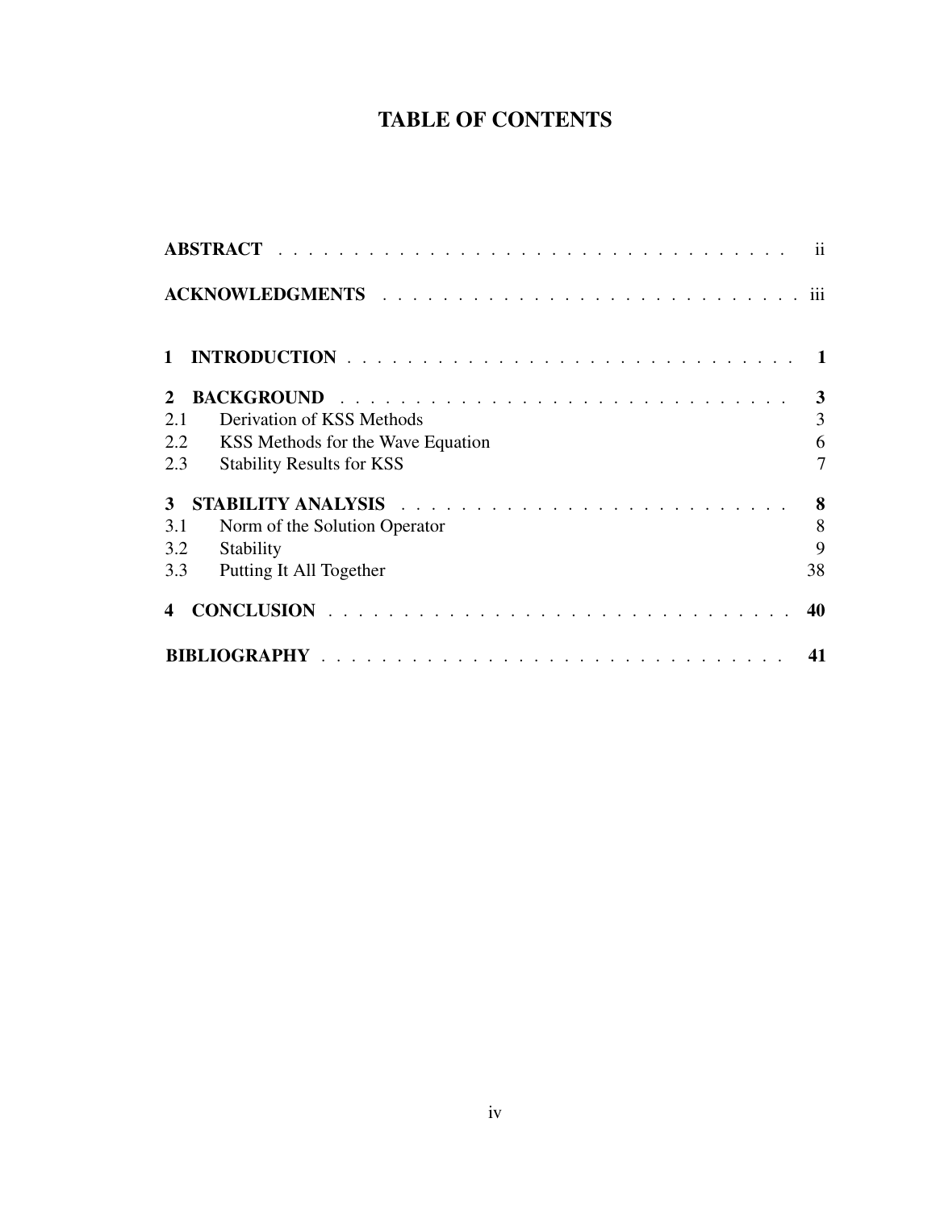# TABLE OF CONTENTS

**ABSTRACT** . . . . . . . . . . . . . . . . . . . . . . . . . . . . . . . . . . . ii

**ACKNOWLEDGMENTS** . . . . . . . . . . . . . . . . . . . . . . . . . . . . iii

**1 INTRODUCTION** . . . . . . . . . . . . . . . . . . . . . . . . . . . . . . . **1**

**2 BACKGROUND** . . . . . . . . . . . . . . . . . . . . . . . . . . . . . . . **3**

2.1 Derivation of KSS Methods 3

2.2 KSS Methods for the Wave Equation 6

2.3 Stability Results for KSS 7

**3 STABILITY ANALYSIS** . . . . . . . . . . . . . . . . . . . . . . . . . . . **8**

3.1 Norm of the Solution Operator 8

3.2 Stability 9

3.3 Putting It All Together 38

**4 CONCLUSION** . . . . . . . . . . . . . . . . . . . . . . . . . . . . . . . . **40**

**BIBLIOGRAPHY** . . . . . . . . . . . . . . . . . . . . . . . . . . . . . . . **41**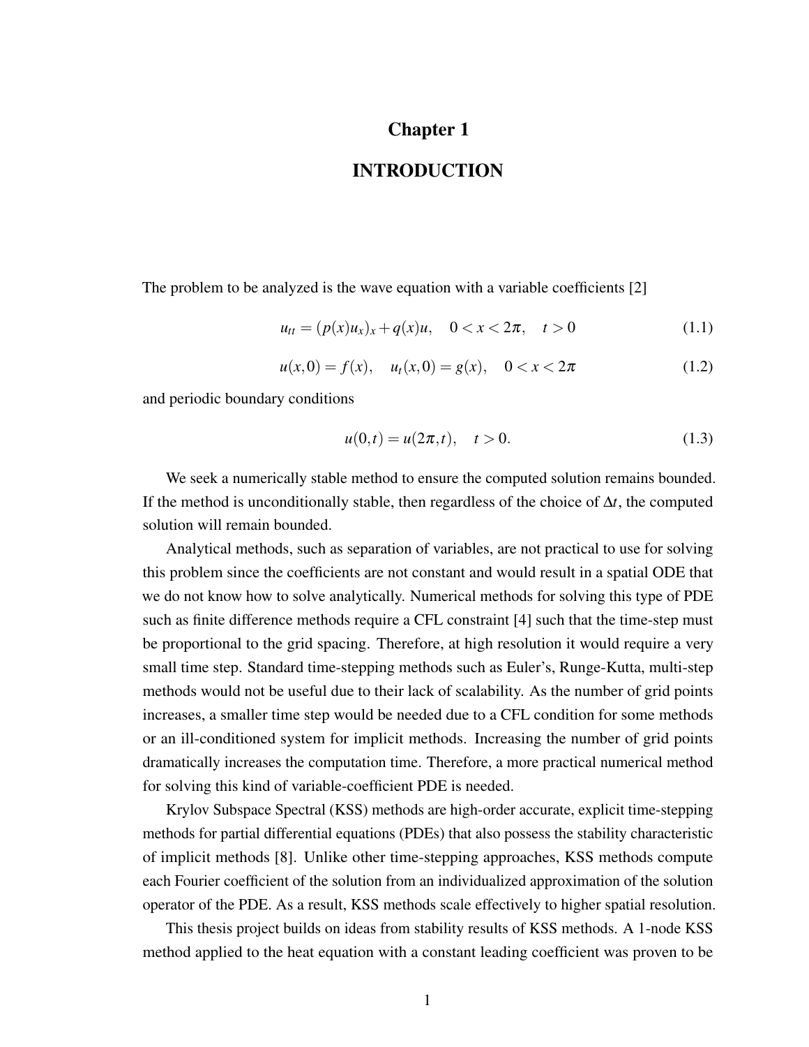# Chapter 1

# INTRODUCTION

The problem to be analyzed is the wave equation with a variable coefficients [2]

$$u_{tt} = (p(x)u_x)_x + q(x)u, \quad 0 < x < 2\pi, \quad t > 0 \tag{1.1}$$

$$u(x,0) = f(x), \quad u_t(x,0) = g(x), \quad 0 < x < 2\pi \tag{1.2}$$

and periodic boundary conditions

$$u(0,t) = u(2\pi,t), \quad t > 0. \tag{1.3}$$

We seek a numerically stable method to ensure the computed solution remains bounded. If the method is unconditionally stable, then regardless of the choice of $\Delta t$, the computed solution will remain bounded.

Analytical methods, such as separation of variables, are not practical to use for solving this problem since the coefficients are not constant and would result in a spatial ODE that we do not know how to solve analytically. Numerical methods for solving this type of PDE such as finite difference methods require a CFL constraint [4] such that the time-step must be proportional to the grid spacing. Therefore, at high resolution it would require a very small time step. Standard time-stepping methods such as Euler's, Runge-Kutta, multi-step methods would not be useful due to their lack of scalability. As the number of grid points increases, a smaller time step would be needed due to a CFL condition for some methods or an ill-conditioned system for implicit methods. Increasing the number of grid points dramatically increases the computation time. Therefore, a more practical numerical method for solving this kind of variable-coefficient PDE is needed.

Krylov Subspace Spectral (KSS) methods are high-order accurate, explicit time-stepping methods for partial differential equations (PDEs) that also possess the stability characteristic of implicit methods [8]. Unlike other time-stepping approaches, KSS methods compute each Fourier coefficient of the solution from an individualized approximation of the solution operator of the PDE. As a result, KSS methods scale effectively to higher spatial resolution.

This thesis project builds on ideas from stability results of KSS methods. A 1-node KSS method applied to the heat equation with a constant leading coefficient was proven to be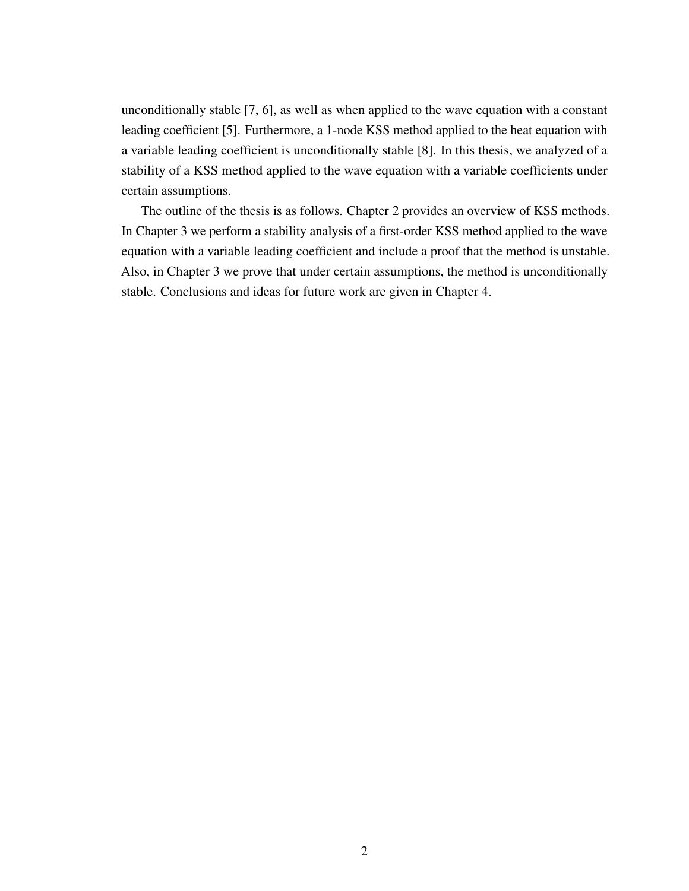unconditionally stable [7, 6], as well as when applied to the wave equation with a constant leading coefficient [5]. Furthermore, a 1-node KSS method applied to the heat equation with a variable leading coefficient is unconditionally stable [8]. In this thesis, we analyzed of a stability of a KSS method applied to the wave equation with a variable coefficients under certain assumptions.

The outline of the thesis is as follows. Chapter 2 provides an overview of KSS methods. In Chapter 3 we perform a stability analysis of a first-order KSS method applied to the wave equation with a variable leading coefficient and include a proof that the method is unstable. Also, in Chapter 3 we prove that under certain assumptions, the method is unconditionally stable. Conclusions and ideas for future work are given in Chapter 4.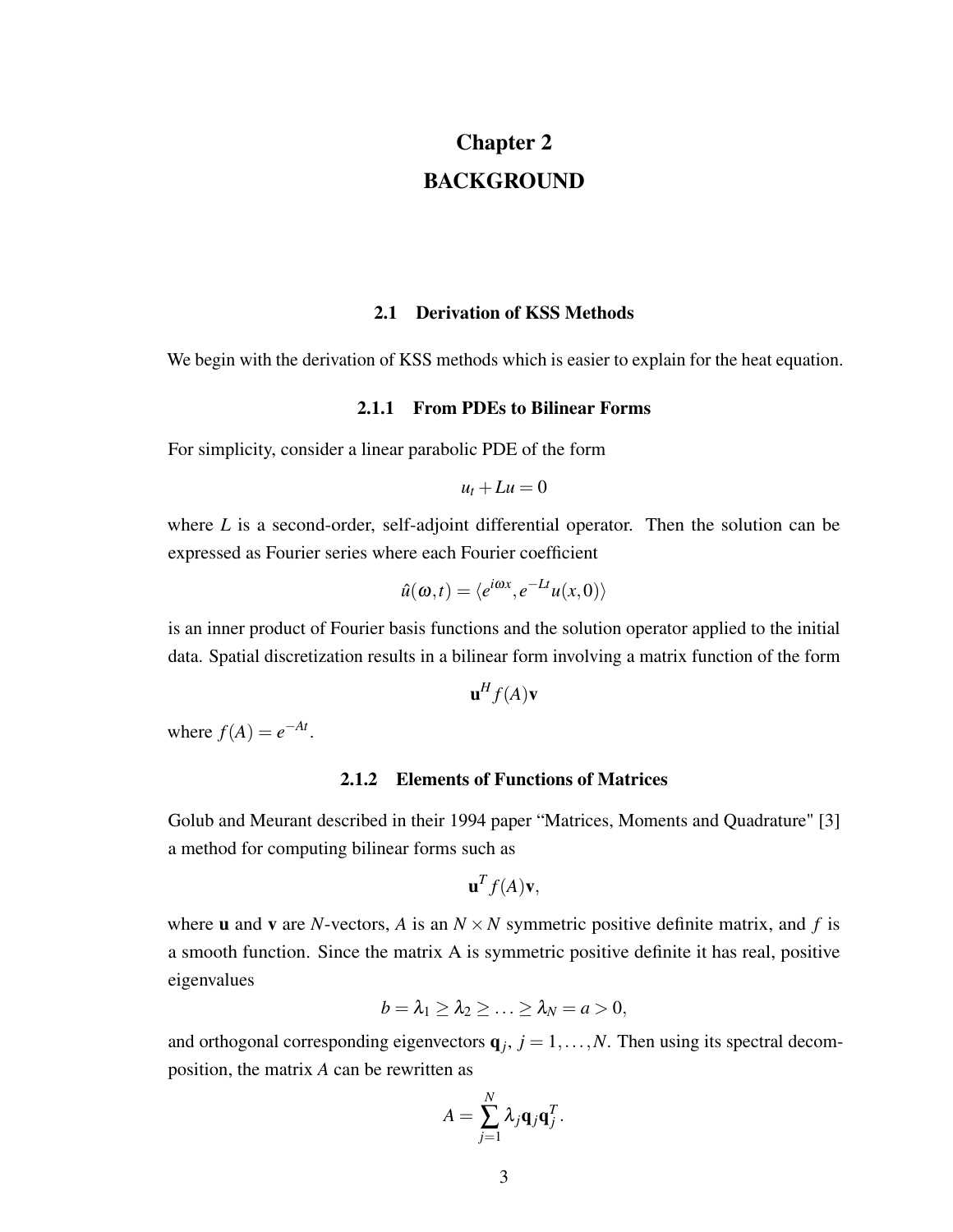# Chapter 2
# BACKGROUND

## 2.1 Derivation of KSS Methods

We begin with the derivation of KSS methods which is easier to explain for the heat equation.

### 2.1.1 From PDEs to Bilinear Forms

For simplicity, consider a linear parabolic PDE of the form

$$u_t + Lu = 0$$

where $L$ is a second-order, self-adjoint differential operator. Then the solution can be expressed as Fourier series where each Fourier coefficient

$$\hat{u}(\omega,t) = \langle e^{i\omega x}, e^{-Lt}u(x,0)\rangle$$

is an inner product of Fourier basis functions and the solution operator applied to the initial data. Spatial discretization results in a bilinear form involving a matrix function of the form

$$\mathbf{u}^H f(A)\mathbf{v}$$

where $f(A) = e^{-At}$.

### 2.1.2 Elements of Functions of Matrices

Golub and Meurant described in their 1994 paper "Matrices, Moments and Quadrature" [3] a method for computing bilinear forms such as

$$\mathbf{u}^T f(A)\mathbf{v},$$

where $\mathbf{u}$ and $\mathbf{v}$ are $N$-vectors, $A$ is an $N \times N$ symmetric positive definite matrix, and $f$ is a smooth function. Since the matrix A is symmetric positive definite it has real, positive eigenvalues

$$b = \lambda_1 \geq \lambda_2 \geq \ldots \geq \lambda_N = a > 0,$$

and orthogonal corresponding eigenvectors $\mathbf{q}_j$, $j = 1,\ldots,N$. Then using its spectral decomposition, the matrix $A$ can be rewritten as

$$A = \sum_{j=1}^{N} \lambda_j \mathbf{q}_j \mathbf{q}_j^T.$$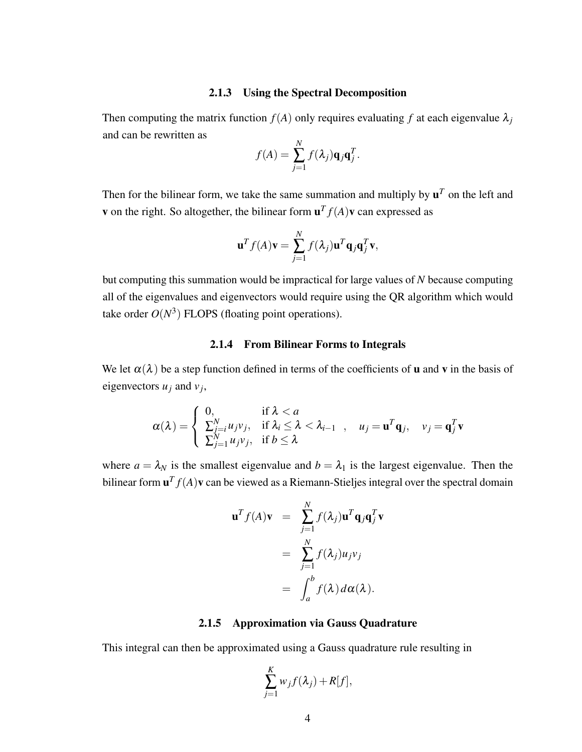### 2.1.3 Using the Spectral Decomposition

Then computing the matrix function $f(A)$ only requires evaluating $f$ at each eigenvalue $\lambda_j$ and can be rewritten as

$$f(A) = \sum_{j=1}^{N} f(\lambda_j)\mathbf{q}_j\mathbf{q}_j^T.$$

Then for the bilinear form, we take the same summation and multiply by $\mathbf{u}^T$ on the left and $\mathbf{v}$ on the right. So altogether, the bilinear form $\mathbf{u}^T f(A)\mathbf{v}$ can expressed as

$$\mathbf{u}^T f(A)\mathbf{v} = \sum_{j=1}^{N} f(\lambda_j)\mathbf{u}^T\mathbf{q}_j\mathbf{q}_j^T\mathbf{v},$$

but computing this summation would be impractical for large values of $N$ because computing all of the eigenvalues and eigenvectors would require using the QR algorithm which would take order $O(N^3)$ FLOPS (floating point operations).

### 2.1.4 From Bilinear Forms to Integrals

We let $\alpha(\lambda)$ be a step function defined in terms of the coefficients of $\mathbf{u}$ and $\mathbf{v}$ in the basis of eigenvectors $u_j$ and $v_j$,

$$\alpha(\lambda) = \begin{cases} 0, & \text{if } \lambda < a \\ \sum_{j=i}^{N} u_j v_j, & \text{if } \lambda_i \leq \lambda < \lambda_{i-1} \\ \sum_{j=1}^{N} u_j v_j, & \text{if } b \leq \lambda \end{cases}, \quad u_j = \mathbf{u}^T\mathbf{q}_j, \quad v_j = \mathbf{q}_j^T\mathbf{v}$$

where $a = \lambda_N$ is the smallest eigenvalue and $b = \lambda_1$ is the largest eigenvalue. Then the bilinear form $\mathbf{u}^T f(A)\mathbf{v}$ can be viewed as a Riemann-Stieljes integral over the spectral domain

$$\begin{aligned} \mathbf{u}^T f(A)\mathbf{v} &= \sum_{j=1}^{N} f(\lambda_j)\mathbf{u}^T\mathbf{q}_j\mathbf{q}_j^T\mathbf{v} \\ &= \sum_{j=1}^{N} f(\lambda_j)u_j v_j \\ &= \int_a^b f(\lambda)\, d\alpha(\lambda). \end{aligned}$$

### 2.1.5 Approximation via Gauss Quadrature

This integral can then be approximated using a Gauss quadrature rule resulting in

$$\sum_{j=1}^{K} w_j f(\lambda_j) + R[f],$$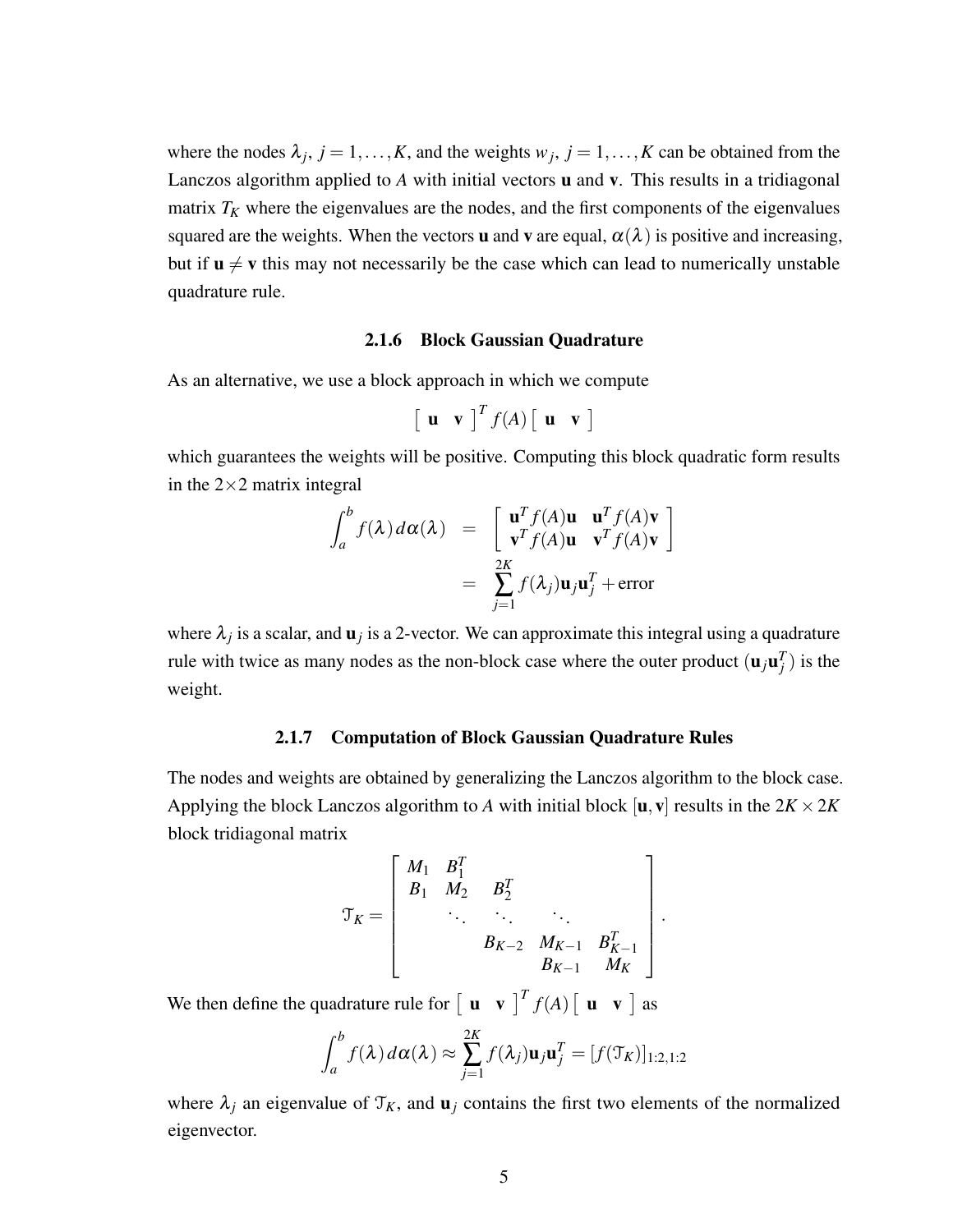where the nodes $\lambda_j$, $j = 1, \ldots, K$, and the weights $w_j$, $j = 1, \ldots, K$ can be obtained from the Lanczos algorithm applied to $A$ with initial vectors $\mathbf{u}$ and $\mathbf{v}$. This results in a tridiagonal matrix $T_K$ where the eigenvalues are the nodes, and the first components of the eigenvalues squared are the weights. When the vectors $\mathbf{u}$ and $\mathbf{v}$ are equal, $\alpha(\lambda)$ is positive and increasing, but if $\mathbf{u} \neq \mathbf{v}$ this may not necessarily be the case which can lead to numerically unstable quadrature rule.

### 2.1.6 Block Gaussian Quadrature

As an alternative, we use a block approach in which we compute

$$\begin{bmatrix} \mathbf{u} & \mathbf{v} \end{bmatrix}^T f(A) \begin{bmatrix} \mathbf{u} & \mathbf{v} \end{bmatrix}$$

which guarantees the weights will be positive. Computing this block quadratic form results in the $2 \times 2$ matrix integral

$$\begin{aligned} \int_a^b f(\lambda)\, d\alpha(\lambda) &= \begin{bmatrix} \mathbf{u}^T f(A)\mathbf{u} & \mathbf{u}^T f(A)\mathbf{v} \\ \mathbf{v}^T f(A)\mathbf{u} & \mathbf{v}^T f(A)\mathbf{v} \end{bmatrix} \\ &= \sum_{j=1}^{2K} f(\lambda_j)\mathbf{u}_j\mathbf{u}_j^T + \text{error} \end{aligned}$$

where $\lambda_j$ is a scalar, and $\mathbf{u}_j$ is a 2-vector. We can approximate this integral using a quadrature rule with twice as many nodes as the non-block case where the outer product $(\mathbf{u}_j\mathbf{u}_j^T)$ is the weight.

### 2.1.7 Computation of Block Gaussian Quadrature Rules

The nodes and weights are obtained by generalizing the Lanczos algorithm to the block case. Applying the block Lanczos algorithm to $A$ with initial block $[\mathbf{u}, \mathbf{v}]$ results in the $2K \times 2K$ block tridiagonal matrix

$$\mathcal{T}_K = \begin{bmatrix} M_1 & B_1^T & & & \\ B_1 & M_2 & B_2^T & & \\ & \ddots & \ddots & \ddots & \\ & & B_{K-2} & M_{K-1} & B_{K-1}^T \\ & & & B_{K-1} & M_K \end{bmatrix}.$$

We then define the quadrature rule for $\begin{bmatrix} \mathbf{u} & \mathbf{v} \end{bmatrix}^T f(A) \begin{bmatrix} \mathbf{u} & \mathbf{v} \end{bmatrix}$ as

$$\int_a^b f(\lambda)\, d\alpha(\lambda) \approx \sum_{j=1}^{2K} f(\lambda_j)\mathbf{u}_j\mathbf{u}_j^T = [f(\mathcal{T}_K)]_{1:2,1:2}$$

where $\lambda_j$ an eigenvalue of $\mathcal{T}_K$, and $\mathbf{u}_j$ contains the first two elements of the normalized eigenvector.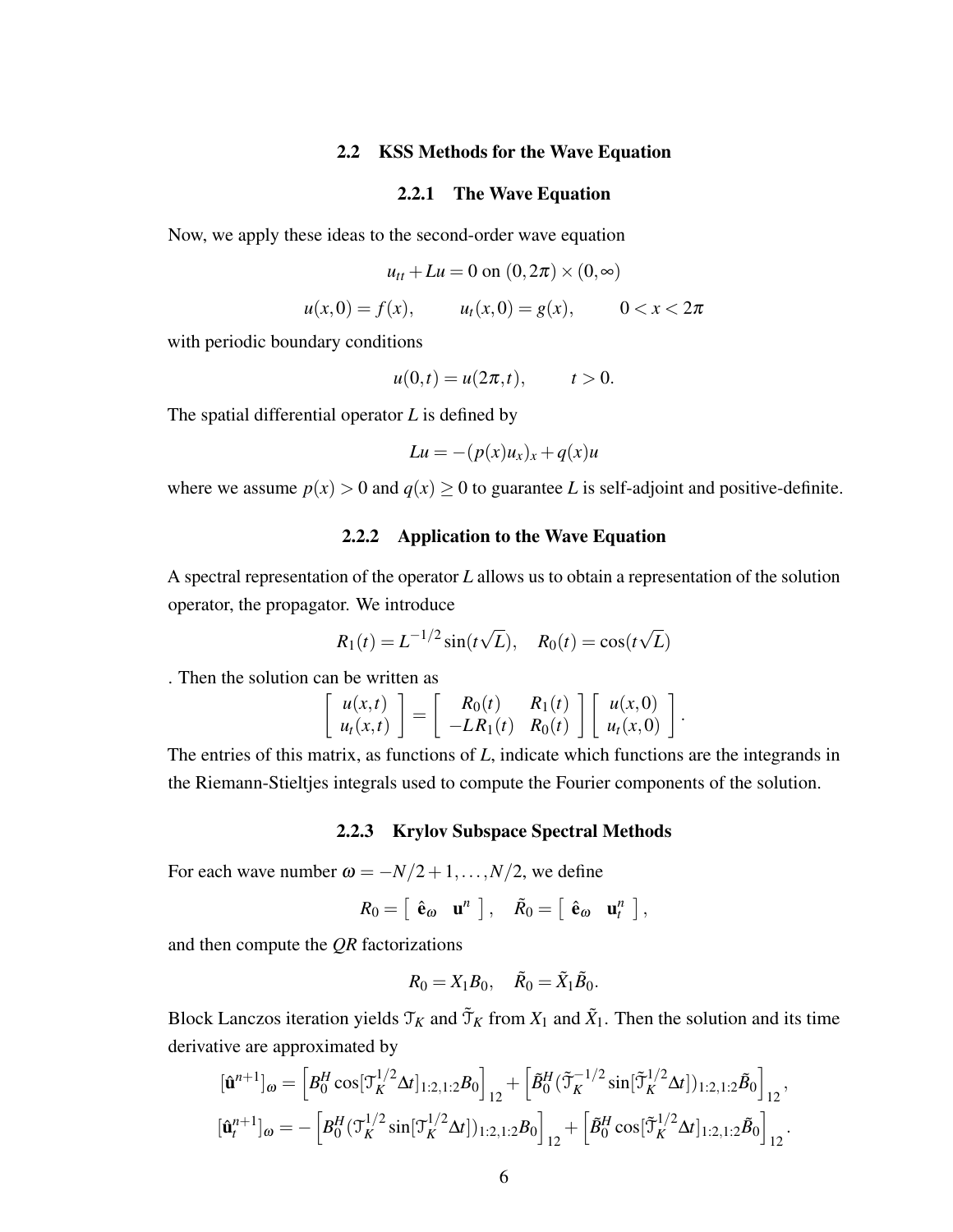## 2.2 KSS Methods for the Wave Equation

### 2.2.1 The Wave Equation

Now, we apply these ideas to the second-order wave equation

$$u_{tt} + Lu = 0 \text{ on } (0, 2\pi) \times (0, \infty)$$

$$u(x,0) = f(x), \qquad u_t(x,0) = g(x), \qquad 0 < x < 2\pi$$

with periodic boundary conditions

$$u(0,t) = u(2\pi, t), \qquad t > 0.$$

The spatial differential operator $L$ is defined by

$$Lu = -(p(x)u_x)_x + q(x)u$$

where we assume $p(x) > 0$ and $q(x) \geq 0$ to guarantee $L$ is self-adjoint and positive-definite.

### 2.2.2 Application to the Wave Equation

A spectral representation of the operator $L$ allows us to obtain a representation of the solution operator, the propagator. We introduce

$$R_1(t) = L^{-1/2} \sin(t\sqrt{L}), \quad R_0(t) = \cos(t\sqrt{L})$$

. Then the solution can be written as

$$\begin{bmatrix} u(x,t) \\ u_t(x,t) \end{bmatrix} = \begin{bmatrix} R_0(t) & R_1(t) \\ -LR_1(t) & R_0(t) \end{bmatrix} \begin{bmatrix} u(x,0) \\ u_t(x,0) \end{bmatrix}.$$

The entries of this matrix, as functions of $L$, indicate which functions are the integrands in the Riemann-Stieltjes integrals used to compute the Fourier components of the solution.

### 2.2.3 Krylov Subspace Spectral Methods

For each wave number $\omega = -N/2+1, \ldots, N/2$, we define

$$R_0 = \begin{bmatrix} \hat{\mathbf{e}}_\omega & \mathbf{u}^n \end{bmatrix}, \quad \tilde{R}_0 = \begin{bmatrix} \hat{\mathbf{e}}_\omega & \mathbf{u}_t^n \end{bmatrix},$$

and then compute the $QR$ factorizations

$$R_0 = X_1 B_0, \quad \tilde{R}_0 = \tilde{X}_1 \tilde{B}_0.$$

Block Lanczos iteration yields $\mathcal{T}_K$ and $\tilde{\mathcal{T}}_K$ from $X_1$ and $\tilde{X}_1$. Then the solution and its time derivative are approximated by

$$[\hat{\mathbf{u}}^{n+1}]_\omega = \left[B_0^H \cos[\mathcal{T}_K^{1/2}\Delta t]_{1:2,1:2} B_0\right]_{12} + \left[\tilde{B}_0^H (\tilde{\mathcal{T}}_K^{-1/2} \sin[\tilde{\mathcal{T}}_K^{1/2}\Delta t])_{1:2,1:2} \tilde{B}_0\right]_{12},$$

$$[\hat{\mathbf{u}}_t^{n+1}]_\omega = -\left[B_0^H (\mathcal{T}_K^{1/2} \sin[\mathcal{T}_K^{1/2}\Delta t])_{1:2,1:2} B_0\right]_{12} + \left[\tilde{B}_0^H \cos[\tilde{\mathcal{T}}_K^{1/2}\Delta t]_{1:2,1:2} \tilde{B}_0\right]_{12}.$$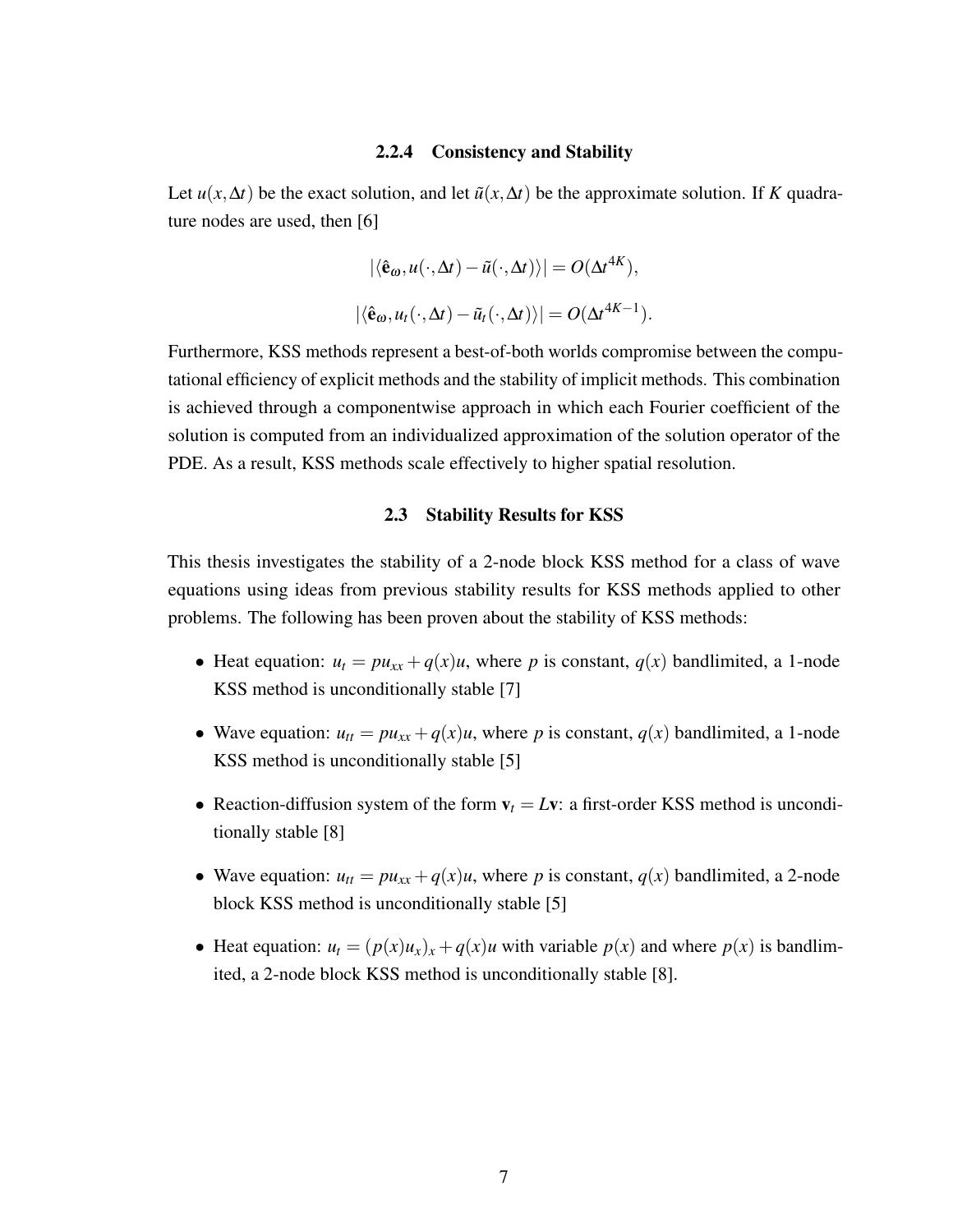### 2.2.4 Consistency and Stability

Let $u(x, \Delta t)$ be the exact solution, and let $\tilde{u}(x, \Delta t)$ be the approximate solution. If $K$ quadrature nodes are used, then [6]

$$|\langle \hat{\mathbf{e}}_\omega, u(\cdot, \Delta t) - \tilde{u}(\cdot, \Delta t)\rangle| = O(\Delta t^{4K}),$$

$$|\langle \hat{\mathbf{e}}_\omega, u_t(\cdot, \Delta t) - \tilde{u}_t(\cdot, \Delta t)\rangle| = O(\Delta t^{4K-1}).$$

Furthermore, KSS methods represent a best-of-both worlds compromise between the computational efficiency of explicit methods and the stability of implicit methods. This combination is achieved through a componentwise approach in which each Fourier coefficient of the solution is computed from an individualized approximation of the solution operator of the PDE. As a result, KSS methods scale effectively to higher spatial resolution.

## 2.3 Stability Results for KSS

This thesis investigates the stability of a 2-node block KSS method for a class of wave equations using ideas from previous stability results for KSS methods applied to other problems. The following has been proven about the stability of KSS methods:

- Heat equation: $u_t = pu_{xx} + q(x)u$, where $p$ is constant, $q(x)$ bandlimited, a 1-node KSS method is unconditionally stable [7]
- Wave equation: $u_{tt} = pu_{xx} + q(x)u$, where $p$ is constant, $q(x)$ bandlimited, a 1-node KSS method is unconditionally stable [5]
- Reaction-diffusion system of the form $\mathbf{v}_t = L\mathbf{v}$: a first-order KSS method is unconditionally stable [8]
- Wave equation: $u_{tt} = pu_{xx} + q(x)u$, where $p$ is constant, $q(x)$ bandlimited, a 2-node block KSS method is unconditionally stable [5]
- Heat equation: $u_t = (p(x)u_x)_x + q(x)u$ with variable $p(x)$ and where $p(x)$ is bandlimited, a 2-node block KSS method is unconditionally stable [8].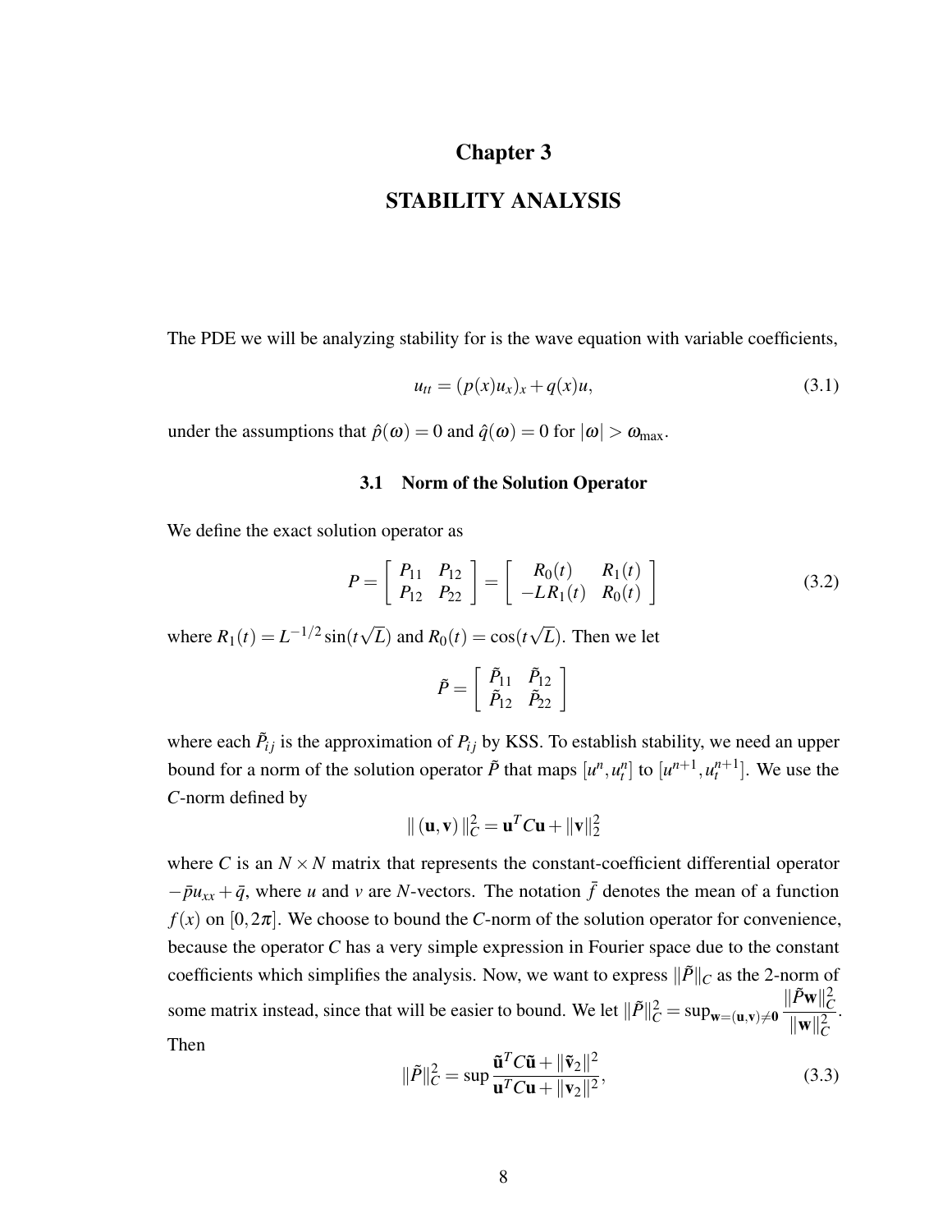# Chapter 3

# STABILITY ANALYSIS

The PDE we will be analyzing stability for is the wave equation with variable coefficients,

$$u_{tt} = (p(x)u_x)_x + q(x)u, \tag{3.1}$$

under the assumptions that $\hat{p}(\omega) = 0$ and $\hat{q}(\omega) = 0$ for $|\omega| > \omega_{\max}$.

### 3.1 Norm of the Solution Operator

We define the exact solution operator as

$$P = \begin{bmatrix} P_{11} & P_{12} \\ P_{12} & P_{22} \end{bmatrix} = \begin{bmatrix} R_0(t) & R_1(t) \\ -LR_1(t) & R_0(t) \end{bmatrix} \tag{3.2}$$

where $R_1(t) = L^{-1/2}\sin(t\sqrt{L})$ and $R_0(t) = \cos(t\sqrt{L})$. Then we let

$$\tilde{P} = \begin{bmatrix} \tilde{P}_{11} & \tilde{P}_{12} \\ \tilde{P}_{12} & \tilde{P}_{22} \end{bmatrix}$$

where each $\tilde{P}_{ij}$ is the approximation of $P_{ij}$ by KSS. To establish stability, we need an upper bound for a norm of the solution operator $\tilde{P}$ that maps $[u^n, u_t^n]$ to $[u^{n+1}, u_t^{n+1}]$. We use the $C$-norm defined by

$$\|(\mathbf{u}, \mathbf{v})\|_C^2 = \mathbf{u}^T C \mathbf{u} + \|\mathbf{v}\|_2^2$$

where $C$ is an $N \times N$ matrix that represents the constant-coefficient differential operator $-\bar{p}u_{xx} + \bar{q}$, where $u$ and $v$ are $N$-vectors. The notation $\bar{f}$ denotes the mean of a function $f(x)$ on $[0, 2\pi]$. We choose to bound the $C$-norm of the solution operator for convenience, because the operator $C$ has a very simple expression in Fourier space due to the constant coefficients which simplifies the analysis. Now, we want to express $\|\tilde{P}\|_C$ as the 2-norm of some matrix instead, since that will be easier to bound. We let $\|\tilde{P}\|_C^2 = \sup_{\mathbf{w}=(\mathbf{u},\mathbf{v})\neq \mathbf{0}} \dfrac{\|\tilde{P}\mathbf{w}\|_C^2}{\|\mathbf{w}\|_C^2}$. Then

$$\|\tilde{P}\|_C^2 = \sup \frac{\tilde{\mathbf{u}}^T C \tilde{\mathbf{u}} + \|\tilde{\mathbf{v}}_2\|^2}{\mathbf{u}^T C \mathbf{u} + \|\mathbf{v}_2\|^2}, \tag{3.3}$$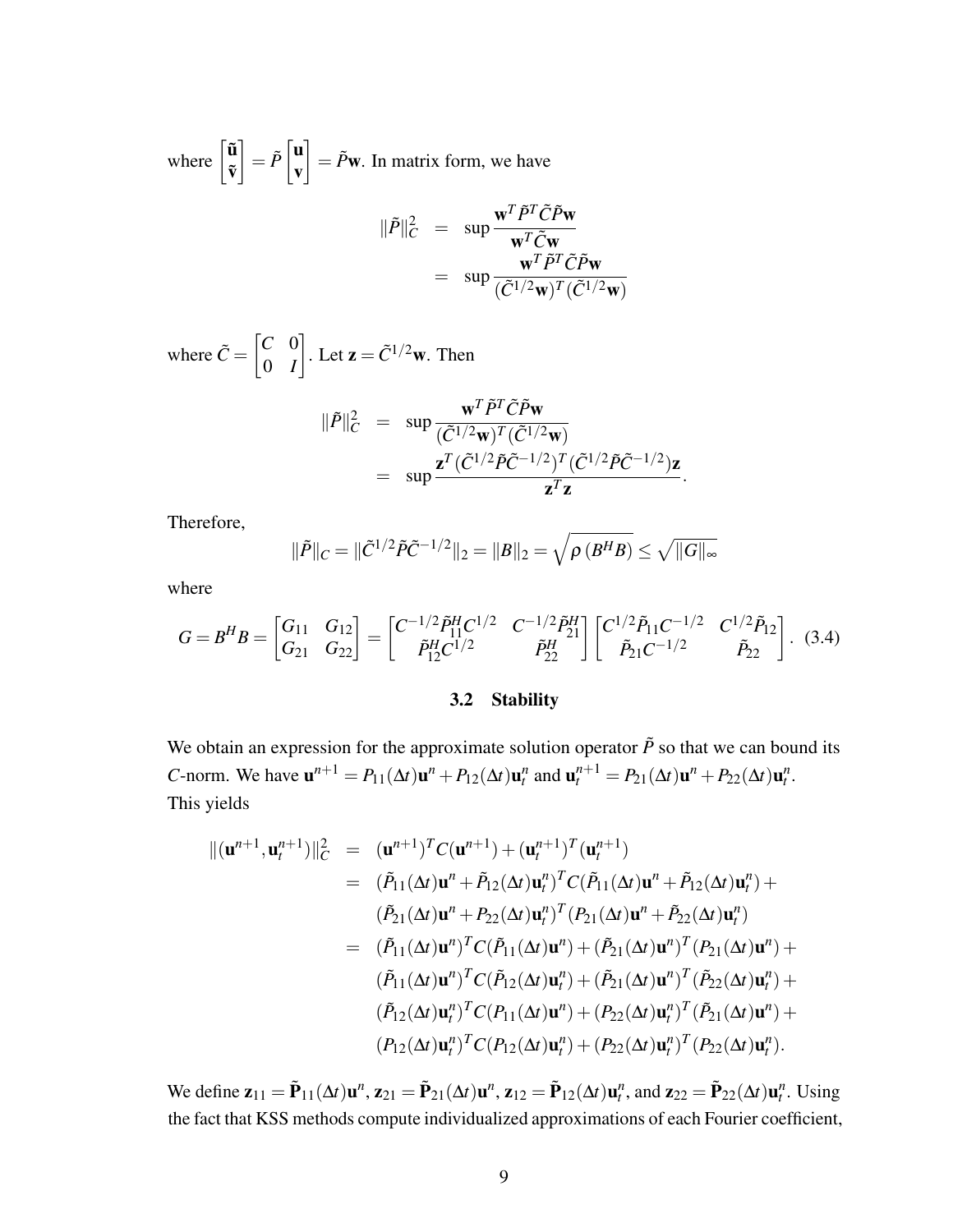where $\begin{bmatrix} \tilde{\mathbf{u}} \\ \tilde{\mathbf{v}} \end{bmatrix} = \tilde{P} \begin{bmatrix} \mathbf{u} \\ \mathbf{v} \end{bmatrix} = \tilde{P}\mathbf{w}$. In matrix form, we have

$$
\begin{aligned}
\|\tilde{P}\|_C^2 &= \sup \frac{\mathbf{w}^T \tilde{P}^T \tilde{C} \tilde{P} \mathbf{w}}{\mathbf{w}^T \tilde{C} \mathbf{w}} \\
&= \sup \frac{\mathbf{w}^T \tilde{P}^T \tilde{C} \tilde{P} \mathbf{w}}{(\tilde{C}^{1/2}\mathbf{w})^T (\tilde{C}^{1/2}\mathbf{w})}
\end{aligned}
$$

where $\tilde{C} = \begin{bmatrix} C & 0 \\ 0 & I \end{bmatrix}$. Let $\mathbf{z} = \tilde{C}^{1/2}\mathbf{w}$. Then

$$
\begin{aligned}
\|\tilde{P}\|_C^2 &= \sup \frac{\mathbf{w}^T \tilde{P}^T \tilde{C} \tilde{P} \mathbf{w}}{(\tilde{C}^{1/2}\mathbf{w})^T (\tilde{C}^{1/2}\mathbf{w})} \\
&= \sup \frac{\mathbf{z}^T (\tilde{C}^{1/2} \tilde{P} \tilde{C}^{-1/2})^T (\tilde{C}^{1/2} \tilde{P} \tilde{C}^{-1/2}) \mathbf{z}}{\mathbf{z}^T \mathbf{z}}.
\end{aligned}
$$

Therefore,

$$
\|\tilde{P}\|_C = \|\tilde{C}^{1/2} \tilde{P} \tilde{C}^{-1/2}\|_2 = \|B\|_2 = \sqrt{\rho\left(B^H B\right)} \leq \sqrt{\|G\|_\infty}
$$

where

$$
G = B^H B = \begin{bmatrix} G_{11} & G_{12} \\ G_{21} & G_{22} \end{bmatrix} = \begin{bmatrix} C^{-1/2} \tilde{P}_{11}^H C^{1/2} & C^{-1/2} \tilde{P}_{21}^H \\ \tilde{P}_{12}^H C^{1/2} & \tilde{P}_{22}^H \end{bmatrix} \begin{bmatrix} C^{1/2} \tilde{P}_{11} C^{-1/2} & C^{1/2} \tilde{P}_{12} \\ \tilde{P}_{21} C^{-1/2} & \tilde{P}_{22} \end{bmatrix}. \quad (3.4)
$$

### 3.2 Stability

We obtain an expression for the approximate solution operator $\tilde{P}$ so that we can bound its $C$-norm. We have $\mathbf{u}^{n+1} = P_{11}(\Delta t)\mathbf{u}^n + P_{12}(\Delta t)\mathbf{u}_t^n$ and $\mathbf{u}_t^{n+1} = P_{21}(\Delta t)\mathbf{u}^n + P_{22}(\Delta t)\mathbf{u}_t^n$. This yields

$$
\begin{aligned}
\|(\mathbf{u}^{n+1}, \mathbf{u}_t^{n+1})\|_C^2 &= (\mathbf{u}^{n+1})^T C (\mathbf{u}^{n+1}) + (\mathbf{u}_t^{n+1})^T (\mathbf{u}_t^{n+1}) \\
&= (\tilde{P}_{11}(\Delta t)\mathbf{u}^n + \tilde{P}_{12}(\Delta t)\mathbf{u}_t^n)^T C (\tilde{P}_{11}(\Delta t)\mathbf{u}^n + \tilde{P}_{12}(\Delta t)\mathbf{u}_t^n) + \\
&\quad (\tilde{P}_{21}(\Delta t)\mathbf{u}^n + P_{22}(\Delta t)\mathbf{u}_t^n)^T (P_{21}(\Delta t)\mathbf{u}^n + \tilde{P}_{22}(\Delta t)\mathbf{u}_t^n) \\
&= (\tilde{P}_{11}(\Delta t)\mathbf{u}^n)^T C (\tilde{P}_{11}(\Delta t)\mathbf{u}^n) + (\tilde{P}_{21}(\Delta t)\mathbf{u}^n)^T (P_{21}(\Delta t)\mathbf{u}^n) + \\
&\quad (\tilde{P}_{11}(\Delta t)\mathbf{u}^n)^T C (\tilde{P}_{12}(\Delta t)\mathbf{u}_t^n) + (\tilde{P}_{21}(\Delta t)\mathbf{u}^n)^T (\tilde{P}_{22}(\Delta t)\mathbf{u}_t^n) + \\
&\quad (\tilde{P}_{12}(\Delta t)\mathbf{u}_t^n)^T C (P_{11}(\Delta t)\mathbf{u}^n) + (P_{22}(\Delta t)\mathbf{u}_t^n)^T (\tilde{P}_{21}(\Delta t)\mathbf{u}^n) + \\
&\quad (P_{12}(\Delta t)\mathbf{u}_t^n)^T C (P_{12}(\Delta t)\mathbf{u}_t^n) + (P_{22}(\Delta t)\mathbf{u}_t^n)^T (P_{22}(\Delta t)\mathbf{u}_t^n).
\end{aligned}
$$

We define $\mathbf{z}_{11} = \tilde{\mathbf{P}}_{11}(\Delta t)\mathbf{u}^n$, $\mathbf{z}_{21} = \tilde{\mathbf{P}}_{21}(\Delta t)\mathbf{u}^n$, $\mathbf{z}_{12} = \tilde{\mathbf{P}}_{12}(\Delta t)\mathbf{u}_t^n$, and $\mathbf{z}_{22} = \tilde{\mathbf{P}}_{22}(\Delta t)\mathbf{u}_t^n$. Using the fact that KSS methods compute individualized approximations of each Fourier coefficient,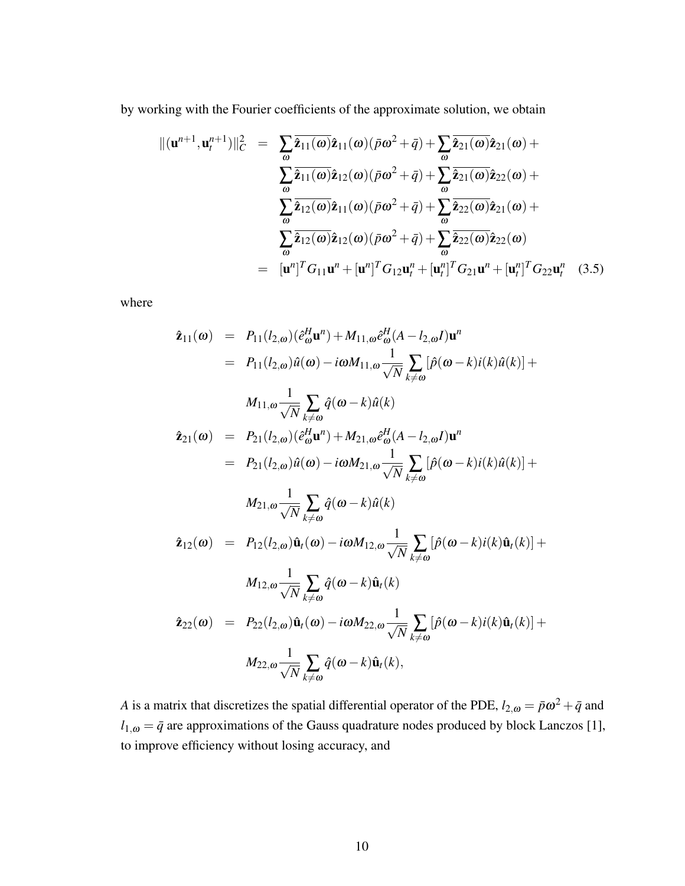by working with the Fourier coefficients of the approximate solution, we obtain

$$
\begin{aligned}
\|(\mathbf{u}^{n+1}, \mathbf{u}_t^{n+1})\|_C^2 &= \sum_\omega \overline{\hat{\mathbf{z}}_{11}(\omega)} \hat{\mathbf{z}}_{11}(\omega)(\bar{p}\omega^2 + \bar{q}) + \sum_\omega \overline{\hat{\mathbf{z}}_{21}(\omega)} \hat{\mathbf{z}}_{21}(\omega) + \\
&\quad \sum_\omega \overline{\hat{\mathbf{z}}_{11}(\omega)} \hat{\mathbf{z}}_{12}(\omega)(\bar{p}\omega^2 + \bar{q}) + \sum_\omega \overline{\hat{\mathbf{z}}_{21}(\omega)} \hat{\mathbf{z}}_{22}(\omega) + \\
&\quad \sum_\omega \overline{\hat{\mathbf{z}}_{12}(\omega)} \hat{\mathbf{z}}_{11}(\omega)(\bar{p}\omega^2 + \bar{q}) + \sum_\omega \overline{\hat{\mathbf{z}}_{22}(\omega)} \hat{\mathbf{z}}_{21}(\omega) + \\
&\quad \sum_\omega \overline{\hat{\mathbf{z}}_{12}(\omega)} \hat{\mathbf{z}}_{12}(\omega)(\bar{p}\omega^2 + \bar{q}) + \sum_\omega \overline{\hat{\mathbf{z}}_{22}(\omega)} \hat{\mathbf{z}}_{22}(\omega) \\
&= [\mathbf{u}^n]^T G_{11} \mathbf{u}^n + [\mathbf{u}^n]^T G_{12} \mathbf{u}_t^n + [\mathbf{u}_t^n]^T G_{21} \mathbf{u}^n + [\mathbf{u}_t^n]^T G_{22} \mathbf{u}_t^n \quad (3.5)
\end{aligned}
$$

where

$$
\begin{aligned}
\hat{\mathbf{z}}_{11}(\omega) &= P_{11}(l_{2,\omega})(\hat{e}_\omega^H \mathbf{u}^n) + M_{11,\omega} \hat{e}_\omega^H (A - l_{2,\omega} I)\mathbf{u}^n \\
&= P_{11}(l_{2,\omega})\hat{u}(\omega) - i\omega M_{11,\omega} \frac{1}{\sqrt{N}} \sum_{k \neq \omega} [\hat{p}(\omega - k) i(k) \hat{u}(k)] + \\
&\quad M_{11,\omega} \frac{1}{\sqrt{N}} \sum_{k \neq \omega} \hat{q}(\omega - k)\hat{u}(k) \\
\hat{\mathbf{z}}_{21}(\omega) &= P_{21}(l_{2,\omega})(\hat{e}_\omega^H \mathbf{u}^n) + M_{21,\omega} \hat{e}_\omega^H (A - l_{2,\omega} I)\mathbf{u}^n \\
&= P_{21}(l_{2,\omega})\hat{u}(\omega) - i\omega M_{21,\omega} \frac{1}{\sqrt{N}} \sum_{k \neq \omega} [\hat{p}(\omega - k) i(k) \hat{u}(k)] + \\
&\quad M_{21,\omega} \frac{1}{\sqrt{N}} \sum_{k \neq \omega} \hat{q}(\omega - k)\hat{u}(k) \\
\hat{\mathbf{z}}_{12}(\omega) &= P_{12}(l_{2,\omega})\hat{\mathbf{u}}_t(\omega) - i\omega M_{12,\omega} \frac{1}{\sqrt{N}} \sum_{k \neq \omega} [\hat{p}(\omega - k) i(k) \hat{\mathbf{u}}_t(k)] + \\
&\quad M_{12,\omega} \frac{1}{\sqrt{N}} \sum_{k \neq \omega} \hat{q}(\omega - k)\hat{\mathbf{u}}_t(k) \\
\hat{\mathbf{z}}_{22}(\omega) &= P_{22}(l_{2,\omega})\hat{\mathbf{u}}_t(\omega) - i\omega M_{22,\omega} \frac{1}{\sqrt{N}} \sum_{k \neq \omega} [\hat{p}(\omega - k) i(k) \hat{\mathbf{u}}_t(k)] + \\
&\quad M_{22,\omega} \frac{1}{\sqrt{N}} \sum_{k \neq \omega} \hat{q}(\omega - k)\hat{\mathbf{u}}_t(k),
\end{aligned}
$$

$A$ is a matrix that discretizes the spatial differential operator of the PDE, $l_{2,\omega} = \bar{p}\omega^2 + \bar{q}$ and $l_{1,\omega} = \bar{q}$ are approximations of the Gauss quadrature nodes produced by block Lanczos [1], to improve efficiency without losing accuracy, and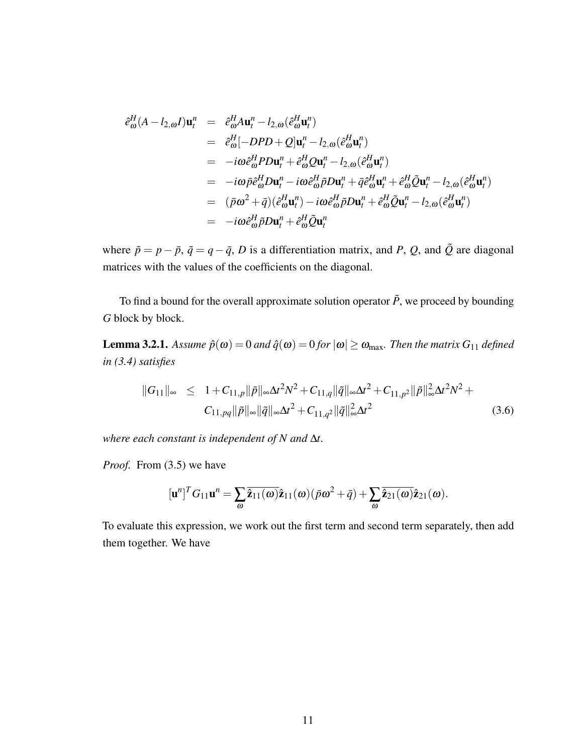$$
\begin{aligned}
\hat{e}_\omega^H(A - l_{2,\omega}I)\mathbf{u}_t^n &= \hat{e}_\omega^H A\mathbf{u}_t^n - l_{2,\omega}(\hat{e}_\omega^H\mathbf{u}_t^n) \\
&= \hat{e}_\omega^H[-DPD + Q]\mathbf{u}_t^n - l_{2,\omega}(\hat{e}_\omega^H\mathbf{u}_t^n) \\
&= -i\omega\hat{e}_\omega^H PD\mathbf{u}_t^n + \hat{e}_\omega^H Q\mathbf{u}_t^n - l_{2,\omega}(\hat{e}_\omega^H\mathbf{u}_t^n) \\
&= -i\omega\bar{p}\hat{e}_\omega^H D\mathbf{u}_t^n - i\omega\hat{e}_\omega^H\tilde{p}D\mathbf{u}_t^n + \bar{q}\hat{e}_\omega^H\mathbf{u}_t^n + \hat{e}_\omega^H\tilde{Q}\mathbf{u}_t^n - l_{2,\omega}(\hat{e}_\omega^H\mathbf{u}_t^n) \\
&= (\bar{p}\omega^2 + \bar{q})(\hat{e}_\omega^H\mathbf{u}_t^n) - i\omega\hat{e}_\omega^H\tilde{p}D\mathbf{u}_t^n + \hat{e}_\omega^H\tilde{Q}\mathbf{u}_t^n - l_{2,\omega}(\hat{e}_\omega^H\mathbf{u}_t^n) \\
&= -i\omega\hat{e}_\omega^H\tilde{p}D\mathbf{u}_t^n + \hat{e}_\omega^H\tilde{Q}\mathbf{u}_t^n
\end{aligned}
$$

where $\tilde{p} = p - \bar{p}$, $\tilde{q} = q - \bar{q}$, $D$ is a differentiation matrix, and $P$, $Q$, and $\tilde{Q}$ are diagonal matrices with the values of the coefficients on the diagonal.

To find a bound for the overall approximate solution operator $\tilde{P}$, we proceed by bounding $G$ block by block.

**Lemma 3.2.1.** *Assume $\hat{p}(\omega) = 0$ and $\hat{q}(\omega) = 0$ for $|\omega| \geq \omega_{\max}$. Then the matrix $G_{11}$ defined in (3.4) satisfies*

$$
\begin{aligned}
\|G_{11}\|_\infty \;\leq\; & 1 + C_{11,p}\|\tilde{p}\|_\infty\Delta t^2 N^2 + C_{11,q}\|\tilde{q}\|_\infty\Delta t^2 + C_{11,p^2}\|\tilde{p}\|_\infty^2\Delta t^2 N^2 + \\
& C_{11,pq}\|\tilde{p}\|_\infty\|\tilde{q}\|_\infty\Delta t^2 + C_{11,q^2}\|\tilde{q}\|_\infty^2\Delta t^2
\end{aligned} \tag{3.6}
$$

*where each constant is independent of $N$ and $\Delta t$.*

*Proof.* From (3.5) we have

$$
[\mathbf{u}^n]^T G_{11}\mathbf{u}^n = \sum_\omega \overline{\hat{\mathbf{z}}_{11}(\omega)}\hat{\mathbf{z}}_{11}(\omega)(\bar{p}\omega^2 + \bar{q}) + \sum_\omega \overline{\hat{\mathbf{z}}_{21}(\omega)}\hat{\mathbf{z}}_{21}(\omega).
$$

To evaluate this expression, we work out the first term and second term separately, then add them together. We have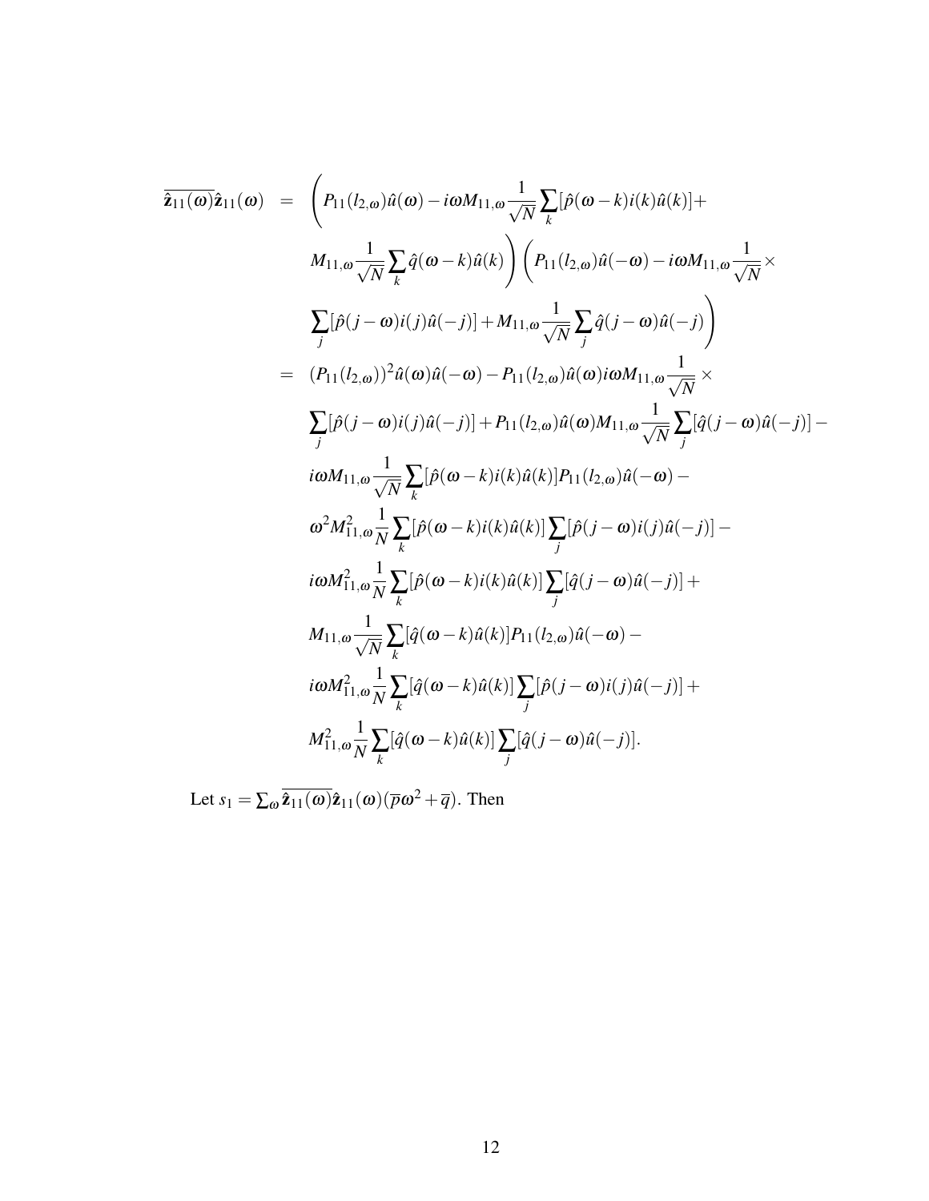$$
\begin{aligned}
\overline{\hat{\mathbf{z}}_{11}(\omega)}\hat{\mathbf{z}}_{11}(\omega) &= \Bigg(P_{11}(l_{2,\omega})\hat{u}(\omega) - i\omega M_{11,\omega}\frac{1}{\sqrt{N}}\sum_k[\hat{p}(\omega-k)i(k)\hat{u}(k)] + \\
&\quad M_{11,\omega}\frac{1}{\sqrt{N}}\sum_k \hat{q}(\omega-k)\hat{u}(k)\Bigg)\Bigg(P_{11}(l_{2,\omega})\hat{u}(-\omega) - i\omega M_{11,\omega}\frac{1}{\sqrt{N}}\times \\
&\quad \sum_j[\hat{p}(j-\omega)i(j)\hat{u}(-j)] + M_{11,\omega}\frac{1}{\sqrt{N}}\sum_j \hat{q}(j-\omega)\hat{u}(-j)\Bigg) \\
&= (P_{11}(l_{2,\omega}))^2\hat{u}(\omega)\hat{u}(-\omega) - P_{11}(l_{2,\omega})\hat{u}(\omega)i\omega M_{11,\omega}\frac{1}{\sqrt{N}}\times \\
&\quad \sum_j[\hat{p}(j-\omega)i(j)\hat{u}(-j)] + P_{11}(l_{2,\omega})\hat{u}(\omega)M_{11,\omega}\frac{1}{\sqrt{N}}\sum_j[\hat{q}(j-\omega)\hat{u}(-j)] - \\
&\quad i\omega M_{11,\omega}\frac{1}{\sqrt{N}}\sum_k[\hat{p}(\omega-k)i(k)\hat{u}(k)]P_{11}(l_{2,\omega})\hat{u}(-\omega) - \\
&\quad \omega^2 M_{11,\omega}^2\frac{1}{N}\sum_k[\hat{p}(\omega-k)i(k)\hat{u}(k)]\sum_j[\hat{p}(j-\omega)i(j)\hat{u}(-j)] - \\
&\quad i\omega M_{11,\omega}^2\frac{1}{N}\sum_k[\hat{p}(\omega-k)i(k)\hat{u}(k)]\sum_j[\hat{q}(j-\omega)\hat{u}(-j)] + \\
&\quad M_{11,\omega}\frac{1}{\sqrt{N}}\sum_k[\hat{q}(\omega-k)\hat{u}(k)]P_{11}(l_{2,\omega})\hat{u}(-\omega) - \\
&\quad i\omega M_{11,\omega}^2\frac{1}{N}\sum_k[\hat{q}(\omega-k)\hat{u}(k)]\sum_j[\hat{p}(j-\omega)i(j)\hat{u}(-j)] + \\
&\quad M_{11,\omega}^2\frac{1}{N}\sum_k[\hat{q}(\omega-k)\hat{u}(k)]\sum_j[\hat{q}(j-\omega)\hat{u}(-j)].
\end{aligned}
$$

Let $s_1 = \sum_\omega \overline{\hat{\mathbf{z}}_{11}(\omega)}\hat{\mathbf{z}}_{11}(\omega)(\overline{p}\omega^2 + \overline{q})$. Then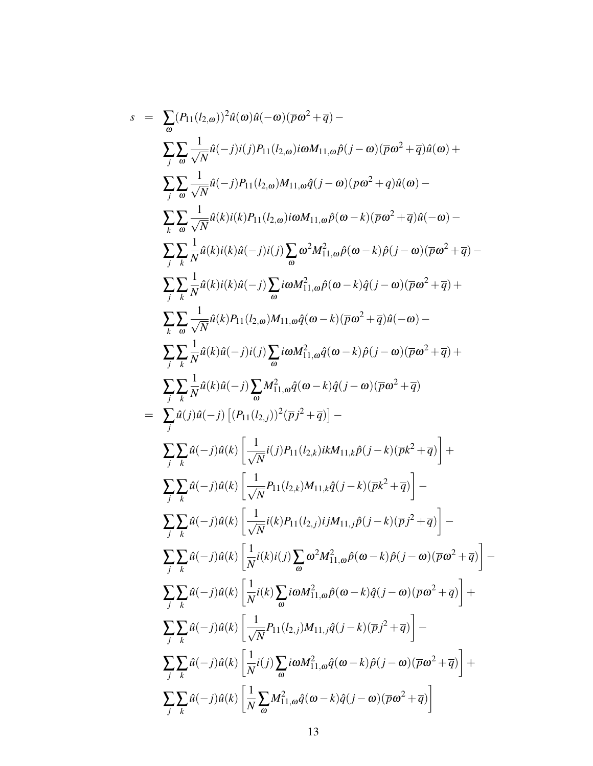$$
\begin{aligned}
s \;=\;& \sum_{\omega} (P_{11}(l_{2,\omega}))^2 \hat{u}(\omega)\hat{u}(-\omega)(\overline{p}\omega^2+\overline{q}) - \\
& \sum_j \sum_{\omega} \frac{1}{\sqrt{N}} \hat{u}(-j) i(j) P_{11}(l_{2,\omega}) i\omega M_{11,\omega} \hat{p}(j-\omega)(\overline{p}\omega^2+\overline{q})\hat{u}(\omega) + \\
& \sum_j \sum_{\omega} \frac{1}{\sqrt{N}} \hat{u}(-j) P_{11}(l_{2,\omega}) M_{11,\omega} \hat{q}(j-\omega)(\overline{p}\omega^2+\overline{q})\hat{u}(\omega) - \\
& \sum_k \sum_{\omega} \frac{1}{\sqrt{N}} \hat{u}(k) i(k) P_{11}(l_{2,\omega}) i\omega M_{11,\omega} \hat{p}(\omega-k)(\overline{p}\omega^2+\overline{q})\hat{u}(-\omega) - \\
& \sum_j \sum_k \frac{1}{N} \hat{u}(k) i(k) \hat{u}(-j) i(j) \sum_{\omega} \omega^2 M_{11,\omega}^2 \hat{p}(\omega-k)\hat{p}(j-\omega)(\overline{p}\omega^2+\overline{q}) - \\
& \sum_j \sum_k \frac{1}{N} \hat{u}(k) i(k) \hat{u}(-j) \sum_{\omega} i\omega M_{11,\omega}^2 \hat{p}(\omega-k)\hat{q}(j-\omega)(\overline{p}\omega^2+\overline{q}) + \\
& \sum_k \sum_{\omega} \frac{1}{\sqrt{N}} \hat{u}(k) P_{11}(l_{2,\omega}) M_{11,\omega} \hat{q}(\omega-k)(\overline{p}\omega^2+\overline{q})\hat{u}(-\omega) - \\
& \sum_j \sum_k \frac{1}{N} \hat{u}(k)\hat{u}(-j) i(j) \sum_{\omega} i\omega M_{11,\omega}^2 \hat{q}(\omega-k)\hat{p}(j-\omega)(\overline{p}\omega^2+\overline{q}) + \\
& \sum_j \sum_k \frac{1}{N} \hat{u}(k)\hat{u}(-j) \sum_{\omega} M_{11,\omega}^2 \hat{q}(\omega-k)\hat{q}(j-\omega)(\overline{p}\omega^2+\overline{q}) \\
=\;& \sum_j \hat{u}(j)\hat{u}(-j)\left[(P_{11}(l_{2,j}))^2(\overline{p}j^2+\overline{q})\right] - \\
& \sum_j \sum_k \hat{u}(-j)\hat{u}(k)\left[\frac{1}{\sqrt{N}} i(j) P_{11}(l_{2,k}) ik M_{11,k} \hat{p}(j-k)(\overline{p}k^2+\overline{q})\right] + \\
& \sum_j \sum_k \hat{u}(-j)\hat{u}(k)\left[\frac{1}{\sqrt{N}} P_{11}(l_{2,k}) M_{11,k} \hat{q}(j-k)(\overline{p}k^2+\overline{q})\right] - \\
& \sum_j \sum_k \hat{u}(-j)\hat{u}(k)\left[\frac{1}{\sqrt{N}} i(k) P_{11}(l_{2,j}) ij M_{11,j} \hat{p}(j-k)(\overline{p}j^2+\overline{q})\right] - \\
& \sum_j \sum_k \hat{u}(-j)\hat{u}(k)\left[\frac{1}{N} i(k) i(j) \sum_{\omega} \omega^2 M_{11,\omega}^2 \hat{p}(\omega-k)\hat{p}(j-\omega)(\overline{p}\omega^2+\overline{q})\right] - \\
& \sum_j \sum_k \hat{u}(-j)\hat{u}(k)\left[\frac{1}{N} i(k) \sum_{\omega} i\omega M_{11,\omega}^2 \hat{p}(\omega-k)\hat{q}(j-\omega)(\overline{p}\omega^2+\overline{q})\right] + \\
& \sum_j \sum_k \hat{u}(-j)\hat{u}(k)\left[\frac{1}{\sqrt{N}} P_{11}(l_{2,j}) M_{11,j} \hat{q}(j-k)(\overline{p}j^2+\overline{q})\right] - \\
& \sum_j \sum_k \hat{u}(-j)\hat{u}(k)\left[\frac{1}{N} i(j) \sum_{\omega} i\omega M_{11,\omega}^2 \hat{q}(\omega-k)\hat{p}(j-\omega)(\overline{p}\omega^2+\overline{q})\right] + \\
& \sum_j \sum_k \hat{u}(-j)\hat{u}(k)\left[\frac{1}{N} \sum_{\omega} M_{11,\omega}^2 \hat{q}(\omega-k)\hat{q}(j-\omega)(\overline{p}\omega^2+\overline{q})\right]
\end{aligned}
$$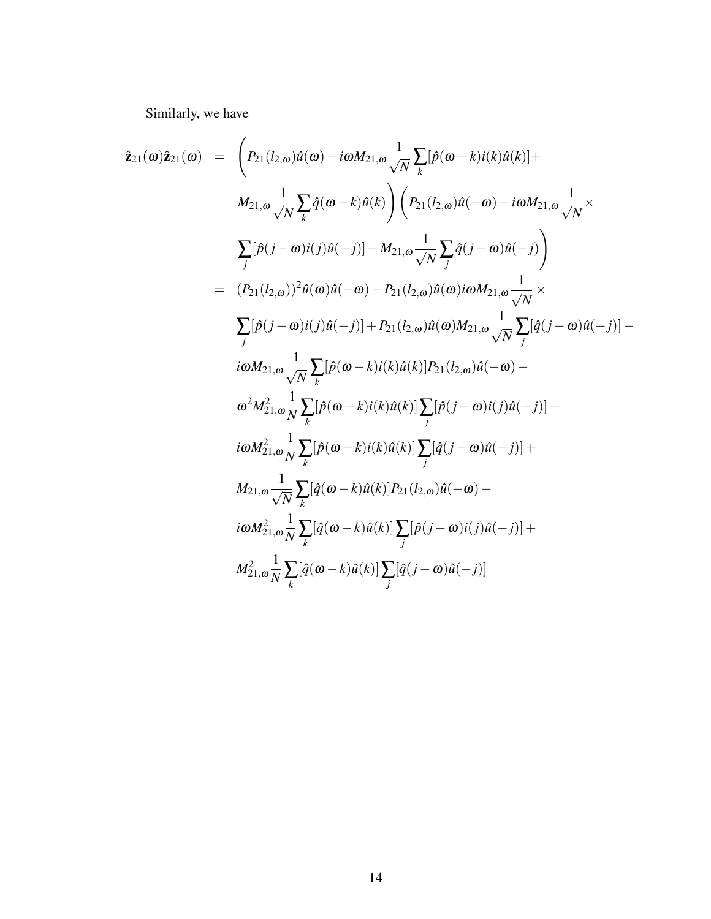Similarly, we have

$$
\begin{aligned}
\overline{\hat{\mathbf{z}}_{21}(\omega)}\hat{\mathbf{z}}_{21}(\omega) \;=\;& \Bigg(P_{21}(l_{2,\omega})\hat{u}(\omega) - i\omega M_{21,\omega}\frac{1}{\sqrt{N}}\sum_k[\hat{p}(\omega-k)i(k)\hat{u}(k)] + \\
& M_{21,\omega}\frac{1}{\sqrt{N}}\sum_k \hat{q}(\omega-k)\hat{u}(k)\Bigg)\Bigg(P_{21}(l_{2,\omega})\hat{u}(-\omega) - i\omega M_{21,\omega}\frac{1}{\sqrt{N}}\times \\
& \sum_j[\hat{p}(j-\omega)i(j)\hat{u}(-j)] + M_{21,\omega}\frac{1}{\sqrt{N}}\sum_j \hat{q}(j-\omega)\hat{u}(-j)\Bigg) \\
=\;& (P_{21}(l_{2,\omega}))^2\hat{u}(\omega)\hat{u}(-\omega) - P_{21}(l_{2,\omega})\hat{u}(\omega)i\omega M_{21,\omega}\frac{1}{\sqrt{N}}\times \\
& \sum_j[\hat{p}(j-\omega)i(j)\hat{u}(-j)] + P_{21}(l_{2,\omega})\hat{u}(\omega)M_{21,\omega}\frac{1}{\sqrt{N}}\sum_j[\hat{q}(j-\omega)\hat{u}(-j)] - \\
& i\omega M_{21,\omega}\frac{1}{\sqrt{N}}\sum_k[\hat{p}(\omega-k)i(k)\hat{u}(k)]P_{21}(l_{2,\omega})\hat{u}(-\omega) - \\
& \omega^2 M_{21,\omega}^2\frac{1}{N}\sum_k[\hat{p}(\omega-k)i(k)\hat{u}(k)]\sum_j[\hat{p}(j-\omega)i(j)\hat{u}(-j)] - \\
& i\omega M_{21,\omega}^2\frac{1}{N}\sum_k[\hat{p}(\omega-k)i(k)\hat{u}(k)]\sum_j[\hat{q}(j-\omega)\hat{u}(-j)] + \\
& M_{21,\omega}\frac{1}{\sqrt{N}}\sum_k[\hat{q}(\omega-k)\hat{u}(k)]P_{21}(l_{2,\omega})\hat{u}(-\omega) - \\
& i\omega M_{21,\omega}^2\frac{1}{N}\sum_k[\hat{q}(\omega-k)\hat{u}(k)]\sum_j[\hat{p}(j-\omega)i(j)\hat{u}(-j)] + \\
& M_{21,\omega}^2\frac{1}{N}\sum_k[\hat{q}(\omega-k)\hat{u}(k)]\sum_j[\hat{q}(j-\omega)\hat{u}(-j)]
\end{aligned}
$$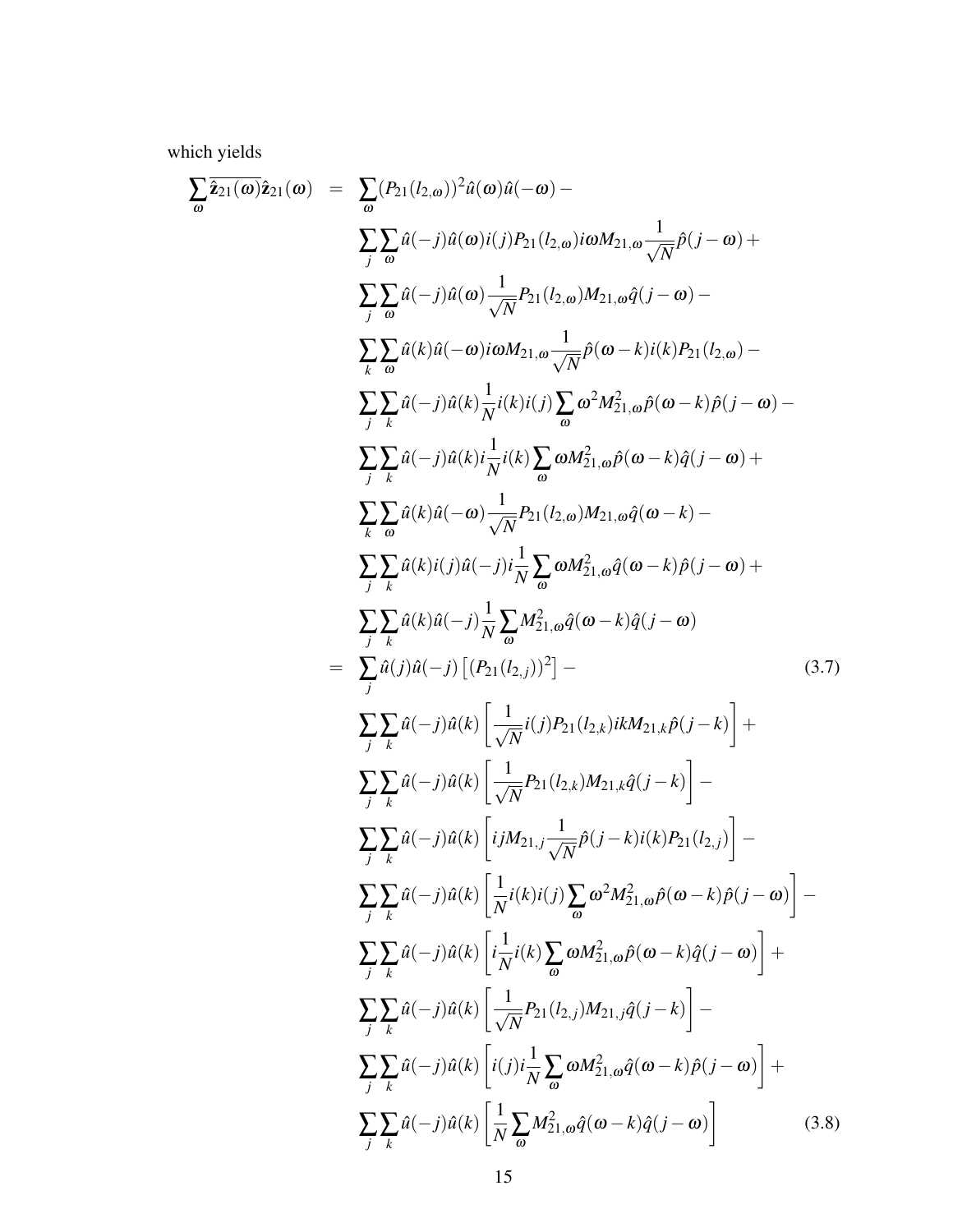which yields

$$
\begin{aligned}
\sum_{\omega}\overline{\hat{\mathbf{z}}_{21}(\omega)}\hat{\mathbf{z}}_{21}(\omega) \;=\; & \sum_{\omega}(P_{21}(l_{2,\omega}))^2\hat{u}(\omega)\hat{u}(-\omega) - \\
& \sum_{j}\sum_{\omega}\hat{u}(-j)\hat{u}(\omega)i(j)P_{21}(l_{2,\omega})i\omega M_{21,\omega}\frac{1}{\sqrt{N}}\hat{p}(j-\omega) + \\
& \sum_{j}\sum_{\omega}\hat{u}(-j)\hat{u}(\omega)\frac{1}{\sqrt{N}}P_{21}(l_{2,\omega})M_{21,\omega}\hat{q}(j-\omega) - \\
& \sum_{k}\sum_{\omega}\hat{u}(k)\hat{u}(-\omega)i\omega M_{21,\omega}\frac{1}{\sqrt{N}}\hat{p}(\omega-k)i(k)P_{21}(l_{2,\omega}) - \\
& \sum_{j}\sum_{k}\hat{u}(-j)\hat{u}(k)\frac{1}{N}i(k)i(j)\sum_{\omega}\omega^2M_{21,\omega}^2\hat{p}(\omega-k)\hat{p}(j-\omega) - \\
& \sum_{j}\sum_{k}\hat{u}(-j)\hat{u}(k)i\frac{1}{N}i(k)\sum_{\omega}\omega M_{21,\omega}^2\hat{p}(\omega-k)\hat{q}(j-\omega) + \\
& \sum_{k}\sum_{\omega}\hat{u}(k)\hat{u}(-\omega)\frac{1}{\sqrt{N}}P_{21}(l_{2,\omega})M_{21,\omega}\hat{q}(\omega-k) - \\
& \sum_{j}\sum_{k}\hat{u}(k)i(j)\hat{u}(-j)i\frac{1}{N}\sum_{\omega}\omega M_{21,\omega}^2\hat{q}(\omega-k)\hat{p}(j-\omega) + \\
& \sum_{j}\sum_{k}\hat{u}(k)\hat{u}(-j)\frac{1}{N}\sum_{\omega}M_{21,\omega}^2\hat{q}(\omega-k)\hat{q}(j-\omega) \\
= \; & \sum_{j}\hat{u}(j)\hat{u}(-j)\left[(P_{21}(l_{2,j}))^2\right] - \qquad (3.7) \\
& \sum_{j}\sum_{k}\hat{u}(-j)\hat{u}(k)\left[\frac{1}{\sqrt{N}}i(j)P_{21}(l_{2,k})ikM_{21,k}\hat{p}(j-k)\right] + \\
& \sum_{j}\sum_{k}\hat{u}(-j)\hat{u}(k)\left[\frac{1}{\sqrt{N}}P_{21}(l_{2,k})M_{21,k}\hat{q}(j-k)\right] - \\
& \sum_{j}\sum_{k}\hat{u}(-j)\hat{u}(k)\left[ijM_{21,j}\frac{1}{\sqrt{N}}\hat{p}(j-k)i(k)P_{21}(l_{2,j})\right] - \\
& \sum_{j}\sum_{k}\hat{u}(-j)\hat{u}(k)\left[\frac{1}{N}i(k)i(j)\sum_{\omega}\omega^2M_{21,\omega}^2\hat{p}(\omega-k)\hat{p}(j-\omega)\right] - \\
& \sum_{j}\sum_{k}\hat{u}(-j)\hat{u}(k)\left[i\frac{1}{N}i(k)\sum_{\omega}\omega M_{21,\omega}^2\hat{p}(\omega-k)\hat{q}(j-\omega)\right] + \\
& \sum_{j}\sum_{k}\hat{u}(-j)\hat{u}(k)\left[\frac{1}{\sqrt{N}}P_{21}(l_{2,j})M_{21,j}\hat{q}(j-k)\right] - \\
& \sum_{j}\sum_{k}\hat{u}(-j)\hat{u}(k)\left[i(j)i\frac{1}{N}\sum_{\omega}\omega M_{21,\omega}^2\hat{q}(\omega-k)\hat{p}(j-\omega)\right] + \\
& \sum_{j}\sum_{k}\hat{u}(-j)\hat{u}(k)\left[\frac{1}{N}\sum_{\omega}M_{21,\omega}^2\hat{q}(\omega-k)\hat{q}(j-\omega)\right] \qquad (3.8)
\end{aligned}
$$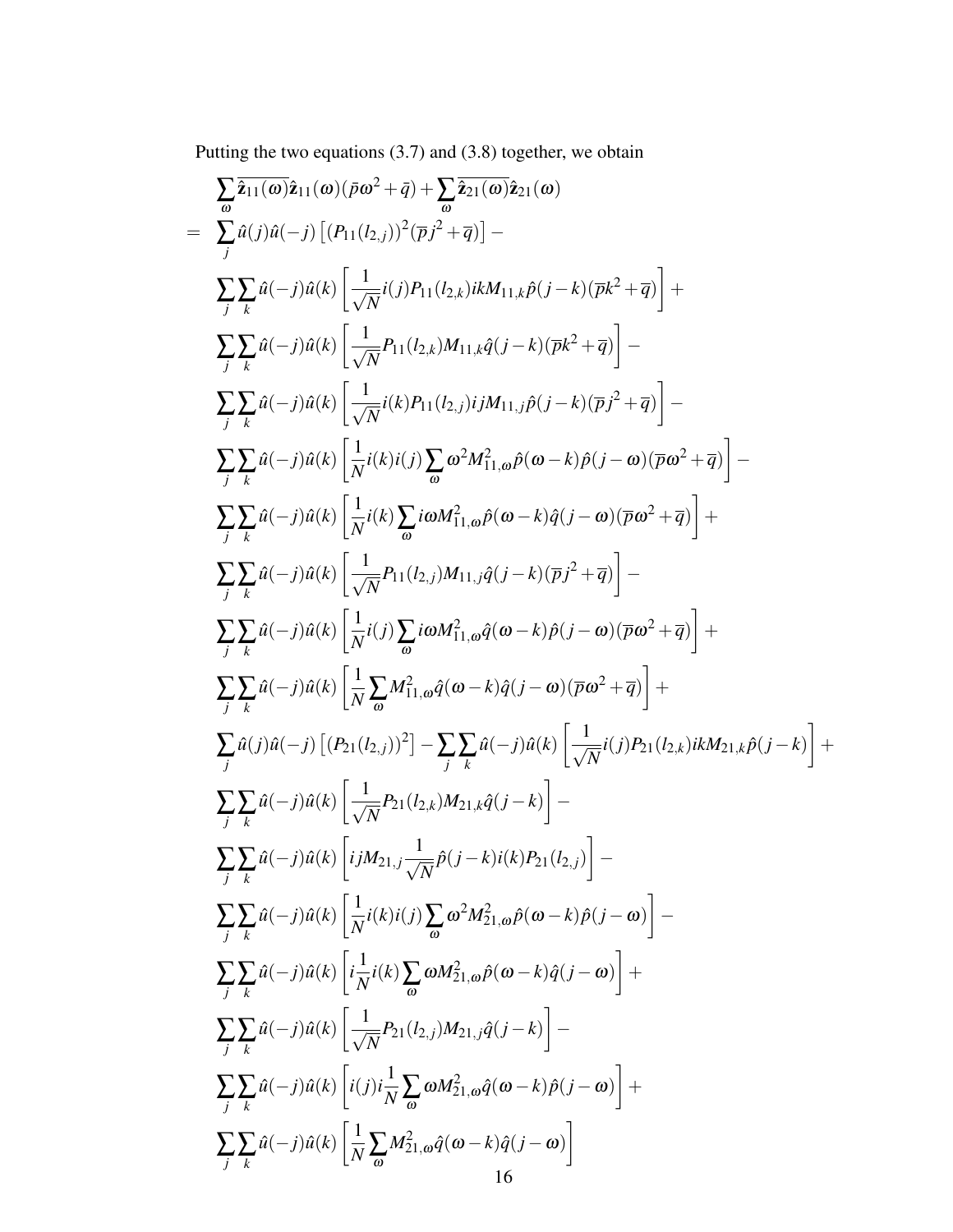Putting the two equations (3.7) and (3.8) together, we obtain

$$
\begin{aligned}
& \sum_{\omega} \overline{\hat{\mathbf{z}}_{11}(\omega)} \hat{\mathbf{z}}_{11}(\omega)(\bar{p}\omega^2 + \bar{q}) + \sum_{\omega} \overline{\hat{\mathbf{z}}_{21}(\omega)} \hat{\mathbf{z}}_{21}(\omega) \\
= \; & \sum_{j} \hat{u}(j)\hat{u}(-j)\left[(P_{11}(l_{2,j}))^2(\overline{p}j^2 + \overline{q})\right] - \\
& \sum_{j}\sum_{k} \hat{u}(-j)\hat{u}(k)\left[\frac{1}{\sqrt{N}} i(j) P_{11}(l_{2,k}) ik M_{11,k} \hat{p}(j-k)(\overline{p}k^2 + \overline{q})\right] + \\
& \sum_{j}\sum_{k} \hat{u}(-j)\hat{u}(k)\left[\frac{1}{\sqrt{N}} P_{11}(l_{2,k}) M_{11,k} \hat{q}(j-k)(\overline{p}k^2 + \overline{q})\right] - \\
& \sum_{j}\sum_{k} \hat{u}(-j)\hat{u}(k)\left[\frac{1}{\sqrt{N}} i(k) P_{11}(l_{2,j}) ij M_{11,j} \hat{p}(j-k)(\overline{p}j^2 + \overline{q})\right] - \\
& \sum_{j}\sum_{k} \hat{u}(-j)\hat{u}(k)\left[\frac{1}{N} i(k) i(j) \sum_{\omega} \omega^2 M_{11,\omega}^2 \hat{p}(\omega-k)\hat{p}(j-\omega)(\overline{p}\omega^2 + \overline{q})\right] - \\
& \sum_{j}\sum_{k} \hat{u}(-j)\hat{u}(k)\left[\frac{1}{N} i(k) \sum_{\omega} i\omega M_{11,\omega}^2 \hat{p}(\omega-k)\hat{q}(j-\omega)(\overline{p}\omega^2 + \overline{q})\right] + \\
& \sum_{j}\sum_{k} \hat{u}(-j)\hat{u}(k)\left[\frac{1}{\sqrt{N}} P_{11}(l_{2,j}) M_{11,j} \hat{q}(j-k)(\overline{p}j^2 + \overline{q})\right] - \\
& \sum_{j}\sum_{k} \hat{u}(-j)\hat{u}(k)\left[\frac{1}{N} i(j) \sum_{\omega} i\omega M_{11,\omega}^2 \hat{q}(\omega-k)\hat{p}(j-\omega)(\overline{p}\omega^2 + \overline{q})\right] + \\
& \sum_{j}\sum_{k} \hat{u}(-j)\hat{u}(k)\left[\frac{1}{N} \sum_{\omega} M_{11,\omega}^2 \hat{q}(\omega-k)\hat{q}(j-\omega)(\overline{p}\omega^2 + \overline{q})\right] + \\
& \sum_{j} \hat{u}(j)\hat{u}(-j)\left[(P_{21}(l_{2,j}))^2\right] - \sum_{j}\sum_{k} \hat{u}(-j)\hat{u}(k)\left[\frac{1}{\sqrt{N}} i(j) P_{21}(l_{2,k}) ik M_{21,k} \hat{p}(j-k)\right] + \\
& \sum_{j}\sum_{k} \hat{u}(-j)\hat{u}(k)\left[\frac{1}{\sqrt{N}} P_{21}(l_{2,k}) M_{21,k} \hat{q}(j-k)\right] - \\
& \sum_{j}\sum_{k} \hat{u}(-j)\hat{u}(k)\left[ij M_{21,j} \frac{1}{\sqrt{N}} \hat{p}(j-k) i(k) P_{21}(l_{2,j})\right] - \\
& \sum_{j}\sum_{k} \hat{u}(-j)\hat{u}(k)\left[\frac{1}{N} i(k) i(j) \sum_{\omega} \omega^2 M_{21,\omega}^2 \hat{p}(\omega-k)\hat{p}(j-\omega)\right] - \\
& \sum_{j}\sum_{k} \hat{u}(-j)\hat{u}(k)\left[i\frac{1}{N} i(k) \sum_{\omega} \omega M_{21,\omega}^2 \hat{p}(\omega-k)\hat{q}(j-\omega)\right] + \\
& \sum_{j}\sum_{k} \hat{u}(-j)\hat{u}(k)\left[\frac{1}{\sqrt{N}} P_{21}(l_{2,j}) M_{21,j} \hat{q}(j-k)\right] - \\
& \sum_{j}\sum_{k} \hat{u}(-j)\hat{u}(k)\left[i(j) i\frac{1}{N} \sum_{\omega} \omega M_{21,\omega}^2 \hat{q}(\omega-k)\hat{p}(j-\omega)\right] + \\
& \sum_{j}\sum_{k} \hat{u}(-j)\hat{u}(k)\left[\frac{1}{N} \sum_{\omega} M_{21,\omega}^2 \hat{q}(\omega-k)\hat{q}(j-\omega)\right]
\end{aligned}
$$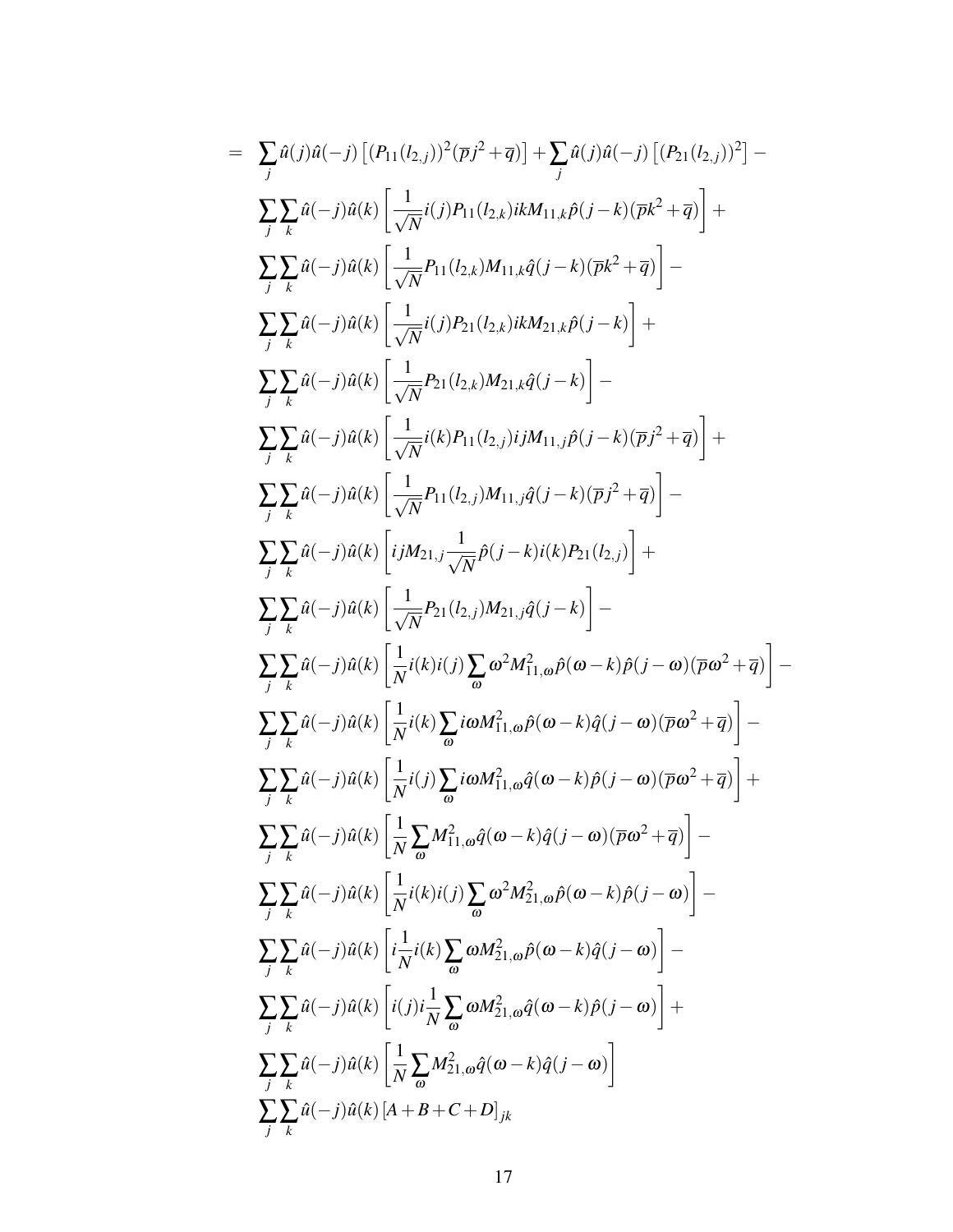$$
\begin{aligned}
= \;& \sum_j \hat{u}(j)\hat{u}(-j)\left[(P_{11}(l_{2,j}))^2(\overline{p}j^2+\overline{q})\right] + \sum_j \hat{u}(j)\hat{u}(-j)\left[(P_{21}(l_{2,j}))^2\right] - \\
& \sum_j\sum_k \hat{u}(-j)\hat{u}(k)\left[\frac{1}{\sqrt{N}}i(j)P_{11}(l_{2,k})ikM_{11,k}\hat{p}(j-k)(\overline{p}k^2+\overline{q})\right] + \\
& \sum_j\sum_k \hat{u}(-j)\hat{u}(k)\left[\frac{1}{\sqrt{N}}P_{11}(l_{2,k})M_{11,k}\hat{q}(j-k)(\overline{p}k^2+\overline{q})\right] - \\
& \sum_j\sum_k \hat{u}(-j)\hat{u}(k)\left[\frac{1}{\sqrt{N}}i(j)P_{21}(l_{2,k})ikM_{21,k}\hat{p}(j-k)\right] + \\
& \sum_j\sum_k \hat{u}(-j)\hat{u}(k)\left[\frac{1}{\sqrt{N}}P_{21}(l_{2,k})M_{21,k}\hat{q}(j-k)\right] - \\
& \sum_j\sum_k \hat{u}(-j)\hat{u}(k)\left[\frac{1}{\sqrt{N}}i(k)P_{11}(l_{2,j})ijM_{11,j}\hat{p}(j-k)(\overline{p}j^2+\overline{q})\right] + \\
& \sum_j\sum_k \hat{u}(-j)\hat{u}(k)\left[\frac{1}{\sqrt{N}}P_{11}(l_{2,j})M_{11,j}\hat{q}(j-k)(\overline{p}j^2+\overline{q})\right] - \\
& \sum_j\sum_k \hat{u}(-j)\hat{u}(k)\left[ijM_{21,j}\frac{1}{\sqrt{N}}\hat{p}(j-k)i(k)P_{21}(l_{2,j})\right] + \\
& \sum_j\sum_k \hat{u}(-j)\hat{u}(k)\left[\frac{1}{\sqrt{N}}P_{21}(l_{2,j})M_{21,j}\hat{q}(j-k)\right] - \\
& \sum_j\sum_k \hat{u}(-j)\hat{u}(k)\left[\frac{1}{N}i(k)i(j)\sum_\omega \omega^2M_{11,\omega}^2\hat{p}(\omega-k)\hat{p}(j-\omega)(\overline{p}\omega^2+\overline{q})\right] - \\
& \sum_j\sum_k \hat{u}(-j)\hat{u}(k)\left[\frac{1}{N}i(k)\sum_\omega i\omega M_{11,\omega}^2\hat{p}(\omega-k)\hat{q}(j-\omega)(\overline{p}\omega^2+\overline{q})\right] - \\
& \sum_j\sum_k \hat{u}(-j)\hat{u}(k)\left[\frac{1}{N}i(j)\sum_\omega i\omega M_{11,\omega}^2\hat{q}(\omega-k)\hat{p}(j-\omega)(\overline{p}\omega^2+\overline{q})\right] + \\
& \sum_j\sum_k \hat{u}(-j)\hat{u}(k)\left[\frac{1}{N}\sum_\omega M_{11,\omega}^2\hat{q}(\omega-k)\hat{q}(j-\omega)(\overline{p}\omega^2+\overline{q})\right] - \\
& \sum_j\sum_k \hat{u}(-j)\hat{u}(k)\left[\frac{1}{N}i(k)i(j)\sum_\omega \omega^2M_{21,\omega}^2\hat{p}(\omega-k)\hat{p}(j-\omega)\right] - \\
& \sum_j\sum_k \hat{u}(-j)\hat{u}(k)\left[i\frac{1}{N}i(k)\sum_\omega \omega M_{21,\omega}^2\hat{p}(\omega-k)\hat{q}(j-\omega)\right] - \\
& \sum_j\sum_k \hat{u}(-j)\hat{u}(k)\left[i(j)i\frac{1}{N}\sum_\omega \omega M_{21,\omega}^2\hat{q}(\omega-k)\hat{p}(j-\omega)\right] + \\
& \sum_j\sum_k \hat{u}(-j)\hat{u}(k)\left[\frac{1}{N}\sum_\omega M_{21,\omega}^2\hat{q}(\omega-k)\hat{q}(j-\omega)\right] \\
& \sum_j\sum_k \hat{u}(-j)\hat{u}(k)\left[A+B+C+D\right]_{jk}
\end{aligned}
$$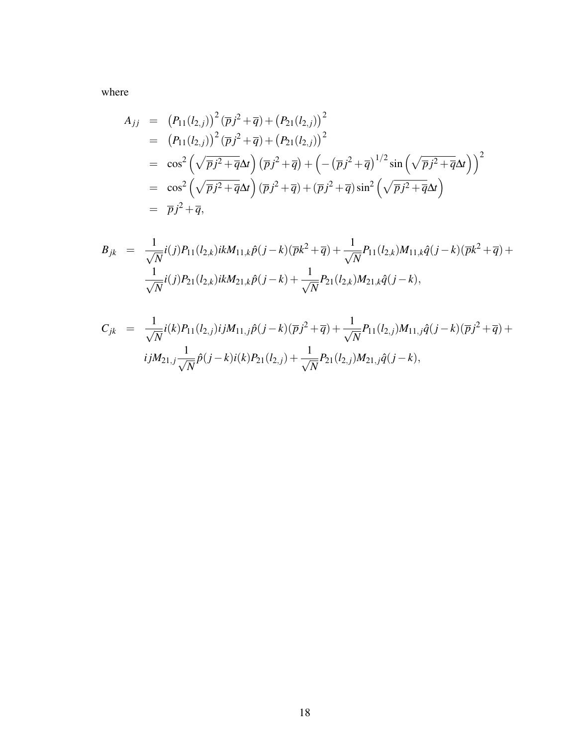where

$$
\begin{aligned}
A_{jj} &= \left(P_{11}(l_{2,j})\right)^2(\overline{p}j^2+\overline{q}) + \left(P_{21}(l_{2,j})\right)^2 \\
&= \left(P_{11}(l_{2,j})\right)^2(\overline{p}j^2+\overline{q}) + \left(P_{21}(l_{2,j})\right)^2 \\
&= \cos^2\left(\sqrt{\overline{p}j^2+\overline{q}}\Delta t\right)\left(\overline{p}j^2+\overline{q}\right) + \left(-\left(\overline{p}j^2+\overline{q}\right)^{1/2}\sin\left(\sqrt{\overline{p}j^2+\overline{q}}\Delta t\right)\right)^2 \\
&= \cos^2\left(\sqrt{\overline{p}j^2+\overline{q}}\Delta t\right)(\overline{p}j^2+\overline{q}) + (\overline{p}j^2+\overline{q})\sin^2\left(\sqrt{\overline{p}j^2+\overline{q}}\Delta t\right) \\
&= \overline{p}j^2+\overline{q},
\end{aligned}
$$

$$
\begin{aligned}
B_{jk} &= \frac{1}{\sqrt{N}}i(j)P_{11}(l_{2,k})ikM_{11,k}\hat{p}(j-k)(\overline{p}k^2+\overline{q}) + \frac{1}{\sqrt{N}}P_{11}(l_{2,k})M_{11,k}\hat{q}(j-k)(\overline{p}k^2+\overline{q}) + \\
&\quad \frac{1}{\sqrt{N}}i(j)P_{21}(l_{2,k})ikM_{21,k}\hat{p}(j-k) + \frac{1}{\sqrt{N}}P_{21}(l_{2,k})M_{21,k}\hat{q}(j-k),
\end{aligned}
$$

$$
\begin{aligned}
C_{jk} &= \frac{1}{\sqrt{N}}i(k)P_{11}(l_{2,j})ijM_{11,j}\hat{p}(j-k)(\overline{p}j^2+\overline{q}) + \frac{1}{\sqrt{N}}P_{11}(l_{2,j})M_{11,j}\hat{q}(j-k)(\overline{p}j^2+\overline{q}) + \\
&\quad ijM_{21,j}\frac{1}{\sqrt{N}}\hat{p}(j-k)i(k)P_{21}(l_{2,j}) + \frac{1}{\sqrt{N}}P_{21}(l_{2,j})M_{21,j}\hat{q}(j-k),
\end{aligned}
$$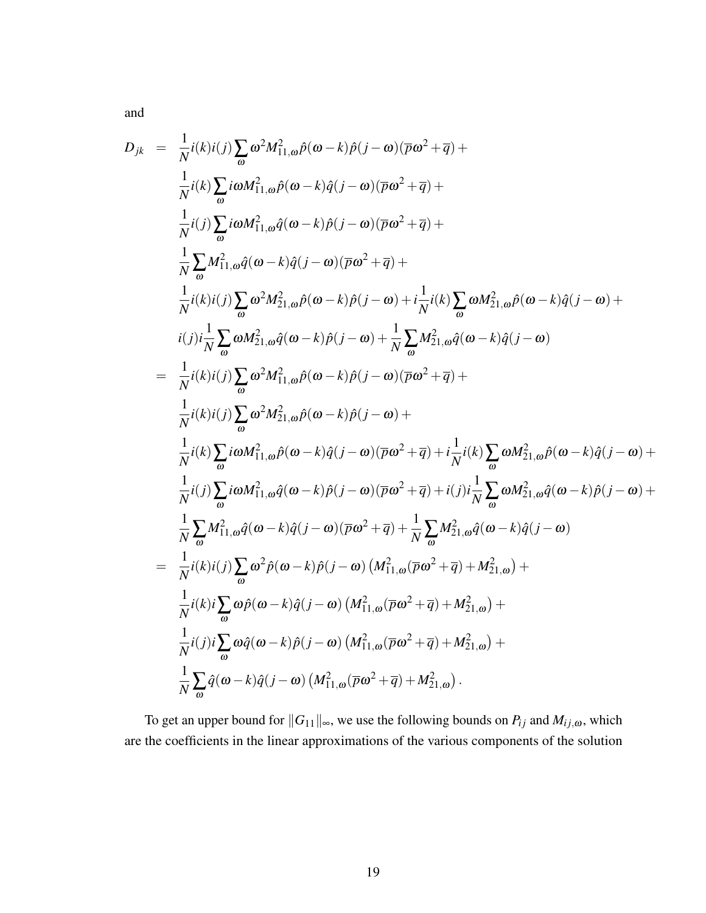and

$$
\begin{aligned}
D_{jk} &= \frac{1}{N}i(k)i(j)\sum_{\omega}\omega^2 M_{11,\omega}^2 \hat{p}(\omega-k)\hat{p}(j-\omega)(\overline{p}\omega^2+\overline{q})+\\
&\quad \frac{1}{N}i(k)\sum_{\omega} i\omega M_{11,\omega}^2 \hat{p}(\omega-k)\hat{q}(j-\omega)(\overline{p}\omega^2+\overline{q})+\\
&\quad \frac{1}{N}i(j)\sum_{\omega} i\omega M_{11,\omega}^2 \hat{q}(\omega-k)\hat{p}(j-\omega)(\overline{p}\omega^2+\overline{q})+\\
&\quad \frac{1}{N}\sum_{\omega} M_{11,\omega}^2 \hat{q}(\omega-k)\hat{q}(j-\omega)(\overline{p}\omega^2+\overline{q})+\\
&\quad \frac{1}{N}i(k)i(j)\sum_{\omega}\omega^2 M_{21,\omega}^2 \hat{p}(\omega-k)\hat{p}(j-\omega)+i\frac{1}{N}i(k)\sum_{\omega}\omega M_{21,\omega}^2 \hat{p}(\omega-k)\hat{q}(j-\omega)+\\
&\quad i(j)i\frac{1}{N}\sum_{\omega}\omega M_{21,\omega}^2 \hat{q}(\omega-k)\hat{p}(j-\omega)+\frac{1}{N}\sum_{\omega} M_{21,\omega}^2 \hat{q}(\omega-k)\hat{q}(j-\omega)\\
&= \frac{1}{N}i(k)i(j)\sum_{\omega}\omega^2 M_{11,\omega}^2 \hat{p}(\omega-k)\hat{p}(j-\omega)(\overline{p}\omega^2+\overline{q})+\\
&\quad \frac{1}{N}i(k)i(j)\sum_{\omega}\omega^2 M_{21,\omega}^2 \hat{p}(\omega-k)\hat{p}(j-\omega)+\\
&\quad \frac{1}{N}i(k)\sum_{\omega} i\omega M_{11,\omega}^2 \hat{p}(\omega-k)\hat{q}(j-\omega)(\overline{p}\omega^2+\overline{q})+i\frac{1}{N}i(k)\sum_{\omega}\omega M_{21,\omega}^2 \hat{p}(\omega-k)\hat{q}(j-\omega)+\\
&\quad \frac{1}{N}i(j)\sum_{\omega} i\omega M_{11,\omega}^2 \hat{q}(\omega-k)\hat{p}(j-\omega)(\overline{p}\omega^2+\overline{q})+i(j)i\frac{1}{N}\sum_{\omega}\omega M_{21,\omega}^2 \hat{q}(\omega-k)\hat{p}(j-\omega)+\\
&\quad \frac{1}{N}\sum_{\omega} M_{11,\omega}^2 \hat{q}(\omega-k)\hat{q}(j-\omega)(\overline{p}\omega^2+\overline{q})+\frac{1}{N}\sum_{\omega} M_{21,\omega}^2 \hat{q}(\omega-k)\hat{q}(j-\omega)\\
&= \frac{1}{N}i(k)i(j)\sum_{\omega}\omega^2 \hat{p}(\omega-k)\hat{p}(j-\omega)\left(M_{11,\omega}^2(\overline{p}\omega^2+\overline{q})+M_{21,\omega}^2\right)+\\
&\quad \frac{1}{N}i(k)i\sum_{\omega}\omega \hat{p}(\omega-k)\hat{q}(j-\omega)\left(M_{11,\omega}^2(\overline{p}\omega^2+\overline{q})+M_{21,\omega}^2\right)+\\
&\quad \frac{1}{N}i(j)i\sum_{\omega}\omega \hat{q}(\omega-k)\hat{p}(j-\omega)\left(M_{11,\omega}^2(\overline{p}\omega^2+\overline{q})+M_{21,\omega}^2\right)+\\
&\quad \frac{1}{N}\sum_{\omega}\hat{q}(\omega-k)\hat{q}(j-\omega)\left(M_{11,\omega}^2(\overline{p}\omega^2+\overline{q})+M_{21,\omega}^2\right).
\end{aligned}
$$

To get an upper bound for $\|G_{11}\|_\infty$, we use the following bounds on $P_{ij}$ and $M_{ij,\omega}$, which are the coefficients in the linear approximations of the various components of the solution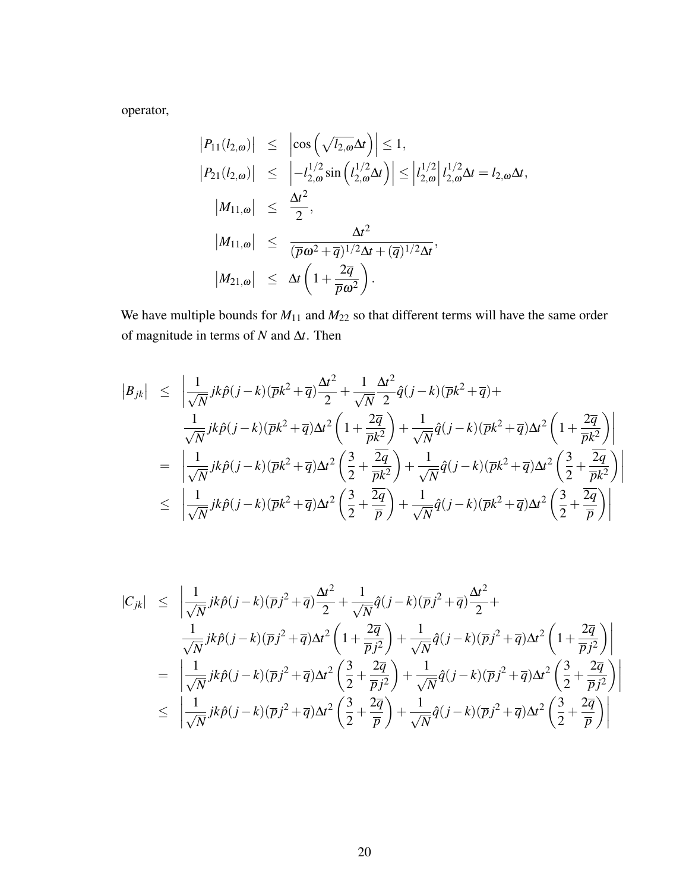operator,

$$
\begin{aligned}
\left|P_{11}(l_{2,\omega})\right| &\leq \left|\cos\left(\sqrt{l_{2,\omega}}\Delta t\right)\right| \leq 1, \\
\left|P_{21}(l_{2,\omega})\right| &\leq \left|-l_{2,\omega}^{1/2}\sin\left(l_{2,\omega}^{1/2}\Delta t\right)\right| \leq \left|l_{2,\omega}^{1/2}\right| l_{2,\omega}^{1/2}\Delta t = l_{2,\omega}\Delta t, \\
\left|M_{11,\omega}\right| &\leq \frac{\Delta t^2}{2}, \\
\left|M_{11,\omega}\right| &\leq \frac{\Delta t^2}{(\overline{p}\omega^2+\overline{q})^{1/2}\Delta t + (\overline{q})^{1/2}\Delta t}, \\
\left|M_{21,\omega}\right| &\leq \Delta t\left(1+\frac{2\overline{q}}{\overline{p}\omega^2}\right).
\end{aligned}
$$

We have multiple bounds for $M_{11}$ and $M_{22}$ so that different terms will have the same order of magnitude in terms of $N$ and $\Delta t$. Then

$$
\begin{aligned}
\left|B_{jk}\right| &\leq \Bigg|\frac{1}{\sqrt{N}}jk\hat{p}(j-k)(\overline{p}k^2+\overline{q})\frac{\Delta t^2}{2} + \frac{1}{\sqrt{N}}\frac{\Delta t^2}{2}\hat{q}(j-k)(\overline{p}k^2+\overline{q}) + \\
&\qquad \frac{1}{\sqrt{N}}jk\hat{p}(j-k)(\overline{p}k^2+\overline{q})\Delta t^2\left(1+\frac{2\overline{q}}{\overline{p}k^2}\right) + \frac{1}{\sqrt{N}}\hat{q}(j-k)(\overline{p}k^2+\overline{q})\Delta t^2\left(1+\frac{2\overline{q}}{\overline{p}k^2}\right)\Bigg| \\
&= \left|\frac{1}{\sqrt{N}}jk\hat{p}(j-k)(\overline{p}k^2+\overline{q})\Delta t^2\left(\frac{3}{2}+\frac{\overline{2q}}{\overline{p}k^2}\right) + \frac{1}{\sqrt{N}}\hat{q}(j-k)(\overline{p}k^2+\overline{q})\Delta t^2\left(\frac{3}{2}+\frac{\overline{2q}}{\overline{p}k^2}\right)\right| \\
&\leq \left|\frac{1}{\sqrt{N}}jk\hat{p}(j-k)(\overline{p}k^2+\overline{q})\Delta t^2\left(\frac{3}{2}+\frac{\overline{2q}}{\overline{p}}\right) + \frac{1}{\sqrt{N}}\hat{q}(j-k)(\overline{p}k^2+\overline{q})\Delta t^2\left(\frac{3}{2}+\frac{\overline{2q}}{\overline{p}}\right)\right|
\end{aligned}
$$

$$
\begin{aligned}
\left|C_{jk}\right| &\leq \Bigg|\frac{1}{\sqrt{N}}jk\hat{p}(j-k)(\overline{p}j^2+\overline{q})\frac{\Delta t^2}{2} + \frac{1}{\sqrt{N}}\hat{q}(j-k)(\overline{p}j^2+\overline{q})\frac{\Delta t^2}{2} + \\
&\qquad \frac{1}{\sqrt{N}}jk\hat{p}(j-k)(\overline{p}j^2+\overline{q})\Delta t^2\left(1+\frac{2\overline{q}}{\overline{p}j^2}\right) + \frac{1}{\sqrt{N}}\hat{q}(j-k)(\overline{p}j^2+\overline{q})\Delta t^2\left(1+\frac{2\overline{q}}{\overline{p}j^2}\right)\Bigg| \\
&= \left|\frac{1}{\sqrt{N}}jk\hat{p}(j-k)(\overline{p}j^2+\overline{q})\Delta t^2\left(\frac{3}{2}+\frac{2\overline{q}}{\overline{p}j^2}\right) + \frac{1}{\sqrt{N}}\hat{q}(j-k)(\overline{p}j^2+\overline{q})\Delta t^2\left(\frac{3}{2}+\frac{2\overline{q}}{\overline{p}j^2}\right)\right| \\
&\leq \left|\frac{1}{\sqrt{N}}jk\hat{p}(j-k)(\overline{p}j^2+\overline{q})\Delta t^2\left(\frac{3}{2}+\frac{2\overline{q}}{\overline{p}}\right) + \frac{1}{\sqrt{N}}\hat{q}(j-k)(\overline{p}j^2+\overline{q})\Delta t^2\left(\frac{3}{2}+\frac{2\overline{q}}{\overline{p}}\right)\right|
\end{aligned}
$$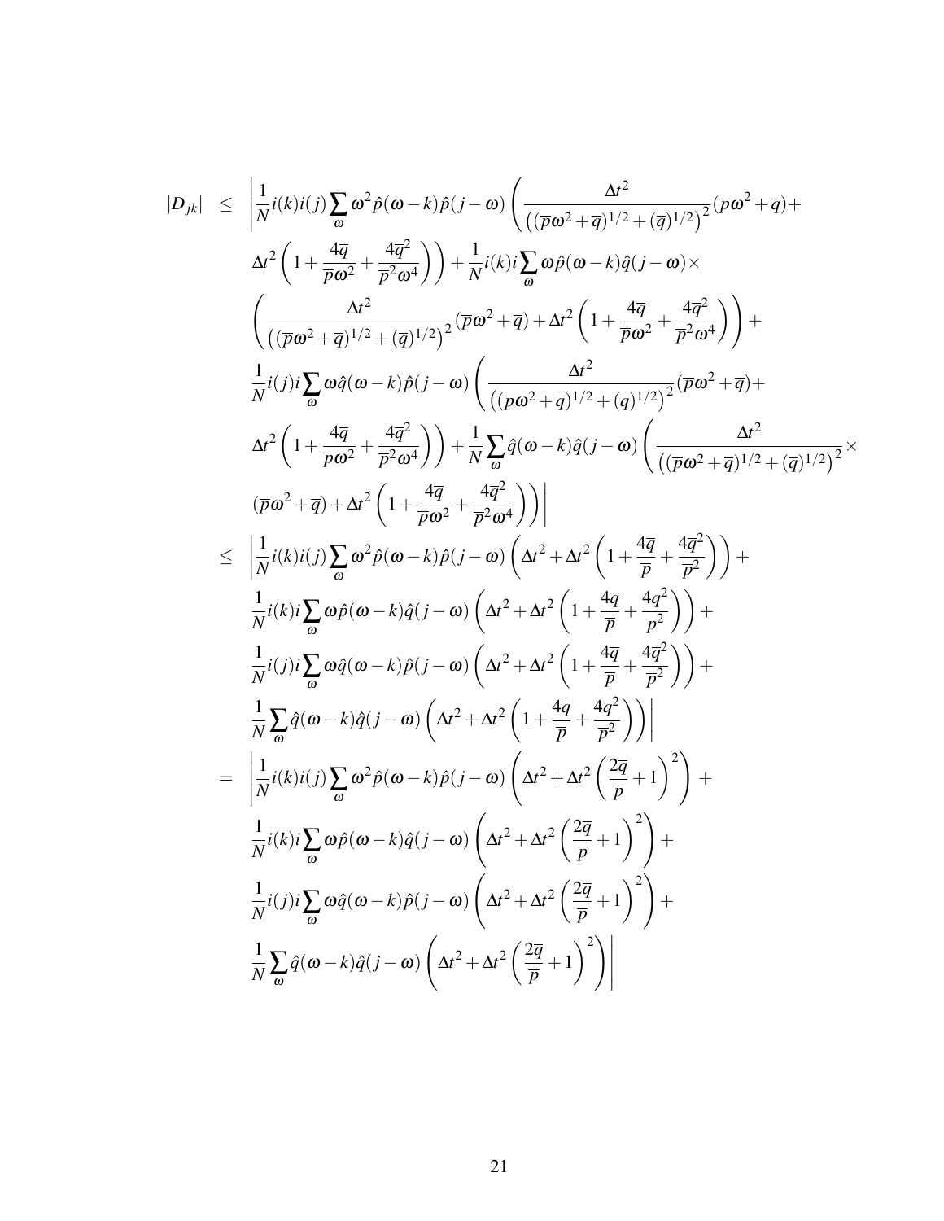$$
\begin{aligned}
|D_{jk}| \;\leq\; & \Bigg| \frac{1}{N} i(k) i(j) \sum_{\omega} \omega^2 \hat{p}(\omega-k)\hat{p}(j-\omega) \left( \frac{\Delta t^2}{\left((\overline{p}\omega^2+\overline{q})^{1/2}+(\overline{q})^{1/2}\right)^2}(\overline{p}\omega^2+\overline{q}) + \right. \\
& \left. \Delta t^2 \left(1+\frac{4\overline{q}}{\overline{p}\omega^2}+\frac{4\overline{q}^2}{\overline{p}^2\omega^4}\right)\right) + \frac{1}{N} i(k) i \sum_{\omega} \omega \hat{p}(\omega-k)\hat{q}(j-\omega) \times \\
& \left( \frac{\Delta t^2}{\left((\overline{p}\omega^2+\overline{q})^{1/2}+(\overline{q})^{1/2}\right)^2}(\overline{p}\omega^2+\overline{q}) + \Delta t^2 \left(1+\frac{4\overline{q}}{\overline{p}\omega^2}+\frac{4\overline{q}^2}{\overline{p}^2\omega^4}\right)\right) + \\
& \frac{1}{N} i(j) i \sum_{\omega} \omega \hat{q}(\omega-k)\hat{p}(j-\omega) \left( \frac{\Delta t^2}{\left((\overline{p}\omega^2+\overline{q})^{1/2}+(\overline{q})^{1/2}\right)^2}(\overline{p}\omega^2+\overline{q}) + \right. \\
& \left. \Delta t^2 \left(1+\frac{4\overline{q}}{\overline{p}\omega^2}+\frac{4\overline{q}^2}{\overline{p}^2\omega^4}\right)\right) + \frac{1}{N} \sum_{\omega} \hat{q}(\omega-k)\hat{q}(j-\omega) \left( \frac{\Delta t^2}{\left((\overline{p}\omega^2+\overline{q})^{1/2}+(\overline{q})^{1/2}\right)^2} \times \right. \\
& \left. (\overline{p}\omega^2+\overline{q}) + \Delta t^2 \left(1+\frac{4\overline{q}}{\overline{p}\omega^2}+\frac{4\overline{q}^2}{\overline{p}^2\omega^4}\right)\right) \Bigg| \\
\leq\; & \Bigg| \frac{1}{N} i(k) i(j) \sum_{\omega} \omega^2 \hat{p}(\omega-k)\hat{p}(j-\omega) \left( \Delta t^2 + \Delta t^2 \left(1+\frac{4\overline{q}}{\overline{p}}+\frac{4\overline{q}^2}{\overline{p}^2}\right)\right) + \\
& \frac{1}{N} i(k) i \sum_{\omega} \omega \hat{p}(\omega-k)\hat{q}(j-\omega) \left( \Delta t^2 + \Delta t^2 \left(1+\frac{4\overline{q}}{\overline{p}}+\frac{4\overline{q}^2}{\overline{p}^2}\right)\right) + \\
& \frac{1}{N} i(j) i \sum_{\omega} \omega \hat{q}(\omega-k)\hat{p}(j-\omega) \left( \Delta t^2 + \Delta t^2 \left(1+\frac{4\overline{q}}{\overline{p}}+\frac{4\overline{q}^2}{\overline{p}^2}\right)\right) + \\
& \frac{1}{N} \sum_{\omega} \hat{q}(\omega-k)\hat{q}(j-\omega) \left( \Delta t^2 + \Delta t^2 \left(1+\frac{4\overline{q}}{\overline{p}}+\frac{4\overline{q}^2}{\overline{p}^2}\right)\right) \Bigg| \\
=\; & \Bigg| \frac{1}{N} i(k) i(j) \sum_{\omega} \omega^2 \hat{p}(\omega-k)\hat{p}(j-\omega) \left( \Delta t^2 + \Delta t^2 \left(\frac{2\overline{q}}{\overline{p}}+1\right)^2\right) + \\
& \frac{1}{N} i(k) i \sum_{\omega} \omega \hat{p}(\omega-k)\hat{q}(j-\omega) \left( \Delta t^2 + \Delta t^2 \left(\frac{2\overline{q}}{\overline{p}}+1\right)^2\right) + \\
& \frac{1}{N} i(j) i \sum_{\omega} \omega \hat{q}(\omega-k)\hat{p}(j-\omega) \left( \Delta t^2 + \Delta t^2 \left(\frac{2\overline{q}}{\overline{p}}+1\right)^2\right) + \\
& \frac{1}{N} \sum_{\omega} \hat{q}(\omega-k)\hat{q}(j-\omega) \left( \Delta t^2 + \Delta t^2 \left(\frac{2\overline{q}}{\overline{p}}+1\right)^2\right) \Bigg|
\end{aligned}
$$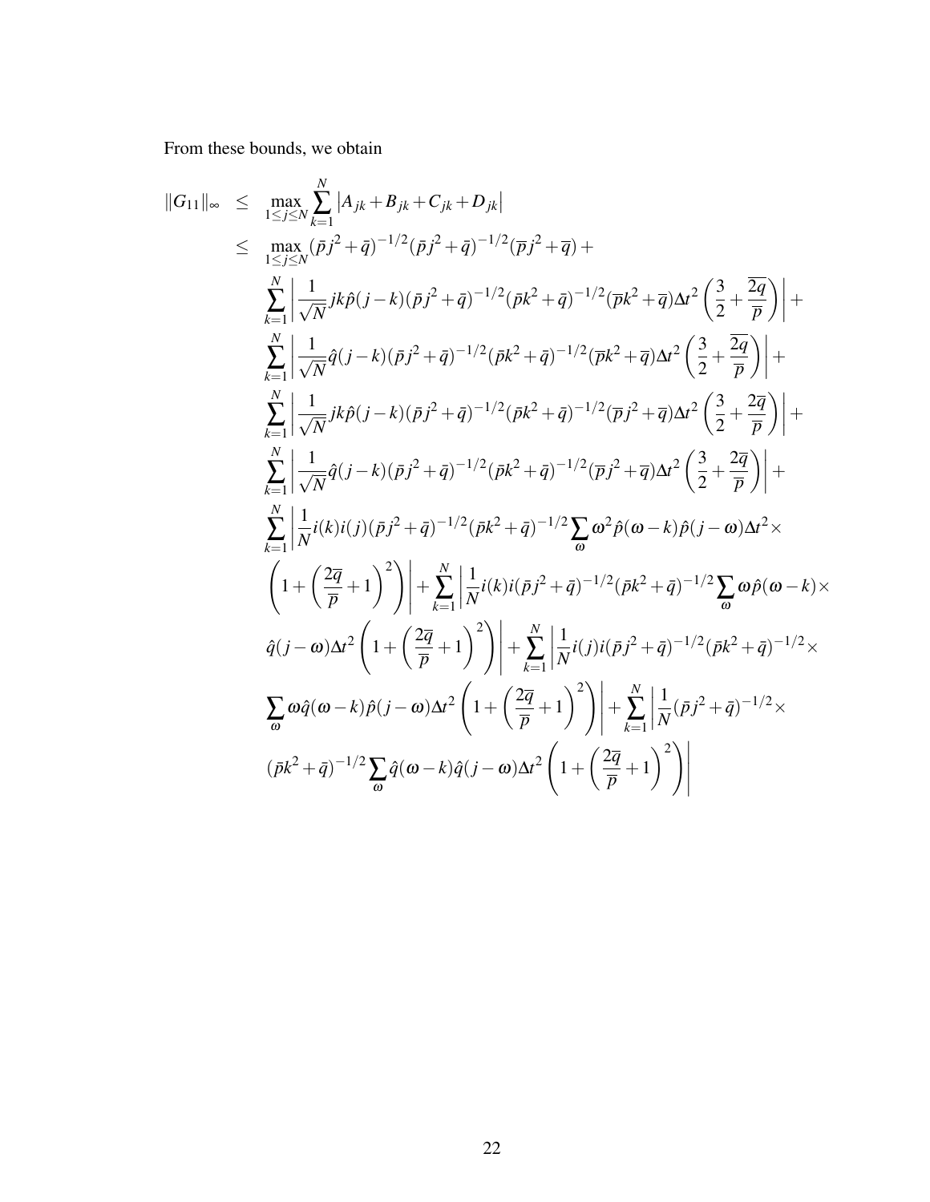From these bounds, we obtain

$$
\begin{aligned}
\|G_{11}\|_\infty &\leq \max_{1\leq j\leq N} \sum_{k=1}^{N} \left|A_{jk}+B_{jk}+C_{jk}+D_{jk}\right| \\
&\leq \max_{1\leq j\leq N} (\bar{p}j^2+\bar{q})^{-1/2}(\bar{p}j^2+\bar{q})^{-1/2}(\overline{p}j^2+\overline{q}) + \\
&\quad \sum_{k=1}^{N}\left|\frac{1}{\sqrt{N}}jk\hat{p}(j-k)(\bar{p}j^2+\bar{q})^{-1/2}(\bar{p}k^2+\bar{q})^{-1/2}(\overline{p}k^2+\overline{q})\Delta t^2\left(\frac{3}{2}+\frac{\overline{2q}}{\overline{p}}\right)\right| + \\
&\quad \sum_{k=1}^{N}\left|\frac{1}{\sqrt{N}}\hat{q}(j-k)(\bar{p}j^2+\bar{q})^{-1/2}(\bar{p}k^2+\bar{q})^{-1/2}(\overline{p}k^2+\overline{q})\Delta t^2\left(\frac{3}{2}+\frac{\overline{2q}}{\overline{p}}\right)\right| + \\
&\quad \sum_{k=1}^{N}\left|\frac{1}{\sqrt{N}}jk\hat{p}(j-k)(\bar{p}j^2+\bar{q})^{-1/2}(\bar{p}k^2+\bar{q})^{-1/2}(\overline{p}j^2+\overline{q})\Delta t^2\left(\frac{3}{2}+\frac{2\overline{q}}{\overline{p}}\right)\right| + \\
&\quad \sum_{k=1}^{N}\left|\frac{1}{\sqrt{N}}\hat{q}(j-k)(\bar{p}j^2+\bar{q})^{-1/2}(\bar{p}k^2+\bar{q})^{-1/2}(\overline{p}j^2+\overline{q})\Delta t^2\left(\frac{3}{2}+\frac{2\overline{q}}{\overline{p}}\right)\right| + \\
&\quad \sum_{k=1}^{N}\left|\frac{1}{N}i(k)i(j)(\bar{p}j^2+\bar{q})^{-1/2}(\bar{p}k^2+\bar{q})^{-1/2}\sum_{\omega}\omega^2\hat{p}(\omega-k)\hat{p}(j-\omega)\Delta t^2\times \right. \\
&\quad \left.\left(1+\left(\frac{2\overline{q}}{\overline{p}}+1\right)^2\right)\right| + \sum_{k=1}^{N}\left|\frac{1}{N}i(k)i(\bar{p}j^2+\bar{q})^{-1/2}(\bar{p}k^2+\bar{q})^{-1/2}\sum_{\omega}\omega\hat{p}(\omega-k)\times \right. \\
&\quad \left.\hat{q}(j-\omega)\Delta t^2\left(1+\left(\frac{2\overline{q}}{\overline{p}}+1\right)^2\right)\right| + \sum_{k=1}^{N}\left|\frac{1}{N}i(j)i(\bar{p}j^2+\bar{q})^{-1/2}(\bar{p}k^2+\bar{q})^{-1/2}\times \right. \\
&\quad \left.\sum_{\omega}\omega\hat{q}(\omega-k)\hat{p}(j-\omega)\Delta t^2\left(1+\left(\frac{2\overline{q}}{\overline{p}}+1\right)^2\right)\right| + \sum_{k=1}^{N}\left|\frac{1}{N}(\bar{p}j^2+\bar{q})^{-1/2}\times \right. \\
&\quad \left.(\bar{p}k^2+\bar{q})^{-1/2}\sum_{\omega}\hat{q}(\omega-k)\hat{q}(j-\omega)\Delta t^2\left(1+\left(\frac{2\overline{q}}{\overline{p}}+1\right)^2\right)\right|
\end{aligned}
$$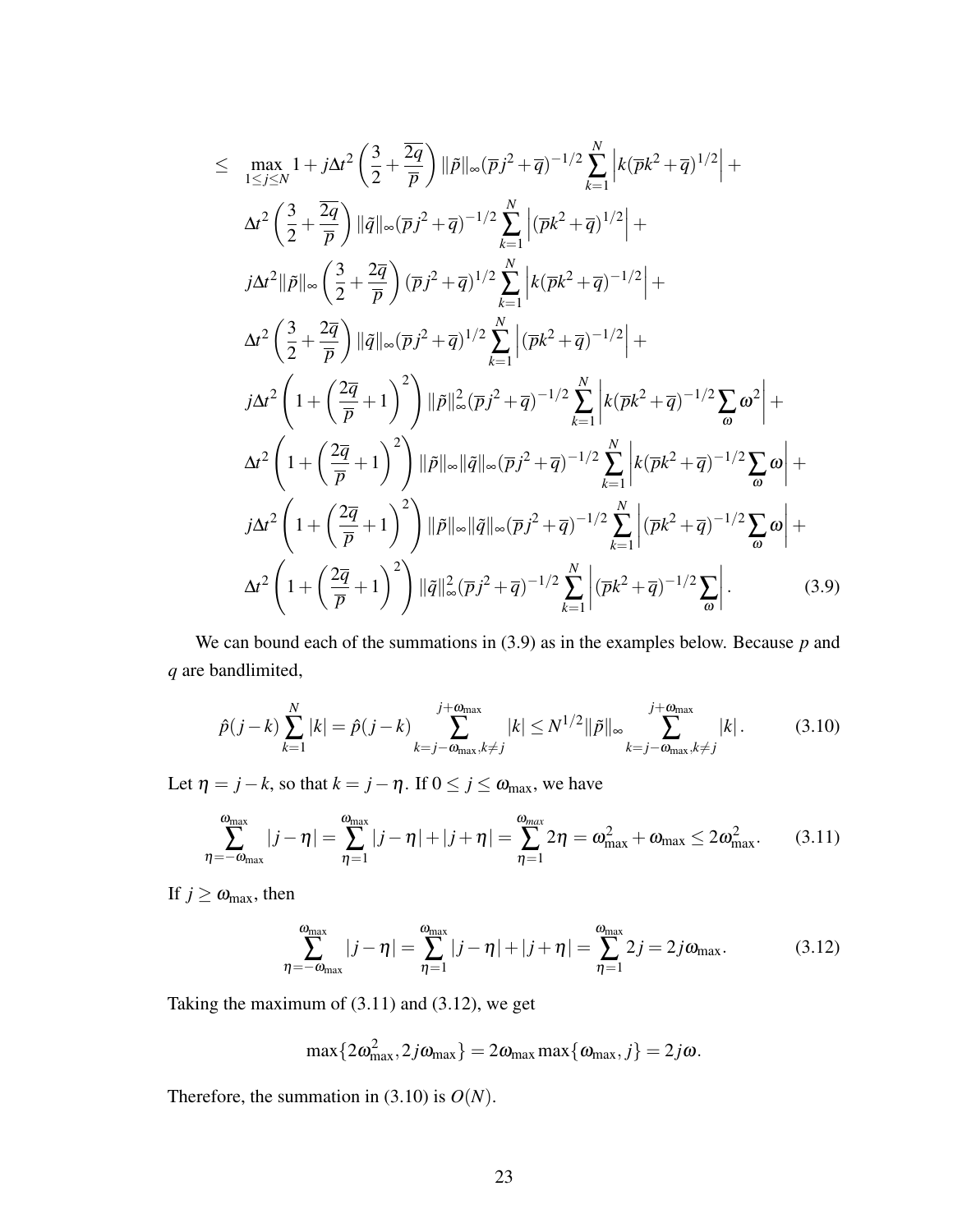$$
\begin{aligned}
\leq \quad & \max_{1\leq j\leq N} 1 + j\Delta t^2 \left(\frac{3}{2} + \overline{\frac{2q}{p}}\right) \|\tilde{p}\|_\infty (\overline{p}j^2 + \overline{q})^{-1/2} \sum_{k=1}^{N} \left| k(\overline{p}k^2 + \overline{q})^{1/2} \right| + \\
& \Delta t^2 \left(\frac{3}{2} + \overline{\frac{2q}{p}}\right) \|\tilde{q}\|_\infty (\overline{p}j^2 + \overline{q})^{-1/2} \sum_{k=1}^{N} \left| (\overline{p}k^2 + \overline{q})^{1/2} \right| + \\
& j\Delta t^2 \|\tilde{p}\|_\infty \left(\frac{3}{2} + \frac{2\overline{q}}{\overline{p}}\right) (\overline{p}j^2 + \overline{q})^{1/2} \sum_{k=1}^{N} \left| k(\overline{p}k^2 + \overline{q})^{-1/2} \right| + \\
& \Delta t^2 \left(\frac{3}{2} + \frac{2\overline{q}}{\overline{p}}\right) \|\tilde{q}\|_\infty (\overline{p}j^2 + \overline{q})^{1/2} \sum_{k=1}^{N} \left| (\overline{p}k^2 + \overline{q})^{-1/2} \right| + \\
& j\Delta t^2 \left(1 + \left(\frac{2\overline{q}}{\overline{p}} + 1\right)^2\right) \|\tilde{p}\|_\infty^2 (\overline{p}j^2 + \overline{q})^{-1/2} \sum_{k=1}^{N} \left| k(\overline{p}k^2 + \overline{q})^{-1/2} \sum_{\omega} \omega^2 \right| + \\
& \Delta t^2 \left(1 + \left(\frac{2\overline{q}}{\overline{p}} + 1\right)^2\right) \|\tilde{p}\|_\infty \|\tilde{q}\|_\infty (\overline{p}j^2 + \overline{q})^{-1/2} \sum_{k=1}^{N} \left| k(\overline{p}k^2 + \overline{q})^{-1/2} \sum_{\omega} \omega \right| + \\
& j\Delta t^2 \left(1 + \left(\frac{2\overline{q}}{\overline{p}} + 1\right)^2\right) \|\tilde{p}\|_\infty \|\tilde{q}\|_\infty (\overline{p}j^2 + \overline{q})^{-1/2} \sum_{k=1}^{N} \left| (\overline{p}k^2 + \overline{q})^{-1/2} \sum_{\omega} \omega \right| + \\
& \Delta t^2 \left(1 + \left(\frac{2\overline{q}}{\overline{p}} + 1\right)^2\right) \|\tilde{q}\|_\infty^2 (\overline{p}j^2 + \overline{q})^{-1/2} \sum_{k=1}^{N} \left| (\overline{p}k^2 + \overline{q})^{-1/2} \sum_{\omega} \right|. \qquad (3.9)
\end{aligned}
$$

We can bound each of the summations in (3.9) as in the examples below. Because $p$ and $q$ are bandlimited,

$$
\hat{p}(j-k) \sum_{k=1}^{N} |k| = \hat{p}(j-k) \sum_{k=j-\omega_{\max}, k\neq j}^{j+\omega_{\max}} |k| \leq N^{1/2} \|\tilde{p}\|_\infty \sum_{k=j-\omega_{\max}, k\neq j}^{j+\omega_{\max}} |k| . \qquad (3.10)
$$

Let $\eta = j - k$, so that $k = j - \eta$. If $0 \leq j \leq \omega_{\max}$, we have

$$
\sum_{\eta=-\omega_{\max}}^{\omega_{\max}} |j-\eta| = \sum_{\eta=1}^{\omega_{\max}} |j-\eta| + |j+\eta| = \sum_{\eta=1}^{\omega_{max}} 2\eta = \omega_{\max}^2 + \omega_{\max} \leq 2\omega_{\max}^2. \qquad (3.11)
$$

If $j \geq \omega_{\max}$, then

$$
\sum_{\eta=-\omega_{\max}}^{\omega_{\max}} |j-\eta| = \sum_{\eta=1}^{\omega_{\max}} |j-\eta| + |j+\eta| = \sum_{\eta=1}^{\omega_{\max}} 2j = 2j\omega_{\max}. \qquad (3.12)
$$

Taking the maximum of (3.11) and (3.12), we get

$$
\max\{2\omega_{\max}^2, 2j\omega_{\max}\} = 2\omega_{\max} \max\{\omega_{\max}, j\} = 2j\omega.
$$

Therefore, the summation in (3.10) is $O(N)$.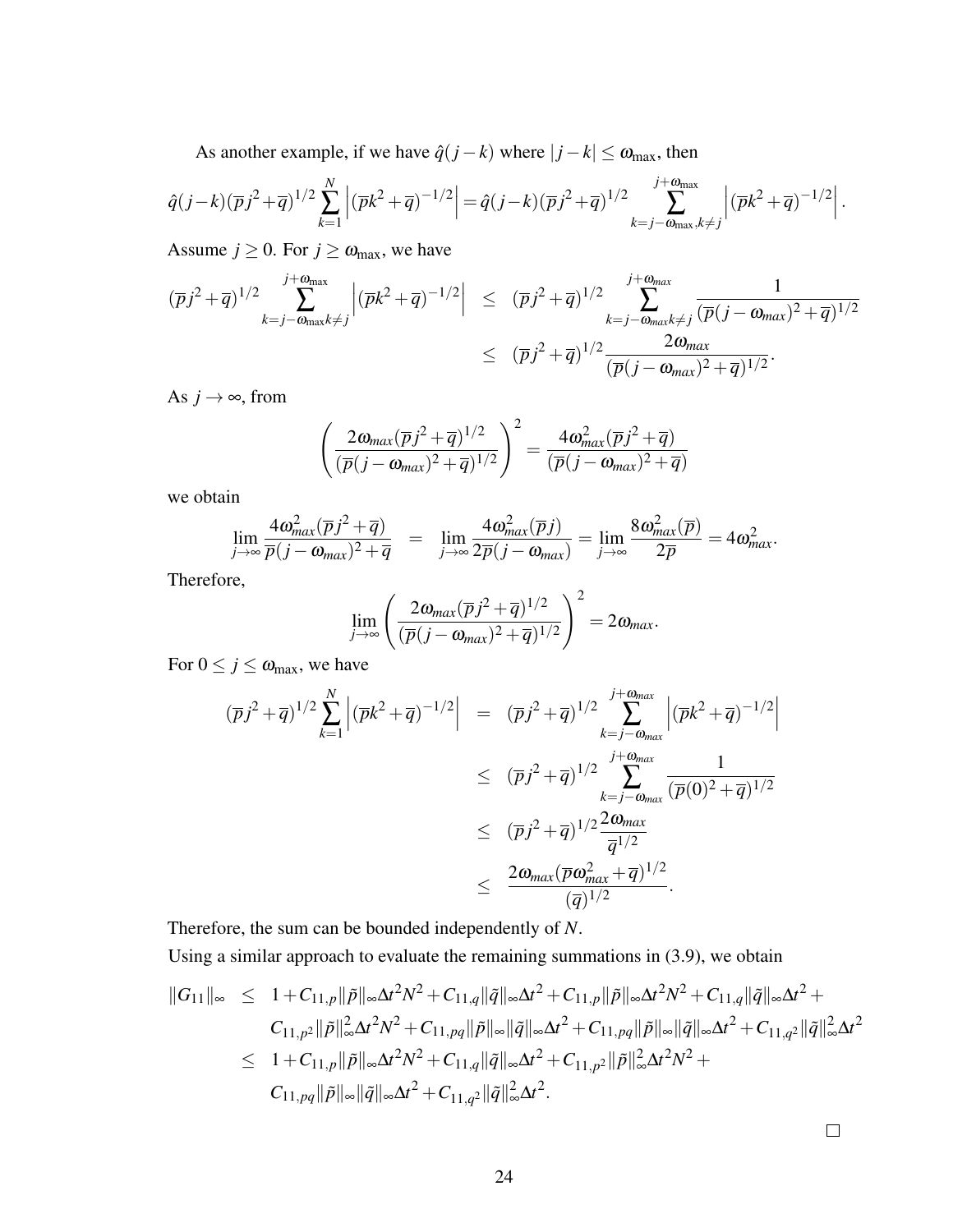As another example, if we have $\hat{q}(j-k)$ where $|j-k| \leq \omega_{\max}$, then

$$\hat{q}(j-k)(\overline{p}j^2+\overline{q})^{1/2}\sum_{k=1}^{N}\left|(\overline{p}k^2+\overline{q})^{-1/2}\right| = \hat{q}(j-k)(\overline{p}j^2+\overline{q})^{1/2}\sum_{k=j-\omega_{\max},k\neq j}^{j+\omega_{\max}}\left|(\overline{p}k^2+\overline{q})^{-1/2}\right|.$$

Assume $j \geq 0$. For $j \geq \omega_{\max}$, we have

$$\begin{aligned}(\overline{p}j^2+\overline{q})^{1/2}\sum_{k=j-\omega_{\max}k\neq j}^{j+\omega_{\max}}\left|(\overline{p}k^2+\overline{q})^{-1/2}\right| &\leq (\overline{p}j^2+\overline{q})^{1/2}\sum_{k=j-\omega_{max}k\neq j}^{j+\omega_{max}}\frac{1}{(\overline{p}(j-\omega_{max})^2+\overline{q})^{1/2}} \\ &\leq (\overline{p}j^2+\overline{q})^{1/2}\frac{2\omega_{max}}{(\overline{p}(j-\omega_{max})^2+\overline{q})^{1/2}}.\end{aligned}$$

As $j \to \infty$, from

$$\left(\frac{2\omega_{max}(\overline{p}j^2+\overline{q})^{1/2}}{(\overline{p}(j-\omega_{max})^2+\overline{q})^{1/2}}\right)^2 = \frac{4\omega_{max}^2(\overline{p}j^2+\overline{q})}{(\overline{p}(j-\omega_{max})^2+\overline{q})}$$

we obtain

$$\lim_{j\to\infty}\frac{4\omega_{max}^2(\overline{p}j^2+\overline{q})}{\overline{p}(j-\omega_{max})^2+\overline{q}} = \lim_{j\to\infty}\frac{4\omega_{max}^2(\overline{p}j)}{2\overline{p}(j-\omega_{max})} = \lim_{j\to\infty}\frac{8\omega_{max}^2(\overline{p})}{2\overline{p}} = 4\omega_{max}^2.$$

Therefore,

$$\lim_{j\to\infty}\left(\frac{2\omega_{max}(\overline{p}j^2+\overline{q})^{1/2}}{(\overline{p}(j-\omega_{max})^2+\overline{q})^{1/2}}\right)^2 = 2\omega_{max}.$$

For $0 \leq j \leq \omega_{\max}$, we have

$$\begin{aligned}(\overline{p}j^2+\overline{q})^{1/2}\sum_{k=1}^{N}\left|(\overline{p}k^2+\overline{q})^{-1/2}\right| &= (\overline{p}j^2+\overline{q})^{1/2}\sum_{k=j-\omega_{max}}^{j+\omega_{max}}\left|(\overline{p}k^2+\overline{q})^{-1/2}\right| \\ &\leq (\overline{p}j^2+\overline{q})^{1/2}\sum_{k=j-\omega_{max}}^{j+\omega_{max}}\frac{1}{(\overline{p}(0)^2+\overline{q})^{1/2}} \\ &\leq (\overline{p}j^2+\overline{q})^{1/2}\frac{2\omega_{max}}{\overline{q}^{1/2}} \\ &\leq \frac{2\omega_{max}(\overline{p}\omega_{max}^2+\overline{q})^{1/2}}{(\overline{q})^{1/2}}.\end{aligned}$$

Therefore, the sum can be bounded independently of $N$.

Using a similar approach to evaluate the remaining summations in (3.9), we obtain

$$\begin{aligned}\|G_{11}\|_\infty &\leq 1+C_{11,p}\|\tilde{p}\|_\infty\Delta t^2N^2+C_{11,q}\|\tilde{q}\|_\infty\Delta t^2+C_{11,p}\|\tilde{p}\|_\infty\Delta t^2N^2+C_{11,q}\|\tilde{q}\|_\infty\Delta t^2+ \\ &\quad C_{11,p^2}\|\tilde{p}\|_\infty^2\Delta t^2N^2+C_{11,pq}\|\tilde{p}\|_\infty\|\tilde{q}\|_\infty\Delta t^2+C_{11,pq}\|\tilde{p}\|_\infty\|\tilde{q}\|_\infty\Delta t^2+C_{11,q^2}\|\tilde{q}\|_\infty^2\Delta t^2 \\ &\leq 1+C_{11,p}\|\tilde{p}\|_\infty\Delta t^2N^2+C_{11,q}\|\tilde{q}\|_\infty\Delta t^2+C_{11,p^2}\|\tilde{p}\|_\infty^2\Delta t^2N^2+ \\ &\quad C_{11,pq}\|\tilde{p}\|_\infty\|\tilde{q}\|_\infty\Delta t^2+C_{11,q^2}\|\tilde{q}\|_\infty^2\Delta t^2.\end{aligned}$$

□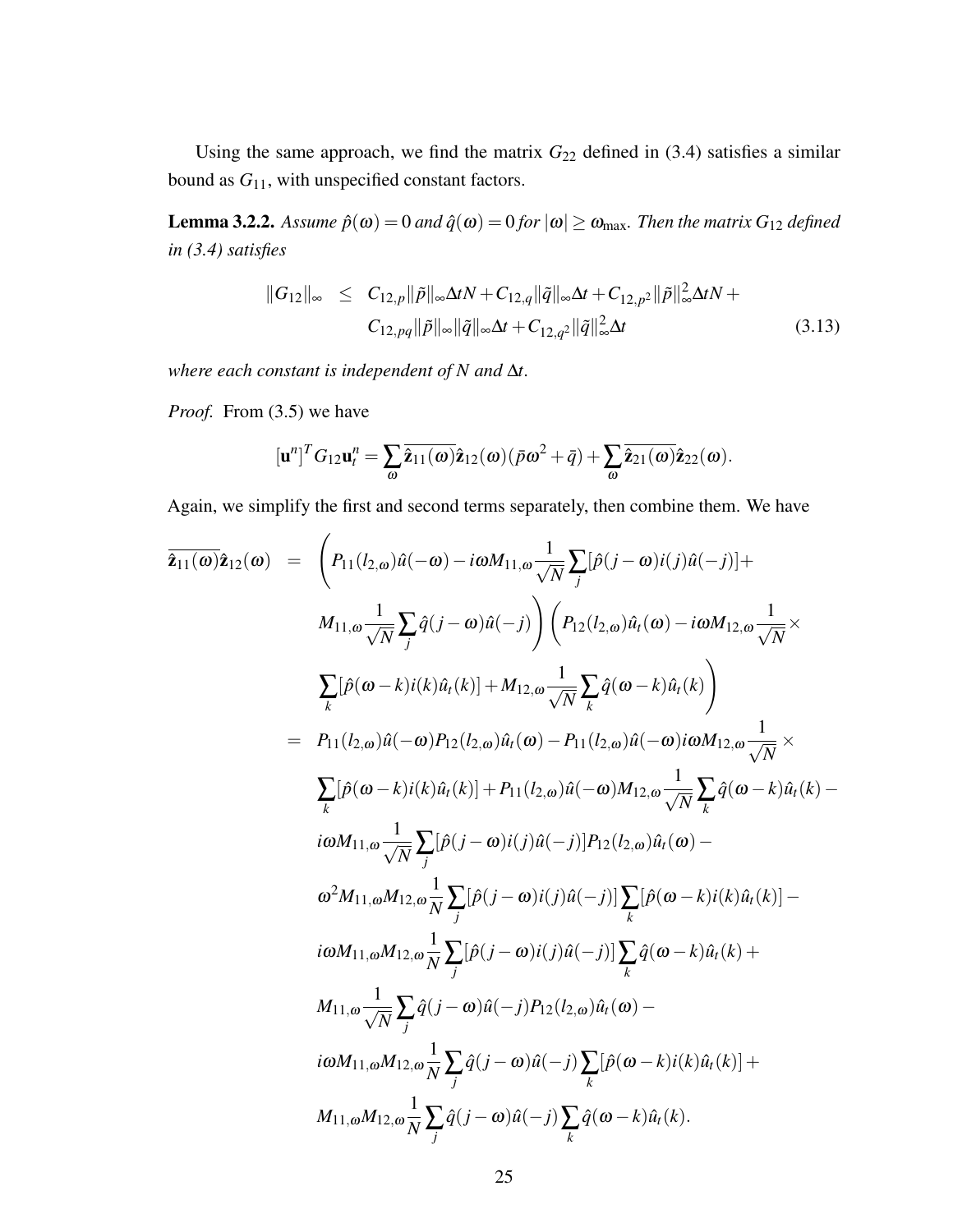Using the same approach, we find the matrix $G_{22}$ defined in (3.4) satisfies a similar bound as $G_{11}$, with unspecified constant factors.

**Lemma 3.2.2.** *Assume $\hat{p}(\omega) = 0$ and $\hat{q}(\omega) = 0$ for $|\omega| \geq \omega_{\max}$. Then the matrix $G_{12}$ defined in (3.4) satisfies*

$$
\begin{aligned}
\|G_{12}\|_\infty \quad \leq \quad & C_{12,p}\|\tilde{p}\|_\infty \Delta t N + C_{12,q}\|\tilde{q}\|_\infty \Delta t + C_{12,p^2}\|\tilde{p}\|_\infty^2 \Delta t N + \\
& C_{12,pq}\|\tilde{p}\|_\infty \|\tilde{q}\|_\infty \Delta t + C_{12,q^2}\|\tilde{q}\|_\infty^2 \Delta t
\end{aligned} \tag{3.13}
$$

*where each constant is independent of $N$ and $\Delta t$.*

*Proof.* From (3.5) we have

$$
[\mathbf{u}^n]^T G_{12} \mathbf{u}_t^n = \sum_\omega \overline{\hat{\mathbf{z}}_{11}(\omega)} \hat{\mathbf{z}}_{12}(\omega)(\bar{p}\omega^2 + \bar{q}) + \sum_\omega \overline{\hat{\mathbf{z}}_{21}(\omega)} \hat{\mathbf{z}}_{22}(\omega).
$$

Again, we simplify the first and second terms separately, then combine them. We have

$$
\begin{aligned}
\overline{\hat{\mathbf{z}}_{11}(\omega)}\hat{\mathbf{z}}_{12}(\omega) \quad = \quad & \Bigg( P_{11}(l_{2,\omega})\hat{u}(-\omega) - i\omega M_{11,\omega}\frac{1}{\sqrt{N}}\sum_j [\hat{p}(j-\omega)i(j)\hat{u}(-j)] + \\
& M_{11,\omega}\frac{1}{\sqrt{N}}\sum_j \hat{q}(j-\omega)\hat{u}(-j) \Bigg) \Bigg( P_{12}(l_{2,\omega})\hat{u}_t(\omega) - i\omega M_{12,\omega}\frac{1}{\sqrt{N}} \times \\
& \sum_k [\hat{p}(\omega-k)i(k)\hat{u}_t(k)] + M_{12,\omega}\frac{1}{\sqrt{N}}\sum_k \hat{q}(\omega-k)\hat{u}_t(k) \Bigg) \\
= \quad & P_{11}(l_{2,\omega})\hat{u}(-\omega)P_{12}(l_{2,\omega})\hat{u}_t(\omega) - P_{11}(l_{2,\omega})\hat{u}(-\omega)i\omega M_{12,\omega}\frac{1}{\sqrt{N}} \times \\
& \sum_k [\hat{p}(\omega-k)i(k)\hat{u}_t(k)] + P_{11}(l_{2,\omega})\hat{u}(-\omega)M_{12,\omega}\frac{1}{\sqrt{N}}\sum_k \hat{q}(\omega-k)\hat{u}_t(k) - \\
& i\omega M_{11,\omega}\frac{1}{\sqrt{N}}\sum_j [\hat{p}(j-\omega)i(j)\hat{u}(-j)]P_{12}(l_{2,\omega})\hat{u}_t(\omega) - \\
& \omega^2 M_{11,\omega}M_{12,\omega}\frac{1}{N}\sum_j [\hat{p}(j-\omega)i(j)\hat{u}(-j)]\sum_k [\hat{p}(\omega-k)i(k)\hat{u}_t(k)] - \\
& i\omega M_{11,\omega}M_{12,\omega}\frac{1}{N}\sum_j [\hat{p}(j-\omega)i(j)\hat{u}(-j)]\sum_k \hat{q}(\omega-k)\hat{u}_t(k) + \\
& M_{11,\omega}\frac{1}{\sqrt{N}}\sum_j \hat{q}(j-\omega)\hat{u}(-j)P_{12}(l_{2,\omega})\hat{u}_t(\omega) - \\
& i\omega M_{11,\omega}M_{12,\omega}\frac{1}{N}\sum_j \hat{q}(j-\omega)\hat{u}(-j)\sum_k [\hat{p}(\omega-k)i(k)\hat{u}_t(k)] + \\
& M_{11,\omega}M_{12,\omega}\frac{1}{N}\sum_j \hat{q}(j-\omega)\hat{u}(-j)\sum_k \hat{q}(\omega-k)\hat{u}_t(k).
\end{aligned}
$$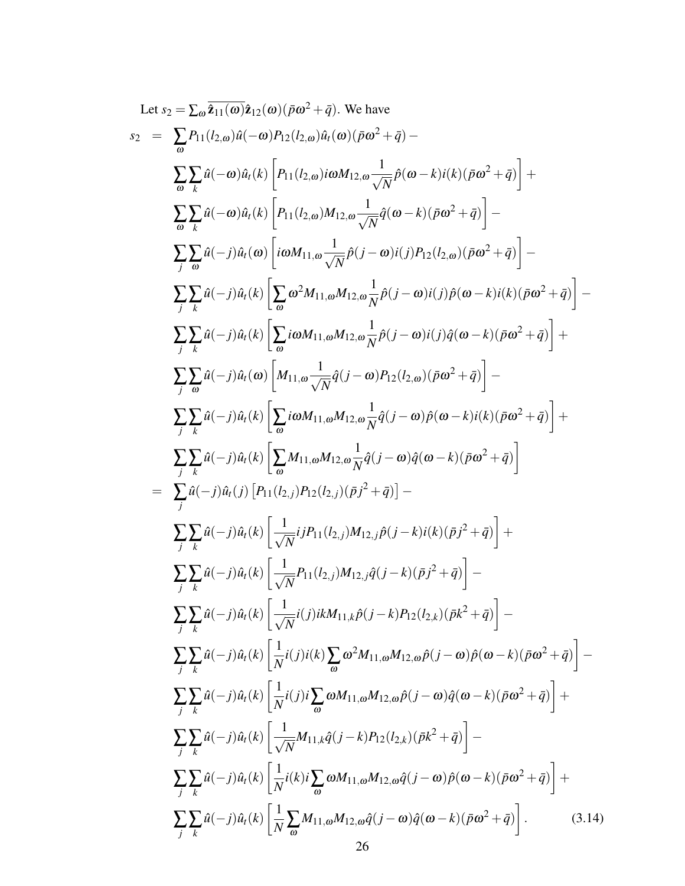Let $s_2 = \sum_\omega \overline{\hat{\mathbf{z}}_{11}(\omega)} \hat{\mathbf{z}}_{12}(\omega)(\bar{p}\omega^2 + \bar{q})$. We have

$$
\begin{aligned}
s_2 \;=\;& \sum_\omega P_{11}(l_{2,\omega})\hat{u}(-\omega)P_{12}(l_{2,\omega})\hat{u}_t(\omega)(\bar{p}\omega^2+\bar{q}) - \\
& \sum_\omega \sum_k \hat{u}(-\omega)\hat{u}_t(k)\left[P_{11}(l_{2,\omega})i\omega M_{12,\omega}\frac{1}{\sqrt{N}}\hat{p}(\omega-k)i(k)(\bar{p}\omega^2+\bar{q})\right] + \\
& \sum_\omega \sum_k \hat{u}(-\omega)\hat{u}_t(k)\left[P_{11}(l_{2,\omega})M_{12,\omega}\frac{1}{\sqrt{N}}\hat{q}(\omega-k)(\bar{p}\omega^2+\bar{q})\right] - \\
& \sum_j \sum_\omega \hat{u}(-j)\hat{u}_t(\omega)\left[i\omega M_{11,\omega}\frac{1}{\sqrt{N}}\hat{p}(j-\omega)i(j)P_{12}(l_{2,\omega})(\bar{p}\omega^2+\bar{q})\right] - \\
& \sum_j \sum_k \hat{u}(-j)\hat{u}_t(k)\left[\sum_\omega \omega^2 M_{11,\omega}M_{12,\omega}\frac{1}{N}\hat{p}(j-\omega)i(j)\hat{p}(\omega-k)i(k)(\bar{p}\omega^2+\bar{q})\right] - \\
& \sum_j \sum_k \hat{u}(-j)\hat{u}_t(k)\left[\sum_\omega i\omega M_{11,\omega}M_{12,\omega}\frac{1}{N}\hat{p}(j-\omega)i(j)\hat{q}(\omega-k)(\bar{p}\omega^2+\bar{q})\right] + \\
& \sum_j \sum_\omega \hat{u}(-j)\hat{u}_t(\omega)\left[M_{11,\omega}\frac{1}{\sqrt{N}}\hat{q}(j-\omega)P_{12}(l_{2,\omega})(\bar{p}\omega^2+\bar{q})\right] - \\
& \sum_j \sum_k \hat{u}(-j)\hat{u}_t(k)\left[\sum_\omega i\omega M_{11,\omega}M_{12,\omega}\frac{1}{N}\hat{q}(j-\omega)\hat{p}(\omega-k)i(k)(\bar{p}\omega^2+\bar{q})\right] + \\
& \sum_j \sum_k \hat{u}(-j)\hat{u}_t(k)\left[\sum_\omega M_{11,\omega}M_{12,\omega}\frac{1}{N}\hat{q}(j-\omega)\hat{q}(\omega-k)(\bar{p}\omega^2+\bar{q})\right] \\
=\;& \sum_j \hat{u}(-j)\hat{u}_t(j)\left[P_{11}(l_{2,j})P_{12}(l_{2,j})(\bar{p}j^2+\bar{q})\right] - \\
& \sum_j \sum_k \hat{u}(-j)\hat{u}_t(k)\left[\frac{1}{\sqrt{N}}ijP_{11}(l_{2,j})M_{12,j}\hat{p}(j-k)i(k)(\bar{p}j^2+\bar{q})\right] + \\
& \sum_j \sum_k \hat{u}(-j)\hat{u}_t(k)\left[\frac{1}{\sqrt{N}}P_{11}(l_{2,j})M_{12,j}\hat{q}(j-k)(\bar{p}j^2+\bar{q})\right] - \\
& \sum_j \sum_k \hat{u}(-j)\hat{u}_t(k)\left[\frac{1}{\sqrt{N}}i(j)ikM_{11,k}\hat{p}(j-k)P_{12}(l_{2,k})(\bar{p}k^2+\bar{q})\right] - \\
& \sum_j \sum_k \hat{u}(-j)\hat{u}_t(k)\left[\frac{1}{N}i(j)i(k)\sum_\omega \omega^2 M_{11,\omega}M_{12,\omega}\hat{p}(j-\omega)\hat{p}(\omega-k)(\bar{p}\omega^2+\bar{q})\right] - \\
& \sum_j \sum_k \hat{u}(-j)\hat{u}_t(k)\left[\frac{1}{N}i(j)i\sum_\omega \omega M_{11,\omega}M_{12,\omega}\hat{p}(j-\omega)\hat{q}(\omega-k)(\bar{p}\omega^2+\bar{q})\right] + \\
& \sum_j \sum_k \hat{u}(-j)\hat{u}_t(k)\left[\frac{1}{\sqrt{N}}M_{11,k}\hat{q}(j-k)P_{12}(l_{2,k})(\bar{p}k^2+\bar{q})\right] - \\
& \sum_j \sum_k \hat{u}(-j)\hat{u}_t(k)\left[\frac{1}{N}i(k)i\sum_\omega \omega M_{11,\omega}M_{12,\omega}\hat{q}(j-\omega)\hat{p}(\omega-k)(\bar{p}\omega^2+\bar{q})\right] + \\
& \sum_j \sum_k \hat{u}(-j)\hat{u}_t(k)\left[\frac{1}{N}\sum_\omega M_{11,\omega}M_{12,\omega}\hat{q}(j-\omega)\hat{q}(\omega-k)(\bar{p}\omega^2+\bar{q})\right]. \qquad (3.14)
\end{aligned}
$$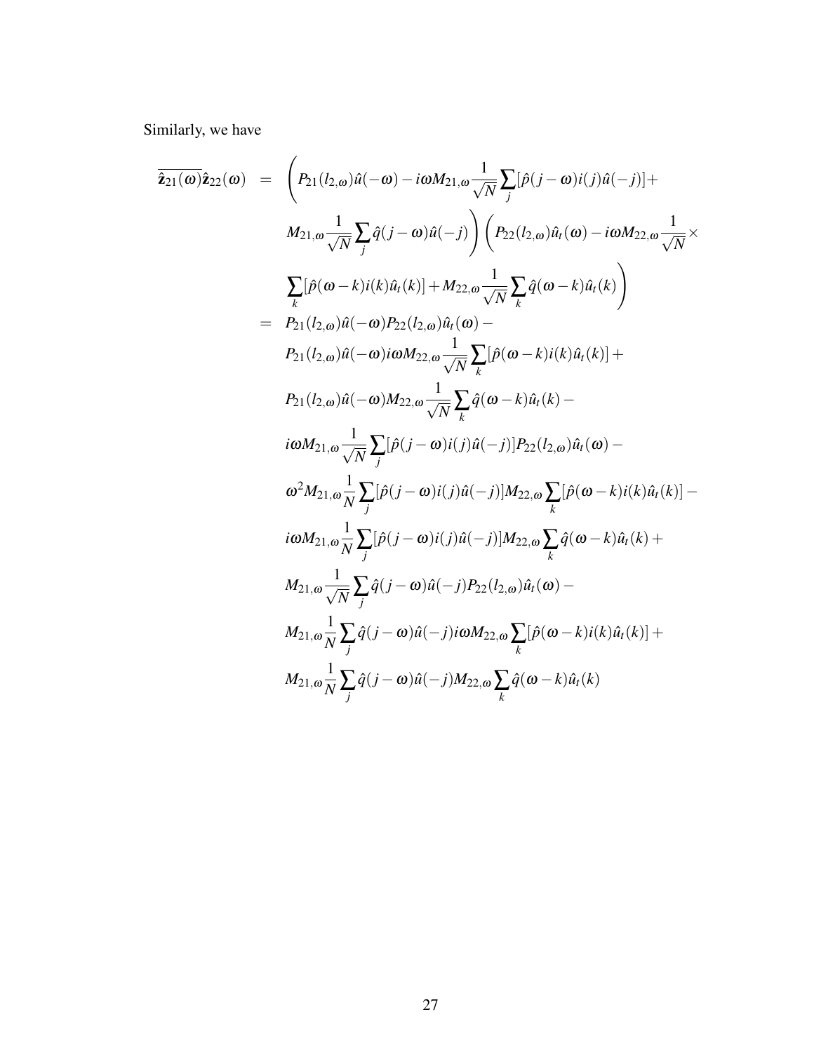Similarly, we have

$$
\begin{aligned}
\overline{\hat{\mathbf{z}}_{21}(\omega)}\hat{\mathbf{z}}_{22}(\omega) &= \Bigg(P_{21}(l_{2,\omega})\hat{u}(-\omega) - i\omega M_{21,\omega}\frac{1}{\sqrt{N}}\sum_j[\hat{p}(j-\omega)i(j)\hat{u}(-j)] + \\
&\quad M_{21,\omega}\frac{1}{\sqrt{N}}\sum_j \hat{q}(j-\omega)\hat{u}(-j)\Bigg)\Bigg(P_{22}(l_{2,\omega})\hat{u}_t(\omega) - i\omega M_{22,\omega}\frac{1}{\sqrt{N}}\times \\
&\quad \sum_k[\hat{p}(\omega-k)i(k)\hat{u}_t(k)] + M_{22,\omega}\frac{1}{\sqrt{N}}\sum_k \hat{q}(\omega-k)\hat{u}_t(k)\Bigg) \\
&= P_{21}(l_{2,\omega})\hat{u}(-\omega)P_{22}(l_{2,\omega})\hat{u}_t(\omega) - \\
&\quad P_{21}(l_{2,\omega})\hat{u}(-\omega)i\omega M_{22,\omega}\frac{1}{\sqrt{N}}\sum_k[\hat{p}(\omega-k)i(k)\hat{u}_t(k)] + \\
&\quad P_{21}(l_{2,\omega})\hat{u}(-\omega)M_{22,\omega}\frac{1}{\sqrt{N}}\sum_k \hat{q}(\omega-k)\hat{u}_t(k) - \\
&\quad i\omega M_{21,\omega}\frac{1}{\sqrt{N}}\sum_j[\hat{p}(j-\omega)i(j)\hat{u}(-j)]P_{22}(l_{2,\omega})\hat{u}_t(\omega) - \\
&\quad \omega^2 M_{21,\omega}\frac{1}{N}\sum_j[\hat{p}(j-\omega)i(j)\hat{u}(-j)]M_{22,\omega}\sum_k[\hat{p}(\omega-k)i(k)\hat{u}_t(k)] - \\
&\quad i\omega M_{21,\omega}\frac{1}{N}\sum_j[\hat{p}(j-\omega)i(j)\hat{u}(-j)]M_{22,\omega}\sum_k \hat{q}(\omega-k)\hat{u}_t(k) + \\
&\quad M_{21,\omega}\frac{1}{\sqrt{N}}\sum_j \hat{q}(j-\omega)\hat{u}(-j)P_{22}(l_{2,\omega})\hat{u}_t(\omega) - \\
&\quad M_{21,\omega}\frac{1}{N}\sum_j \hat{q}(j-\omega)\hat{u}(-j)i\omega M_{22,\omega}\sum_k[\hat{p}(\omega-k)i(k)\hat{u}_t(k)] + \\
&\quad M_{21,\omega}\frac{1}{N}\sum_j \hat{q}(j-\omega)\hat{u}(-j)M_{22,\omega}\sum_k \hat{q}(\omega-k)\hat{u}_t(k)
\end{aligned}
$$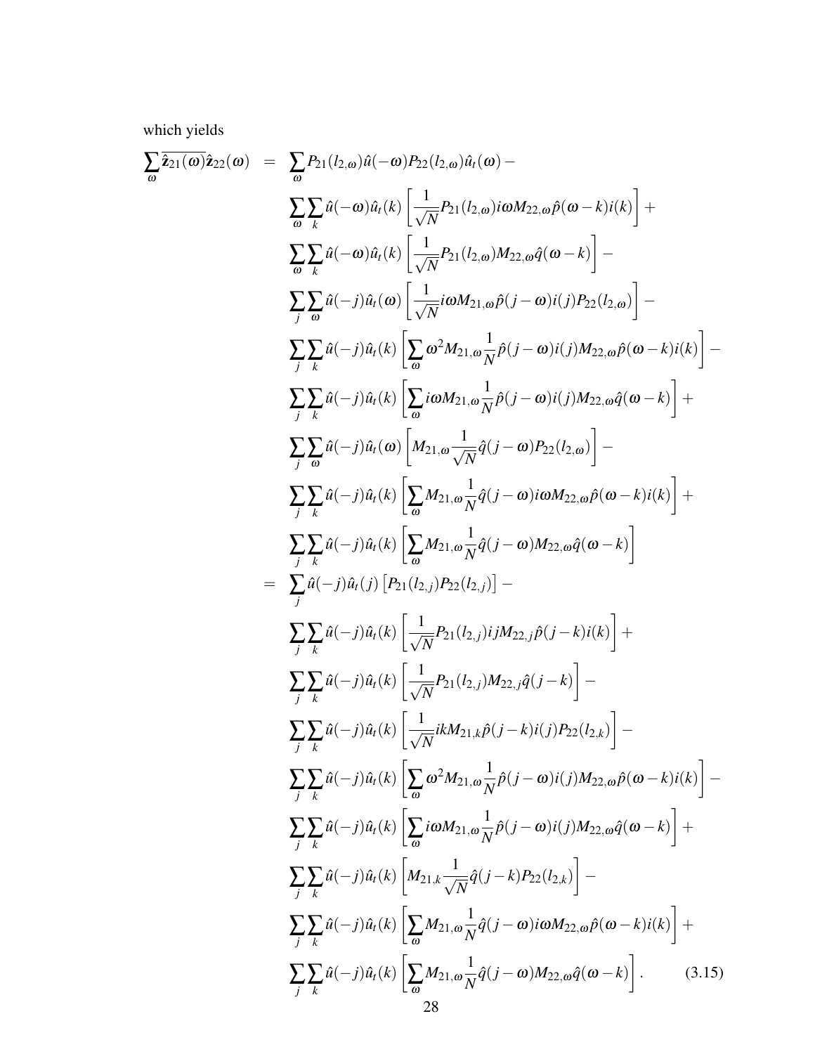which yields

$$
\begin{aligned}
\sum_{\omega} \overline{\hat{\mathbf{z}}_{21}(\omega)} \hat{\mathbf{z}}_{22}(\omega) \; = \; & \sum_{\omega} P_{21}(l_{2,\omega}) \hat{u}(-\omega) P_{22}(l_{2,\omega}) \hat{u}_t(\omega) - \\
& \sum_{\omega} \sum_{k} \hat{u}(-\omega) \hat{u}_t(k) \left[ \frac{1}{\sqrt{N}} P_{21}(l_{2,\omega}) i\omega M_{22,\omega} \hat{p}(\omega - k) i(k) \right] + \\
& \sum_{\omega} \sum_{k} \hat{u}(-\omega) \hat{u}_t(k) \left[ \frac{1}{\sqrt{N}} P_{21}(l_{2,\omega}) M_{22,\omega} \hat{q}(\omega - k) \right] - \\
& \sum_{j} \sum_{\omega} \hat{u}(-j) \hat{u}_t(\omega) \left[ \frac{1}{\sqrt{N}} i\omega M_{21,\omega} \hat{p}(j - \omega) i(j) P_{22}(l_{2,\omega}) \right] - \\
& \sum_{j} \sum_{k} \hat{u}(-j) \hat{u}_t(k) \left[ \sum_{\omega} \omega^2 M_{21,\omega} \frac{1}{N} \hat{p}(j - \omega) i(j) M_{22,\omega} \hat{p}(\omega - k) i(k) \right] - \\
& \sum_{j} \sum_{k} \hat{u}(-j) \hat{u}_t(k) \left[ \sum_{\omega} i\omega M_{21,\omega} \frac{1}{N} \hat{p}(j - \omega) i(j) M_{22,\omega} \hat{q}(\omega - k) \right] + \\
& \sum_{j} \sum_{\omega} \hat{u}(-j) \hat{u}_t(\omega) \left[ M_{21,\omega} \frac{1}{\sqrt{N}} \hat{q}(j - \omega) P_{22}(l_{2,\omega}) \right] - \\
& \sum_{j} \sum_{k} \hat{u}(-j) \hat{u}_t(k) \left[ \sum_{\omega} M_{21,\omega} \frac{1}{N} \hat{q}(j - \omega) i\omega M_{22,\omega} \hat{p}(\omega - k) i(k) \right] + \\
& \sum_{j} \sum_{k} \hat{u}(-j) \hat{u}_t(k) \left[ \sum_{\omega} M_{21,\omega} \frac{1}{N} \hat{q}(j - \omega) M_{22,\omega} \hat{q}(\omega - k) \right] \\
= \; & \sum_{j} \hat{u}(-j) \hat{u}_t(j) \left[ P_{21}(l_{2,j}) P_{22}(l_{2,j}) \right] - \\
& \sum_{j} \sum_{k} \hat{u}(-j) \hat{u}_t(k) \left[ \frac{1}{\sqrt{N}} P_{21}(l_{2,j}) ij M_{22,j} \hat{p}(j - k) i(k) \right] + \\
& \sum_{j} \sum_{k} \hat{u}(-j) \hat{u}_t(k) \left[ \frac{1}{\sqrt{N}} P_{21}(l_{2,j}) M_{22,j} \hat{q}(j - k) \right] - \\
& \sum_{j} \sum_{k} \hat{u}(-j) \hat{u}_t(k) \left[ \frac{1}{\sqrt{N}} ik M_{21,k} \hat{p}(j - k) i(j) P_{22}(l_{2,k}) \right] - \\
& \sum_{j} \sum_{k} \hat{u}(-j) \hat{u}_t(k) \left[ \sum_{\omega} \omega^2 M_{21,\omega} \frac{1}{N} \hat{p}(j - \omega) i(j) M_{22,\omega} \hat{p}(\omega - k) i(k) \right] - \\
& \sum_{j} \sum_{k} \hat{u}(-j) \hat{u}_t(k) \left[ \sum_{\omega} i\omega M_{21,\omega} \frac{1}{N} \hat{p}(j - \omega) i(j) M_{22,\omega} \hat{q}(\omega - k) \right] + \\
& \sum_{j} \sum_{k} \hat{u}(-j) \hat{u}_t(k) \left[ M_{21,k} \frac{1}{\sqrt{N}} \hat{q}(j - k) P_{22}(l_{2,k}) \right] - \\
& \sum_{j} \sum_{k} \hat{u}(-j) \hat{u}_t(k) \left[ \sum_{\omega} M_{21,\omega} \frac{1}{N} \hat{q}(j - \omega) i\omega M_{22,\omega} \hat{p}(\omega - k) i(k) \right] + \\
& \sum_{j} \sum_{k} \hat{u}(-j) \hat{u}_t(k) \left[ \sum_{\omega} M_{21,\omega} \frac{1}{N} \hat{q}(j - \omega) M_{22,\omega} \hat{q}(\omega - k) \right]. \qquad (3.15)
\end{aligned}
$$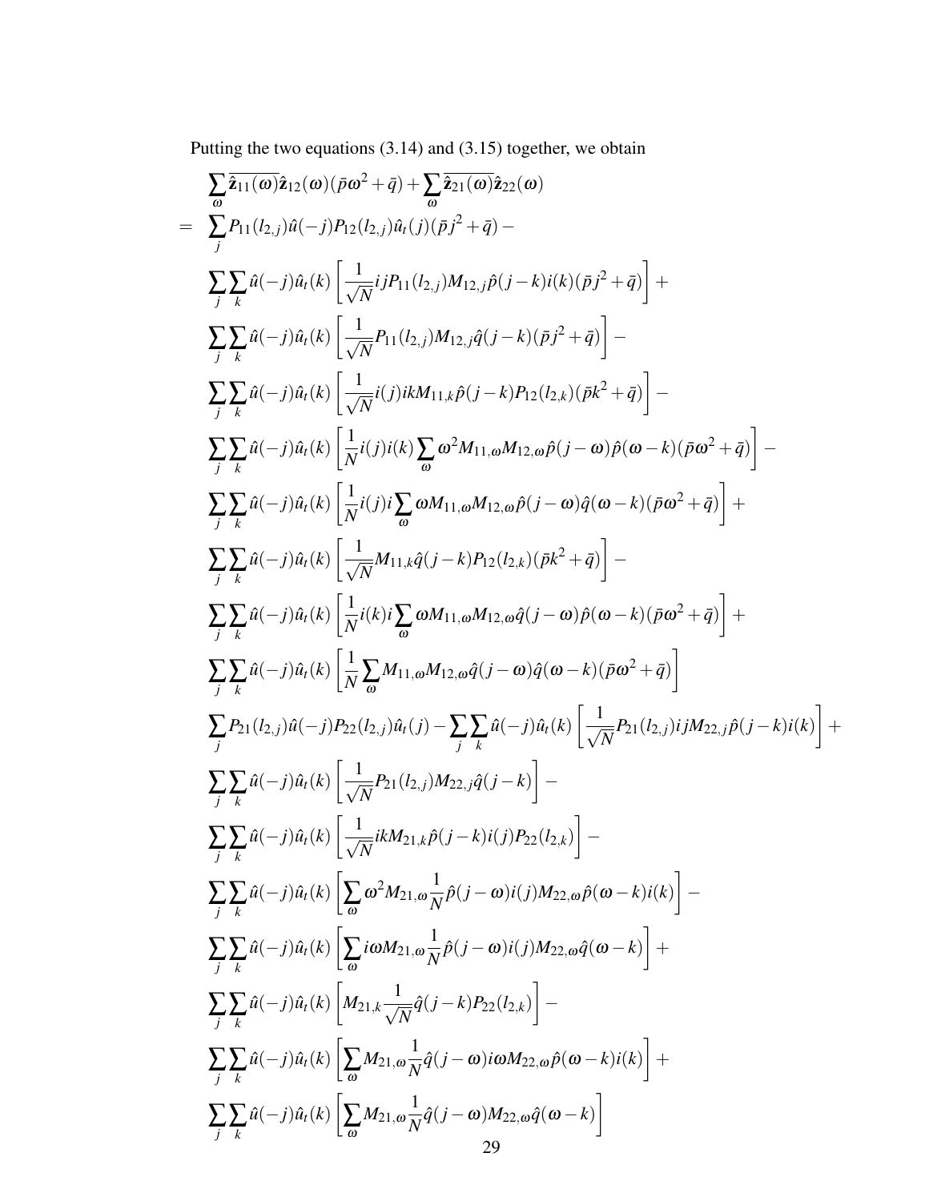Putting the two equations (3.14) and (3.15) together, we obtain

$$
\begin{aligned}
&\sum_{\omega}\overline{\hat{\mathbf{z}}_{11}(\omega)}\hat{\mathbf{z}}_{12}(\omega)(\bar{p}\omega^2+\bar{q})+\sum_{\omega}\overline{\hat{\mathbf{z}}_{21}(\omega)}\hat{\mathbf{z}}_{22}(\omega) \\
= \;& \sum_{j} P_{11}(l_{2,j})\hat{u}(-j)P_{12}(l_{2,j})\hat{u}_t(j)(\bar{p}j^2+\bar{q}) - \\
& \sum_{j}\sum_{k}\hat{u}(-j)\hat{u}_t(k)\left[\frac{1}{\sqrt{N}}ijP_{11}(l_{2,j})M_{12,j}\hat{p}(j-k)i(k)(\bar{p}j^2+\bar{q})\right] + \\
& \sum_{j}\sum_{k}\hat{u}(-j)\hat{u}_t(k)\left[\frac{1}{\sqrt{N}}P_{11}(l_{2,j})M_{12,j}\hat{q}(j-k)(\bar{p}j^2+\bar{q})\right] - \\
& \sum_{j}\sum_{k}\hat{u}(-j)\hat{u}_t(k)\left[\frac{1}{\sqrt{N}}i(j)ikM_{11,k}\hat{p}(j-k)P_{12}(l_{2,k})(\bar{p}k^2+\bar{q})\right] - \\
& \sum_{j}\sum_{k}\hat{u}(-j)\hat{u}_t(k)\left[\frac{1}{N}i(j)i(k)\sum_{\omega}\omega^2 M_{11,\omega}M_{12,\omega}\hat{p}(j-\omega)\hat{p}(\omega-k)(\bar{p}\omega^2+\bar{q})\right] - \\
& \sum_{j}\sum_{k}\hat{u}(-j)\hat{u}_t(k)\left[\frac{1}{N}i(j)i\sum_{\omega}\omega M_{11,\omega}M_{12,\omega}\hat{p}(j-\omega)\hat{q}(\omega-k)(\bar{p}\omega^2+\bar{q})\right] + \\
& \sum_{j}\sum_{k}\hat{u}(-j)\hat{u}_t(k)\left[\frac{1}{\sqrt{N}}M_{11,k}\hat{q}(j-k)P_{12}(l_{2,k})(\bar{p}k^2+\bar{q})\right] - \\
& \sum_{j}\sum_{k}\hat{u}(-j)\hat{u}_t(k)\left[\frac{1}{N}i(k)i\sum_{\omega}\omega M_{11,\omega}M_{12,\omega}\hat{q}(j-\omega)\hat{p}(\omega-k)(\bar{p}\omega^2+\bar{q})\right] + \\
& \sum_{j}\sum_{k}\hat{u}(-j)\hat{u}_t(k)\left[\frac{1}{N}\sum_{\omega}M_{11,\omega}M_{12,\omega}\hat{q}(j-\omega)\hat{q}(\omega-k)(\bar{p}\omega^2+\bar{q})\right] \\
& \sum_{j}P_{21}(l_{2,j})\hat{u}(-j)P_{22}(l_{2,j})\hat{u}_t(j) - \sum_{j}\sum_{k}\hat{u}(-j)\hat{u}_t(k)\left[\frac{1}{\sqrt{N}}P_{21}(l_{2,j})ijM_{22,j}\hat{p}(j-k)i(k)\right] + \\
& \sum_{j}\sum_{k}\hat{u}(-j)\hat{u}_t(k)\left[\frac{1}{\sqrt{N}}P_{21}(l_{2,j})M_{22,j}\hat{q}(j-k)\right] - \\
& \sum_{j}\sum_{k}\hat{u}(-j)\hat{u}_t(k)\left[\frac{1}{\sqrt{N}}ikM_{21,k}\hat{p}(j-k)i(j)P_{22}(l_{2,k})\right] - \\
& \sum_{j}\sum_{k}\hat{u}(-j)\hat{u}_t(k)\left[\sum_{\omega}\omega^2 M_{21,\omega}\frac{1}{N}\hat{p}(j-\omega)i(j)M_{22,\omega}\hat{p}(\omega-k)i(k)\right] - \\
& \sum_{j}\sum_{k}\hat{u}(-j)\hat{u}_t(k)\left[\sum_{\omega}i\omega M_{21,\omega}\frac{1}{N}\hat{p}(j-\omega)i(j)M_{22,\omega}\hat{q}(\omega-k)\right] + \\
& \sum_{j}\sum_{k}\hat{u}(-j)\hat{u}_t(k)\left[M_{21,k}\frac{1}{\sqrt{N}}\hat{q}(j-k)P_{22}(l_{2,k})\right] - \\
& \sum_{j}\sum_{k}\hat{u}(-j)\hat{u}_t(k)\left[\sum_{\omega}M_{21,\omega}\frac{1}{N}\hat{q}(j-\omega)i\omega M_{22,\omega}\hat{p}(\omega-k)i(k)\right] + \\
& \sum_{j}\sum_{k}\hat{u}(-j)\hat{u}_t(k)\left[\sum_{\omega}M_{21,\omega}\frac{1}{N}\hat{q}(j-\omega)M_{22,\omega}\hat{q}(\omega-k)\right]
\end{aligned}
$$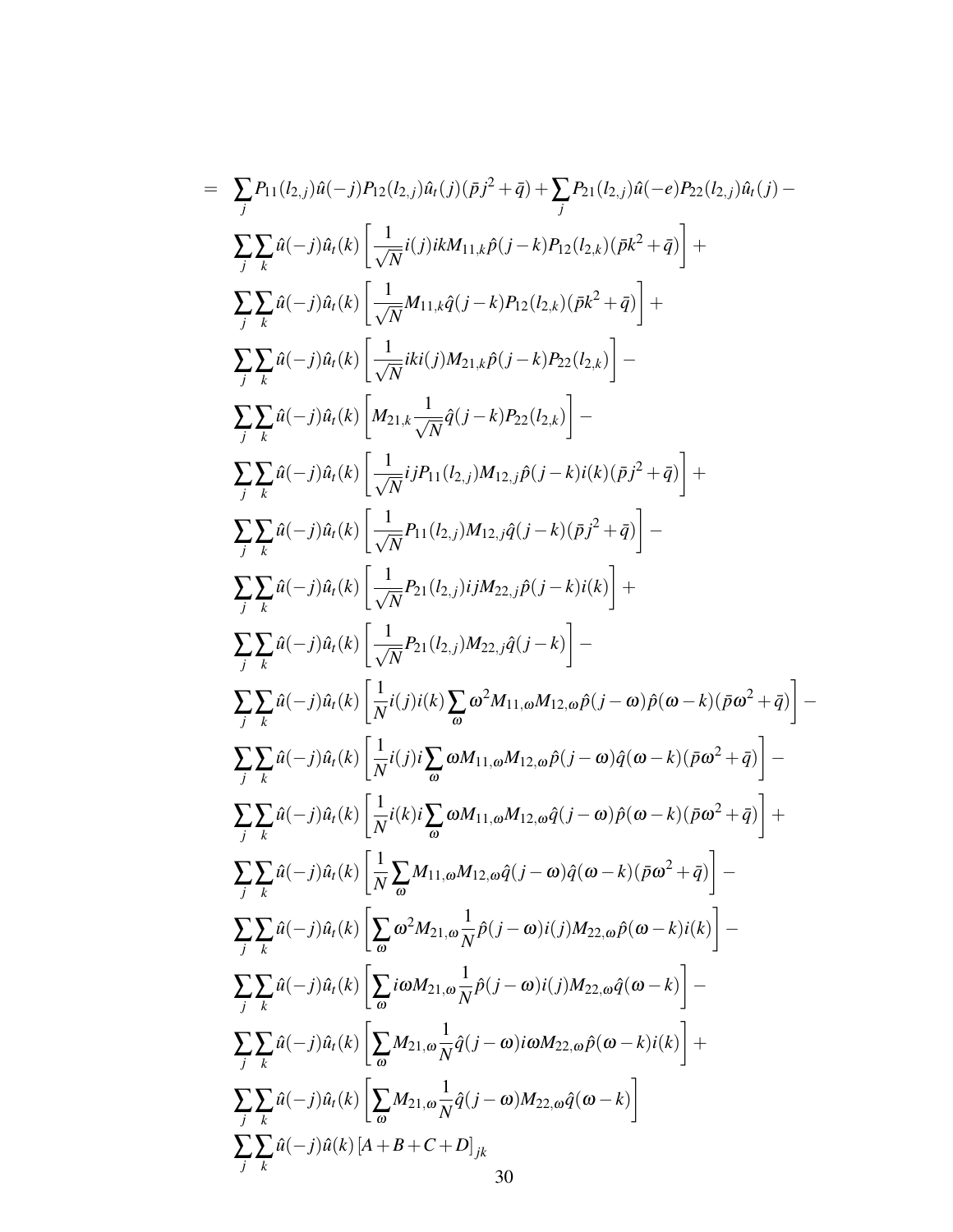$$
\begin{aligned}
= \quad & \sum_j P_{11}(l_{2,j})\hat{u}(-j)P_{12}(l_{2,j})\hat{u}_t(j)(\bar{p}j^2+\bar{q}) + \sum_j P_{21}(l_{2,j})\hat{u}(-e)P_{22}(l_{2,j})\hat{u}_t(j) - \\
& \sum_j \sum_k \hat{u}(-j)\hat{u}_t(k)\left[\frac{1}{\sqrt{N}} i(j)ikM_{11,k}\hat{p}(j-k)P_{12}(l_{2,k})(\bar{p}k^2+\bar{q})\right] + \\
& \sum_j \sum_k \hat{u}(-j)\hat{u}_t(k)\left[\frac{1}{\sqrt{N}} M_{11,k}\hat{q}(j-k)P_{12}(l_{2,k})(\bar{p}k^2+\bar{q})\right] + \\
& \sum_j \sum_k \hat{u}(-j)\hat{u}_t(k)\left[\frac{1}{\sqrt{N}} iki(j)M_{21,k}\hat{p}(j-k)P_{22}(l_{2,k})\right] - \\
& \sum_j \sum_k \hat{u}(-j)\hat{u}_t(k)\left[M_{21,k}\frac{1}{\sqrt{N}}\hat{q}(j-k)P_{22}(l_{2,k})\right] - \\
& \sum_j \sum_k \hat{u}(-j)\hat{u}_t(k)\left[\frac{1}{\sqrt{N}} ijP_{11}(l_{2,j})M_{12,j}\hat{p}(j-k)i(k)(\bar{p}j^2+\bar{q})\right] + \\
& \sum_j \sum_k \hat{u}(-j)\hat{u}_t(k)\left[\frac{1}{\sqrt{N}} P_{11}(l_{2,j})M_{12,j}\hat{q}(j-k)(\bar{p}j^2+\bar{q})\right] - \\
& \sum_j \sum_k \hat{u}(-j)\hat{u}_t(k)\left[\frac{1}{\sqrt{N}} P_{21}(l_{2,j})ijM_{22,j}\hat{p}(j-k)i(k)\right] + \\
& \sum_j \sum_k \hat{u}(-j)\hat{u}_t(k)\left[\frac{1}{\sqrt{N}} P_{21}(l_{2,j})M_{22,j}\hat{q}(j-k)\right] - \\
& \sum_j \sum_k \hat{u}(-j)\hat{u}_t(k)\left[\frac{1}{N} i(j)i(k)\sum_\omega \omega^2 M_{11,\omega}M_{12,\omega}\hat{p}(j-\omega)\hat{p}(\omega-k)(\bar{p}\omega^2+\bar{q})\right] - \\
& \sum_j \sum_k \hat{u}(-j)\hat{u}_t(k)\left[\frac{1}{N} i(j)i\sum_\omega \omega M_{11,\omega}M_{12,\omega}\hat{p}(j-\omega)\hat{q}(\omega-k)(\bar{p}\omega^2+\bar{q})\right] - \\
& \sum_j \sum_k \hat{u}(-j)\hat{u}_t(k)\left[\frac{1}{N} i(k)i\sum_\omega \omega M_{11,\omega}M_{12,\omega}\hat{q}(j-\omega)\hat{p}(\omega-k)(\bar{p}\omega^2+\bar{q})\right] + \\
& \sum_j \sum_k \hat{u}(-j)\hat{u}_t(k)\left[\frac{1}{N}\sum_\omega M_{11,\omega}M_{12,\omega}\hat{q}(j-\omega)\hat{q}(\omega-k)(\bar{p}\omega^2+\bar{q})\right] - \\
& \sum_j \sum_k \hat{u}(-j)\hat{u}_t(k)\left[\sum_\omega \omega^2 M_{21,\omega}\frac{1}{N}\hat{p}(j-\omega)i(j)M_{22,\omega}\hat{p}(\omega-k)i(k)\right] - \\
& \sum_j \sum_k \hat{u}(-j)\hat{u}_t(k)\left[\sum_\omega i\omega M_{21,\omega}\frac{1}{N}\hat{p}(j-\omega)i(j)M_{22,\omega}\hat{q}(\omega-k)\right] - \\
& \sum_j \sum_k \hat{u}(-j)\hat{u}_t(k)\left[\sum_\omega M_{21,\omega}\frac{1}{N}\hat{q}(j-\omega)i\omega M_{22,\omega}\hat{p}(\omega-k)i(k)\right] + \\
& \sum_j \sum_k \hat{u}(-j)\hat{u}_t(k)\left[\sum_\omega M_{21,\omega}\frac{1}{N}\hat{q}(j-\omega)M_{22,\omega}\hat{q}(\omega-k)\right] \\
& \sum_j \sum_k \hat{u}(-j)\hat{u}(k)\left[A+B+C+D\right]_{jk}
\end{aligned}
$$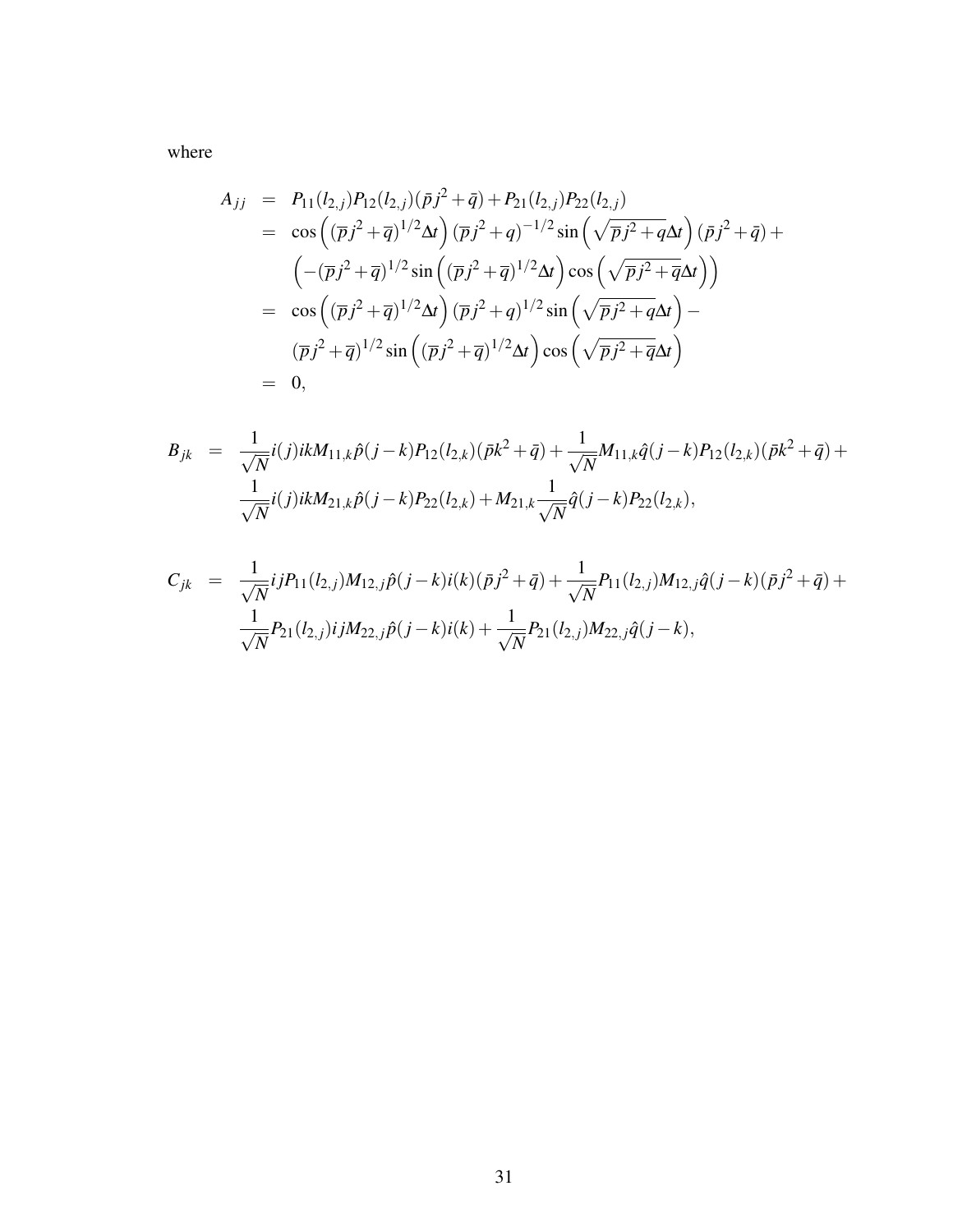where

$$
\begin{aligned}
A_{jj} &= P_{11}(l_{2,j})P_{12}(l_{2,j})(\bar{p}j^2+\bar{q})+P_{21}(l_{2,j})P_{22}(l_{2,j}) \\
&= \cos\left((\overline{p}j^2+\overline{q})^{1/2}\Delta t\right)(\overline{p}j^2+q)^{-1/2}\sin\left(\sqrt{\overline{p}j^2+q}\Delta t\right)(\bar{p}j^2+\bar{q})+ \\
&\quad \left(-(\overline{p}j^2+\overline{q})^{1/2}\sin\left((\overline{p}j^2+\overline{q})^{1/2}\Delta t\right)\cos\left(\sqrt{\overline{p}j^2+\overline{q}}\Delta t\right)\right) \\
&= \cos\left((\overline{p}j^2+\overline{q})^{1/2}\Delta t\right)(\overline{p}j^2+q)^{1/2}\sin\left(\sqrt{\overline{p}j^2+q}\Delta t\right)- \\
&\quad (\overline{p}j^2+\overline{q})^{1/2}\sin\left((\overline{p}j^2+\overline{q})^{1/2}\Delta t\right)\cos\left(\sqrt{\overline{p}j^2+\overline{q}}\Delta t\right) \\
&= 0,
\end{aligned}
$$

$$
\begin{aligned}
B_{jk} &= \frac{1}{\sqrt{N}}i(j)ikM_{11,k}\hat{p}(j-k)P_{12}(l_{2,k})(\bar{p}k^2+\bar{q})+\frac{1}{\sqrt{N}}M_{11,k}\hat{q}(j-k)P_{12}(l_{2,k})(\bar{p}k^2+\bar{q})+ \\
&\quad \frac{1}{\sqrt{N}}i(j)ikM_{21,k}\hat{p}(j-k)P_{22}(l_{2,k})+M_{21,k}\frac{1}{\sqrt{N}}\hat{q}(j-k)P_{22}(l_{2,k}),
\end{aligned}
$$

$$
\begin{aligned}
C_{jk} &= \frac{1}{\sqrt{N}}ijP_{11}(l_{2,j})M_{12,j}\hat{p}(j-k)i(k)(\bar{p}j^2+\bar{q})+\frac{1}{\sqrt{N}}P_{11}(l_{2,j})M_{12,j}\hat{q}(j-k)(\bar{p}j^2+\bar{q})+ \\
&\quad \frac{1}{\sqrt{N}}P_{21}(l_{2,j})ijM_{22,j}\hat{p}(j-k)i(k)+\frac{1}{\sqrt{N}}P_{21}(l_{2,j})M_{22,j}\hat{q}(j-k),
\end{aligned}
$$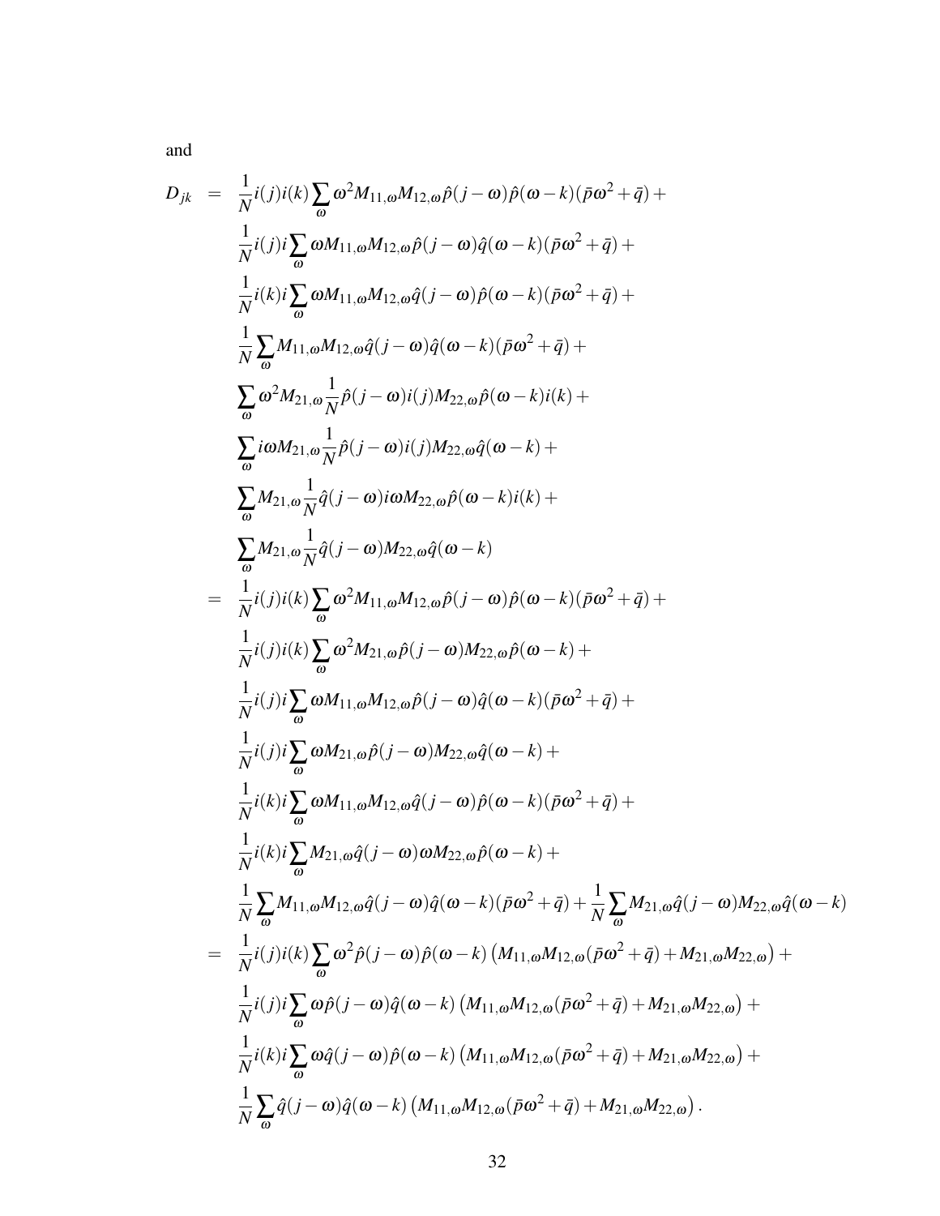and

$$
\begin{aligned}
D_{jk} &= \frac{1}{N}i(j)i(k)\sum_{\omega}\omega^2 M_{11,\omega}M_{12,\omega}\hat{p}(j-\omega)\hat{p}(\omega-k)(\bar{p}\omega^2+\bar{q})+\\
&\quad \frac{1}{N}i(j)i\sum_{\omega}\omega M_{11,\omega}M_{12,\omega}\hat{p}(j-\omega)\hat{q}(\omega-k)(\bar{p}\omega^2+\bar{q})+\\
&\quad \frac{1}{N}i(k)i\sum_{\omega}\omega M_{11,\omega}M_{12,\omega}\hat{q}(j-\omega)\hat{p}(\omega-k)(\bar{p}\omega^2+\bar{q})+\\
&\quad \frac{1}{N}\sum_{\omega}M_{11,\omega}M_{12,\omega}\hat{q}(j-\omega)\hat{q}(\omega-k)(\bar{p}\omega^2+\bar{q})+\\
&\quad \sum_{\omega}\omega^2 M_{21,\omega}\frac{1}{N}\hat{p}(j-\omega)i(j)M_{22,\omega}\hat{p}(\omega-k)i(k)+\\
&\quad \sum_{\omega}i\omega M_{21,\omega}\frac{1}{N}\hat{p}(j-\omega)i(j)M_{22,\omega}\hat{q}(\omega-k)+\\
&\quad \sum_{\omega}M_{21,\omega}\frac{1}{N}\hat{q}(j-\omega)i\omega M_{22,\omega}\hat{p}(\omega-k)i(k)+\\
&\quad \sum_{\omega}M_{21,\omega}\frac{1}{N}\hat{q}(j-\omega)M_{22,\omega}\hat{q}(\omega-k)\\
&= \frac{1}{N}i(j)i(k)\sum_{\omega}\omega^2 M_{11,\omega}M_{12,\omega}\hat{p}(j-\omega)\hat{p}(\omega-k)(\bar{p}\omega^2+\bar{q})+\\
&\quad \frac{1}{N}i(j)i(k)\sum_{\omega}\omega^2 M_{21,\omega}\hat{p}(j-\omega)M_{22,\omega}\hat{p}(\omega-k)+\\
&\quad \frac{1}{N}i(j)i\sum_{\omega}\omega M_{11,\omega}M_{12,\omega}\hat{p}(j-\omega)\hat{q}(\omega-k)(\bar{p}\omega^2+\bar{q})+\\
&\quad \frac{1}{N}i(j)i\sum_{\omega}\omega M_{21,\omega}\hat{p}(j-\omega)M_{22,\omega}\hat{q}(\omega-k)+\\
&\quad \frac{1}{N}i(k)i\sum_{\omega}\omega M_{11,\omega}M_{12,\omega}\hat{q}(j-\omega)\hat{p}(\omega-k)(\bar{p}\omega^2+\bar{q})+\\
&\quad \frac{1}{N}i(k)i\sum_{\omega}M_{21,\omega}\hat{q}(j-\omega)\omega M_{22,\omega}\hat{p}(\omega-k)+\\
&\quad \frac{1}{N}\sum_{\omega}M_{11,\omega}M_{12,\omega}\hat{q}(j-\omega)\hat{q}(\omega-k)(\bar{p}\omega^2+\bar{q})+\frac{1}{N}\sum_{\omega}M_{21,\omega}\hat{q}(j-\omega)M_{22,\omega}\hat{q}(\omega-k)\\
&= \frac{1}{N}i(j)i(k)\sum_{\omega}\omega^2\hat{p}(j-\omega)\hat{p}(\omega-k)\left(M_{11,\omega}M_{12,\omega}(\bar{p}\omega^2+\bar{q})+M_{21,\omega}M_{22,\omega}\right)+\\
&\quad \frac{1}{N}i(j)i\sum_{\omega}\omega\hat{p}(j-\omega)\hat{q}(\omega-k)\left(M_{11,\omega}M_{12,\omega}(\bar{p}\omega^2+\bar{q})+M_{21,\omega}M_{22,\omega}\right)+\\
&\quad \frac{1}{N}i(k)i\sum_{\omega}\omega\hat{q}(j-\omega)\hat{p}(\omega-k)\left(M_{11,\omega}M_{12,\omega}(\bar{p}\omega^2+\bar{q})+M_{21,\omega}M_{22,\omega}\right)+\\
&\quad \frac{1}{N}\sum_{\omega}\hat{q}(j-\omega)\hat{q}(\omega-k)\left(M_{11,\omega}M_{12,\omega}(\bar{p}\omega^2+\bar{q})+M_{21,\omega}M_{22,\omega}\right).
\end{aligned}
$$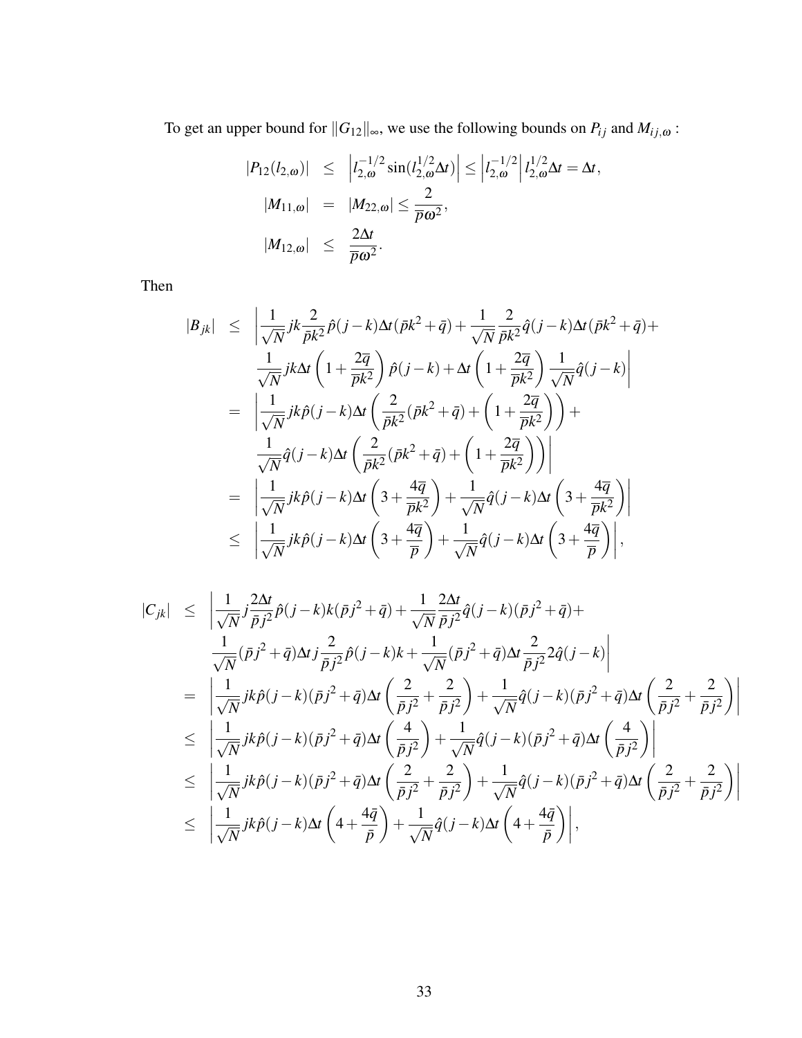To get an upper bound for $\|G_{12}\|_\infty$, we use the following bounds on $P_{ij}$ and $M_{ij,\omega}$ :

$$
\begin{aligned}
|P_{12}(l_{2,\omega})| &\leq \left| l_{2,\omega}^{-1/2} \sin(l_{2,\omega}^{1/2} \Delta t) \right| \leq \left| l_{2,\omega}^{-1/2} \right| l_{2,\omega}^{1/2} \Delta t = \Delta t, \\
|M_{11,\omega}| &= |M_{22,\omega}| \leq \frac{2}{\overline{p}\omega^2}, \\
|M_{12,\omega}| &\leq \frac{2\Delta t}{\overline{p}\omega^2}.
\end{aligned}
$$

Then

$$
\begin{aligned}
|B_{jk}| &\leq \left| \frac{1}{\sqrt{N}} jk \frac{2}{\bar{p}k^2} \hat{p}(j-k) \Delta t (\bar{p}k^2 + \bar{q}) + \frac{1}{\sqrt{N}} \frac{2}{\bar{p}k^2} \hat{q}(j-k) \Delta t (\bar{p}k^2 + \bar{q}) + \right. \\
&\quad \left. \frac{1}{\sqrt{N}} jk \Delta t \left(1 + \frac{2\overline{q}}{\overline{p}k^2}\right) \hat{p}(j-k) + \Delta t \left(1 + \frac{2\overline{q}}{\overline{p}k^2}\right) \frac{1}{\sqrt{N}} \hat{q}(j-k) \right| \\
&= \left| \frac{1}{\sqrt{N}} jk \hat{p}(j-k) \Delta t \left( \frac{2}{\bar{p}k^2} (\bar{p}k^2 + \bar{q}) + \left(1 + \frac{2\overline{q}}{\overline{p}k^2}\right) \right) + \right. \\
&\quad \left. \frac{1}{\sqrt{N}} \hat{q}(j-k) \Delta t \left( \frac{2}{\bar{p}k^2} (\bar{p}k^2 + \bar{q}) + \left(1 + \frac{2\overline{q}}{\overline{p}k^2}\right) \right) \right| \\
&= \left| \frac{1}{\sqrt{N}} jk \hat{p}(j-k) \Delta t \left(3 + \frac{4\overline{q}}{\overline{p}k^2}\right) + \frac{1}{\sqrt{N}} \hat{q}(j-k) \Delta t \left(3 + \frac{4\overline{q}}{\overline{p}k^2}\right) \right| \\
&\leq \left| \frac{1}{\sqrt{N}} jk \hat{p}(j-k) \Delta t \left(3 + \frac{4\overline{q}}{\overline{p}}\right) + \frac{1}{\sqrt{N}} \hat{q}(j-k) \Delta t \left(3 + \frac{4\overline{q}}{\overline{p}}\right) \right|,
\end{aligned}
$$

$$
\begin{aligned}
|C_{jk}| &\leq \left| \frac{1}{\sqrt{N}} j \frac{2\Delta t}{\bar{p}j^2} \hat{p}(j-k) k (\bar{p}j^2 + \bar{q}) + \frac{1}{\sqrt{N}} \frac{2\Delta t}{\bar{p}j^2} \hat{q}(j-k)(\bar{p}j^2 + \bar{q}) + \right. \\
&\quad \left. \frac{1}{\sqrt{N}} (\bar{p}j^2 + \bar{q}) \Delta t j \frac{2}{\bar{p}j^2} \hat{p}(j-k) k + \frac{1}{\sqrt{N}} (\bar{p}j^2 + \bar{q}) \Delta t \frac{2}{\bar{p}j^2} 2\hat{q}(j-k) \right| \\
&= \left| \frac{1}{\sqrt{N}} jk \hat{p}(j-k)(\bar{p}j^2 + \bar{q}) \Delta t \left( \frac{2}{\bar{p}j^2} + \frac{2}{\bar{p}j^2} \right) + \frac{1}{\sqrt{N}} \hat{q}(j-k)(\bar{p}j^2 + \bar{q}) \Delta t \left( \frac{2}{\bar{p}j^2} + \frac{2}{\bar{p}j^2} \right) \right| \\
&\leq \left| \frac{1}{\sqrt{N}} jk \hat{p}(j-k)(\bar{p}j^2 + \bar{q}) \Delta t \left( \frac{4}{\bar{p}j^2} \right) + \frac{1}{\sqrt{N}} \hat{q}(j-k)(\bar{p}j^2 + \bar{q}) \Delta t \left( \frac{4}{\bar{p}j^2} \right) \right| \\
&\leq \left| \frac{1}{\sqrt{N}} jk \hat{p}(j-k)(\bar{p}j^2 + \bar{q}) \Delta t \left( \frac{2}{\bar{p}j^2} + \frac{2}{\bar{p}j^2} \right) + \frac{1}{\sqrt{N}} \hat{q}(j-k)(\bar{p}j^2 + \bar{q}) \Delta t \left( \frac{2}{\bar{p}j^2} + \frac{2}{\bar{p}j^2} \right) \right| \\
&\leq \left| \frac{1}{\sqrt{N}} jk \hat{p}(j-k) \Delta t \left(4 + \frac{4\bar{q}}{\bar{p}}\right) + \frac{1}{\sqrt{N}} \hat{q}(j-k) \Delta t \left(4 + \frac{4\bar{q}}{\bar{p}}\right) \right|,
\end{aligned}
$$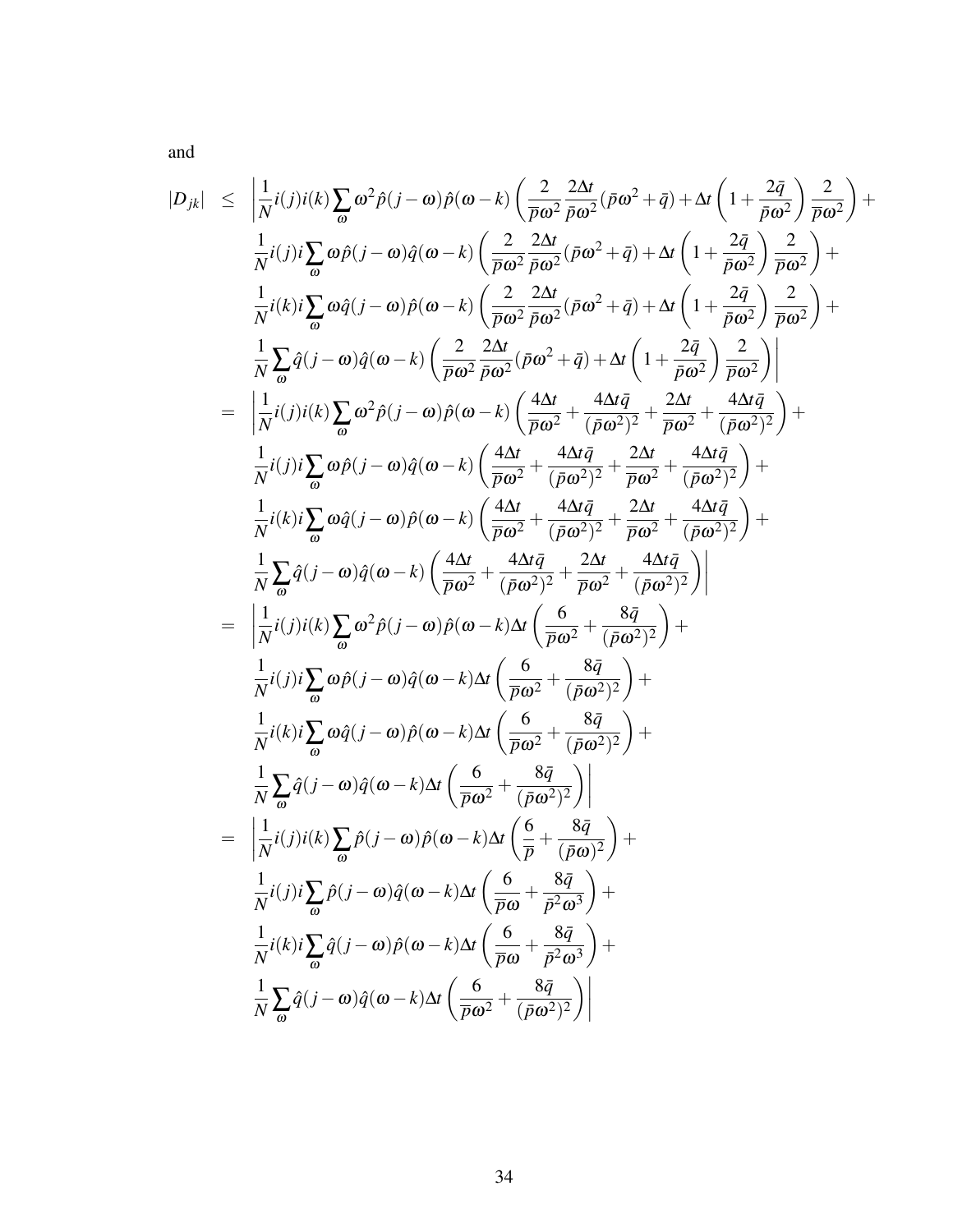and

$$
\begin{aligned}
|D_{jk}| \;\leq\; & \left| \frac{1}{N} i(j) i(k) \sum_{\omega} \omega^2 \hat{p}(j-\omega)\hat{p}(\omega-k) \left( \frac{2}{\bar{p}\omega^2} \frac{2\Delta t}{\bar{p}\omega^2} (\bar{p}\omega^2 + \bar{q}) + \Delta t \left( 1 + \frac{2\bar{q}}{\bar{p}\omega^2} \right) \frac{2}{\bar{p}\omega^2} \right) + \right. \\
& \frac{1}{N} i(j) i \sum_{\omega} \omega \hat{p}(j-\omega)\hat{q}(\omega-k) \left( \frac{2}{\bar{p}\omega^2} \frac{2\Delta t}{\bar{p}\omega^2} (\bar{p}\omega^2 + \bar{q}) + \Delta t \left( 1 + \frac{2\bar{q}}{\bar{p}\omega^2} \right) \frac{2}{\bar{p}\omega^2} \right) + \\
& \frac{1}{N} i(k) i \sum_{\omega} \omega \hat{q}(j-\omega)\hat{p}(\omega-k) \left( \frac{2}{\bar{p}\omega^2} \frac{2\Delta t}{\bar{p}\omega^2} (\bar{p}\omega^2 + \bar{q}) + \Delta t \left( 1 + \frac{2\bar{q}}{\bar{p}\omega^2} \right) \frac{2}{\bar{p}\omega^2} \right) + \\
& \left. \frac{1}{N} \sum_{\omega} \hat{q}(j-\omega)\hat{q}(\omega-k) \left( \frac{2}{\bar{p}\omega^2} \frac{2\Delta t}{\bar{p}\omega^2} (\bar{p}\omega^2 + \bar{q}) + \Delta t \left( 1 + \frac{2\bar{q}}{\bar{p}\omega^2} \right) \frac{2}{\bar{p}\omega^2} \right) \right| \\
= \; & \left| \frac{1}{N} i(j) i(k) \sum_{\omega} \omega^2 \hat{p}(j-\omega)\hat{p}(\omega-k) \left( \frac{4\Delta t}{\bar{p}\omega^2} + \frac{4\Delta t \bar{q}}{(\bar{p}\omega^2)^2} + \frac{2\Delta t}{\bar{p}\omega^2} + \frac{4\Delta t \bar{q}}{(\bar{p}\omega^2)^2} \right) + \right. \\
& \frac{1}{N} i(j) i \sum_{\omega} \omega \hat{p}(j-\omega)\hat{q}(\omega-k) \left( \frac{4\Delta t}{\bar{p}\omega^2} + \frac{4\Delta t \bar{q}}{(\bar{p}\omega^2)^2} + \frac{2\Delta t}{\bar{p}\omega^2} + \frac{4\Delta t \bar{q}}{(\bar{p}\omega^2)^2} \right) + \\
& \frac{1}{N} i(k) i \sum_{\omega} \omega \hat{q}(j-\omega)\hat{p}(\omega-k) \left( \frac{4\Delta t}{\bar{p}\omega^2} + \frac{4\Delta t \bar{q}}{(\bar{p}\omega^2)^2} + \frac{2\Delta t}{\bar{p}\omega^2} + \frac{4\Delta t \bar{q}}{(\bar{p}\omega^2)^2} \right) + \\
& \left. \frac{1}{N} \sum_{\omega} \hat{q}(j-\omega)\hat{q}(\omega-k) \left( \frac{4\Delta t}{\bar{p}\omega^2} + \frac{4\Delta t \bar{q}}{(\bar{p}\omega^2)^2} + \frac{2\Delta t}{\bar{p}\omega^2} + \frac{4\Delta t \bar{q}}{(\bar{p}\omega^2)^2} \right) \right| \\
= \; & \left| \frac{1}{N} i(j) i(k) \sum_{\omega} \omega^2 \hat{p}(j-\omega)\hat{p}(\omega-k) \Delta t \left( \frac{6}{\bar{p}\omega^2} + \frac{8\bar{q}}{(\bar{p}\omega^2)^2} \right) + \right. \\
& \frac{1}{N} i(j) i \sum_{\omega} \omega \hat{p}(j-\omega)\hat{q}(\omega-k) \Delta t \left( \frac{6}{\bar{p}\omega^2} + \frac{8\bar{q}}{(\bar{p}\omega^2)^2} \right) + \\
& \frac{1}{N} i(k) i \sum_{\omega} \omega \hat{q}(j-\omega)\hat{p}(\omega-k) \Delta t \left( \frac{6}{\bar{p}\omega^2} + \frac{8\bar{q}}{(\bar{p}\omega^2)^2} \right) + \\
& \left. \frac{1}{N} \sum_{\omega} \hat{q}(j-\omega)\hat{q}(\omega-k) \Delta t \left( \frac{6}{\bar{p}\omega^2} + \frac{8\bar{q}}{(\bar{p}\omega^2)^2} \right) \right| \\
= \; & \left| \frac{1}{N} i(j) i(k) \sum_{\omega} \hat{p}(j-\omega)\hat{p}(\omega-k) \Delta t \left( \frac{6}{\bar{p}} + \frac{8\bar{q}}{(\bar{p}\omega)^2} \right) + \right. \\
& \frac{1}{N} i(j) i \sum_{\omega} \hat{p}(j-\omega)\hat{q}(\omega-k) \Delta t \left( \frac{6}{\bar{p}\omega} + \frac{8\bar{q}}{\bar{p}^2\omega^3} \right) + \\
& \frac{1}{N} i(k) i \sum_{\omega} \hat{q}(j-\omega)\hat{p}(\omega-k) \Delta t \left( \frac{6}{\bar{p}\omega} + \frac{8\bar{q}}{\bar{p}^2\omega^3} \right) + \\
& \left. \frac{1}{N} \sum_{\omega} \hat{q}(j-\omega)\hat{q}(\omega-k) \Delta t \left( \frac{6}{\bar{p}\omega^2} + \frac{8\bar{q}}{(\bar{p}\omega^2)^2} \right) \right|
\end{aligned}
$$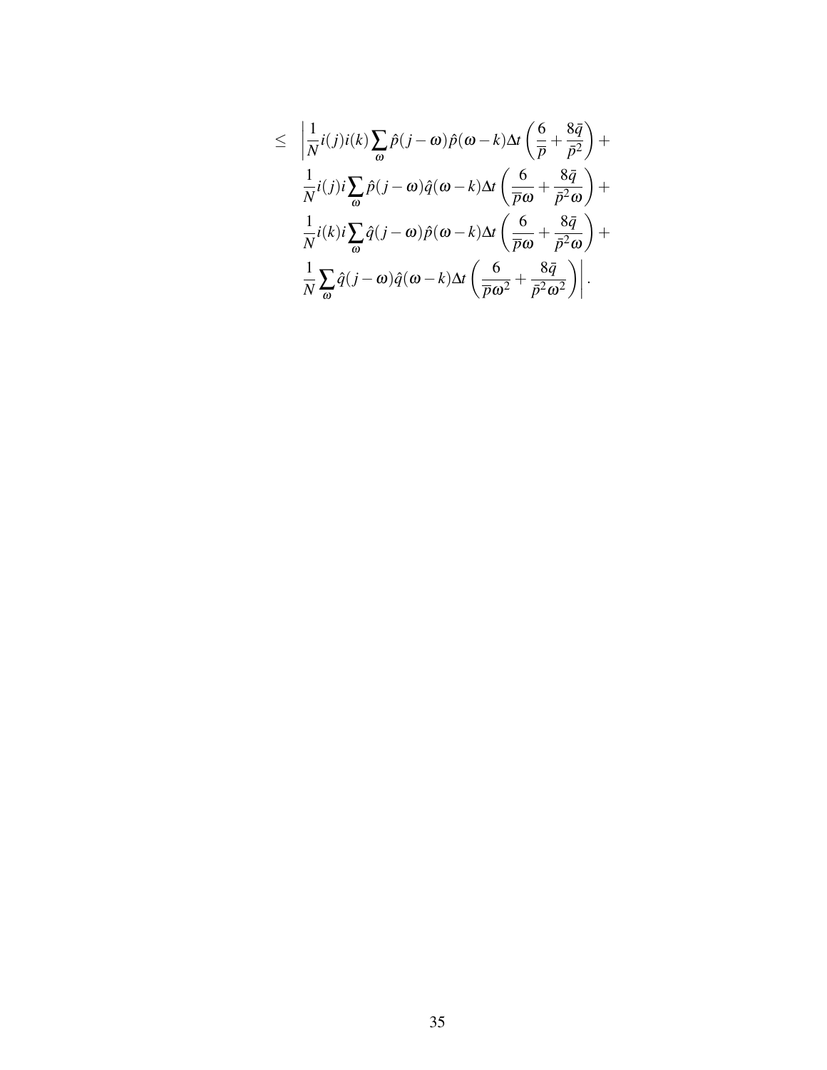$$
\begin{aligned}
\leq \quad & \left| \frac{1}{N} i(j) i(k) \sum_{\omega} \hat{p}(j-\omega) \hat{p}(\omega - k) \Delta t \left( \frac{6}{\overline{p}} + \frac{8\bar{q}}{\bar{p}^2} \right) + \right. \\
& \frac{1}{N} i(j) i \sum_{\omega} \hat{p}(j-\omega) \hat{q}(\omega - k) \Delta t \left( \frac{6}{\overline{p}\omega} + \frac{8\bar{q}}{\bar{p}^2 \omega} \right) + \\
& \frac{1}{N} i(k) i \sum_{\omega} \hat{q}(j-\omega) \hat{p}(\omega - k) \Delta t \left( \frac{6}{\overline{p}\omega} + \frac{8\bar{q}}{\bar{p}^2 \omega} \right) + \\
& \left. \frac{1}{N} \sum_{\omega} \hat{q}(j-\omega) \hat{q}(\omega - k) \Delta t \left( \frac{6}{\overline{p}\omega^2} + \frac{8\bar{q}}{\bar{p}^2 \omega^2} \right) \right| .
\end{aligned}
$$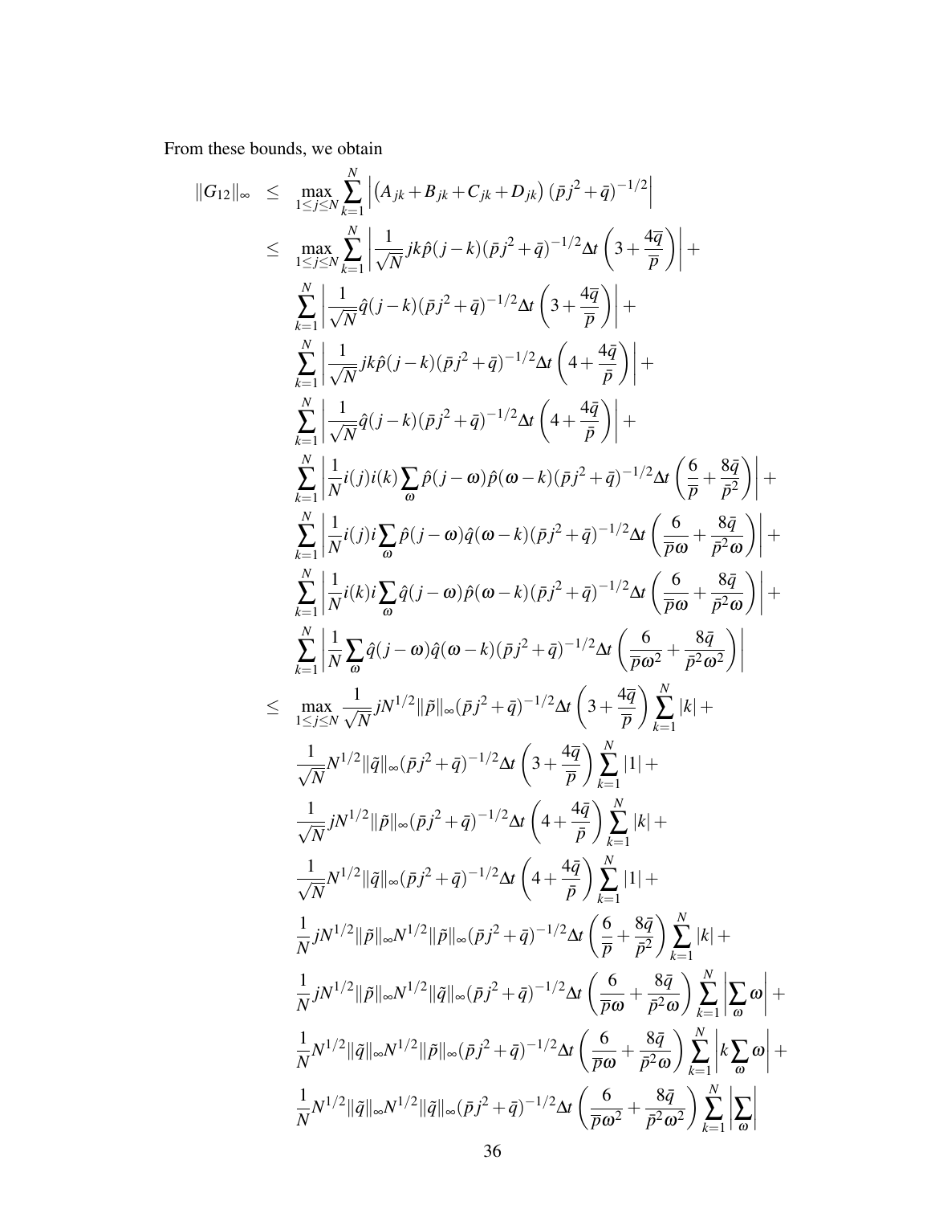From these bounds, we obtain

$$
\begin{aligned}
\|G_{12}\|_\infty &\leq \max_{1\leq j\leq N} \sum_{k=1}^{N} \left| \left(A_{jk}+B_{jk}+C_{jk}+D_{jk}\right)(\bar{p}j^2+\bar{q})^{-1/2} \right| \\
&\leq \max_{1\leq j\leq N} \sum_{k=1}^{N} \left| \frac{1}{\sqrt{N}} jk\hat{p}(j-k)(\bar{p}j^2+\bar{q})^{-1/2}\Delta t\left(3+\frac{4\overline{q}}{\overline{p}}\right)\right| + \\
&\quad \sum_{k=1}^{N} \left| \frac{1}{\sqrt{N}} \hat{q}(j-k)(\bar{p}j^2+\bar{q})^{-1/2}\Delta t\left(3+\frac{4\overline{q}}{\overline{p}}\right)\right| + \\
&\quad \sum_{k=1}^{N} \left| \frac{1}{\sqrt{N}} jk\hat{p}(j-k)(\bar{p}j^2+\bar{q})^{-1/2}\Delta t\left(4+\frac{4\bar{q}}{\bar{p}}\right)\right| + \\
&\quad \sum_{k=1}^{N} \left| \frac{1}{\sqrt{N}} \hat{q}(j-k)(\bar{p}j^2+\bar{q})^{-1/2}\Delta t\left(4+\frac{4\bar{q}}{\bar{p}}\right)\right| + \\
&\quad \sum_{k=1}^{N} \left| \frac{1}{N} i(j)i(k)\sum_{\omega}\hat{p}(j-\omega)\hat{p}(\omega-k)(\bar{p}j^2+\bar{q})^{-1/2}\Delta t\left(\frac{6}{\overline{p}}+\frac{8\bar{q}}{\bar{p}^2}\right)\right| + \\
&\quad \sum_{k=1}^{N} \left| \frac{1}{N} i(j)i\sum_{\omega}\hat{p}(j-\omega)\hat{q}(\omega-k)(\bar{p}j^2+\bar{q})^{-1/2}\Delta t\left(\frac{6}{\overline{p}\omega}+\frac{8\bar{q}}{\bar{p}^2\omega}\right)\right| + \\
&\quad \sum_{k=1}^{N} \left| \frac{1}{N} i(k)i\sum_{\omega}\hat{q}(j-\omega)\hat{p}(\omega-k)(\bar{p}j^2+\bar{q})^{-1/2}\Delta t\left(\frac{6}{\overline{p}\omega}+\frac{8\bar{q}}{\bar{p}^2\omega}\right)\right| + \\
&\quad \sum_{k=1}^{N} \left| \frac{1}{N} \sum_{\omega}\hat{q}(j-\omega)\hat{q}(\omega-k)(\bar{p}j^2+\bar{q})^{-1/2}\Delta t\left(\frac{6}{\overline{p}\omega^2}+\frac{8\bar{q}}{\bar{p}^2\omega^2}\right)\right| \\
&\leq \max_{1\leq j\leq N} \frac{1}{\sqrt{N}} jN^{1/2}\|\tilde{p}\|_\infty(\bar{p}j^2+\bar{q})^{-1/2}\Delta t\left(3+\frac{4\overline{q}}{\overline{p}}\right)\sum_{k=1}^{N}|k| + \\
&\quad \frac{1}{\sqrt{N}} N^{1/2}\|\tilde{q}\|_\infty(\bar{p}j^2+\bar{q})^{-1/2}\Delta t\left(3+\frac{4\overline{q}}{\overline{p}}\right)\sum_{k=1}^{N}|1| + \\
&\quad \frac{1}{\sqrt{N}} jN^{1/2}\|\tilde{p}\|_\infty(\bar{p}j^2+\bar{q})^{-1/2}\Delta t\left(4+\frac{4\bar{q}}{\bar{p}}\right)\sum_{k=1}^{N}|k| + \\
&\quad \frac{1}{\sqrt{N}} N^{1/2}\|\tilde{q}\|_\infty(\bar{p}j^2+\bar{q})^{-1/2}\Delta t\left(4+\frac{4\bar{q}}{\bar{p}}\right)\sum_{k=1}^{N}|1| + \\
&\quad \frac{1}{N} jN^{1/2}\|\tilde{p}\|_\infty N^{1/2}\|\tilde{p}\|_\infty(\bar{p}j^2+\bar{q})^{-1/2}\Delta t\left(\frac{6}{\bar{p}}+\frac{8\bar{q}}{\bar{p}^2}\right)\sum_{k=1}^{N}|k| + \\
&\quad \frac{1}{N} jN^{1/2}\|\tilde{p}\|_\infty N^{1/2}\|\tilde{q}\|_\infty(\bar{p}j^2+\bar{q})^{-1/2}\Delta t\left(\frac{6}{\overline{p}\omega}+\frac{8\bar{q}}{\bar{p}^2\omega}\right)\sum_{k=1}^{N}\left|\sum_{\omega}\omega\right| + \\
&\quad \frac{1}{N} N^{1/2}\|\tilde{q}\|_\infty N^{1/2}\|\tilde{p}\|_\infty(\bar{p}j^2+\bar{q})^{-1/2}\Delta t\left(\frac{6}{\overline{p}\omega}+\frac{8\bar{q}}{\bar{p}^2\omega}\right)\sum_{k=1}^{N}\left|k\sum_{\omega}\omega\right| + \\
&\quad \frac{1}{N} N^{1/2}\|\tilde{q}\|_\infty N^{1/2}\|\tilde{q}\|_\infty(\bar{p}j^2+\bar{q})^{-1/2}\Delta t\left(\frac{6}{\overline{p}\omega^2}+\frac{8\bar{q}}{\bar{p}^2\omega^2}\right)\sum_{k=1}^{N}\left|\sum_{\omega}\right|
\end{aligned}
$$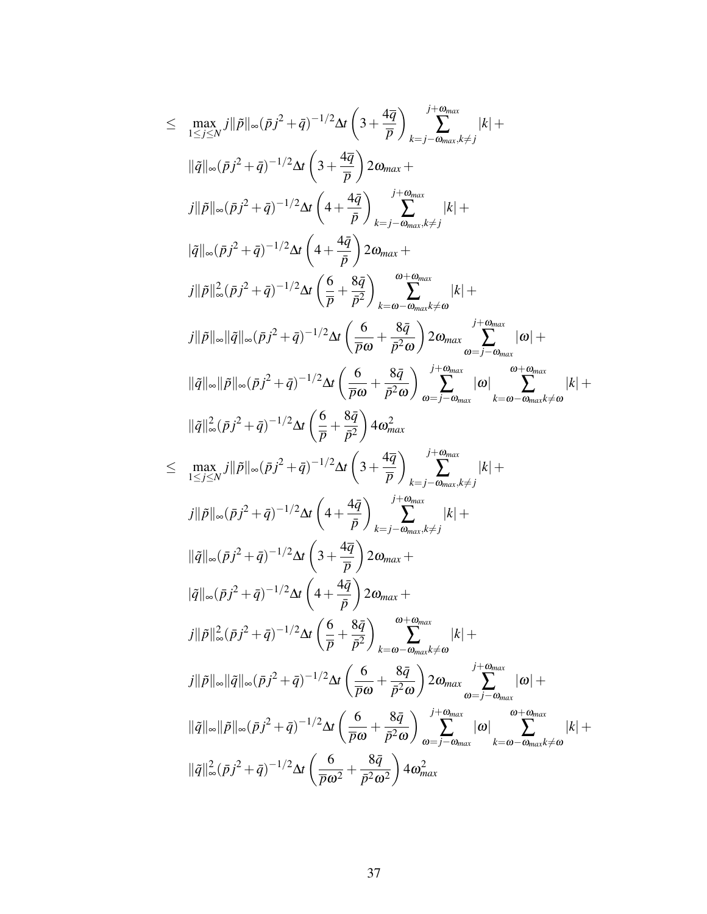$$
\begin{aligned}
\leq\ & \max_{1\leq j\leq N} j\|\tilde{p}\|_\infty(\bar{p}j^2+\bar{q})^{-1/2}\Delta t\left(3+\frac{4\overline{q}}{\overline{p}}\right)\sum_{k=j-\omega_{max},k\neq j}^{j+\omega_{max}}|k|+ \\
& \|\tilde{q}\|_\infty(\bar{p}j^2+\bar{q})^{-1/2}\Delta t\left(3+\frac{4\overline{q}}{\overline{p}}\right)2\omega_{max}+ \\
& j\|\tilde{p}\|_\infty(\bar{p}j^2+\bar{q})^{-1/2}\Delta t\left(4+\frac{4\bar{q}}{\bar{p}}\right)\sum_{k=j-\omega_{max},k\neq j}^{j+\omega_{max}}|k|+ \\
& |\tilde{q}\|_\infty(\bar{p}j^2+\bar{q})^{-1/2}\Delta t\left(4+\frac{4\bar{q}}{\bar{p}}\right)2\omega_{max}+ \\
& j\|\tilde{p}\|_\infty^2(\bar{p}j^2+\bar{q})^{-1/2}\Delta t\left(\frac{6}{\overline{p}}+\frac{8\bar{q}}{\bar{p}^2}\right)\sum_{k=\omega-\omega_{max}k\neq\omega}^{\omega+\omega_{max}}|k|+ \\
& j\|\tilde{p}\|_\infty\|\tilde{q}\|_\infty(\bar{p}j^2+\bar{q})^{-1/2}\Delta t\left(\frac{6}{\overline{p}\omega}+\frac{8\bar{q}}{\bar{p}^2\omega}\right)2\omega_{max}\sum_{\omega=j-\omega_{max}}^{j+\omega_{max}}|\omega|+ \\
& \|\tilde{q}\|_\infty\|\tilde{p}\|_\infty(\bar{p}j^2+\bar{q})^{-1/2}\Delta t\left(\frac{6}{\overline{p}\omega}+\frac{8\bar{q}}{\bar{p}^2\omega}\right)\sum_{\omega=j-\omega_{max}}^{j+\omega_{max}}|\omega|\sum_{k=\omega-\omega_{max}k\neq\omega}^{\omega+\omega_{max}}|k|+ \\
& \|\tilde{q}\|_\infty^2(\bar{p}j^2+\bar{q})^{-1/2}\Delta t\left(\frac{6}{\overline{p}}+\frac{8\bar{q}}{\bar{p}^2}\right)4\omega_{max}^2 \\
\leq\ & \max_{1\leq j\leq N} j\|\tilde{p}\|_\infty(\bar{p}j^2+\bar{q})^{-1/2}\Delta t\left(3+\frac{4\overline{q}}{\overline{p}}\right)\sum_{k=j-\omega_{max},k\neq j}^{j+\omega_{max}}|k|+ \\
& j\|\tilde{p}\|_\infty(\bar{p}j^2+\bar{q})^{-1/2}\Delta t\left(4+\frac{4\bar{q}}{\bar{p}}\right)\sum_{k=j-\omega_{max},k\neq j}^{j+\omega_{max}}|k|+ \\
& \|\tilde{q}\|_\infty(\bar{p}j^2+\bar{q})^{-1/2}\Delta t\left(3+\frac{4\overline{q}}{\overline{p}}\right)2\omega_{max}+ \\
& |\tilde{q}\|_\infty(\bar{p}j^2+\bar{q})^{-1/2}\Delta t\left(4+\frac{4\bar{q}}{\bar{p}}\right)2\omega_{max}+ \\
& j\|\tilde{p}\|_\infty^2(\bar{p}j^2+\bar{q})^{-1/2}\Delta t\left(\frac{6}{\overline{p}}+\frac{8\bar{q}}{\bar{p}^2}\right)\sum_{k=\omega-\omega_{max}k\neq\omega}^{\omega+\omega_{max}}|k|+ \\
& j\|\tilde{p}\|_\infty\|\tilde{q}\|_\infty(\bar{p}j^2+\bar{q})^{-1/2}\Delta t\left(\frac{6}{\overline{p}\omega}+\frac{8\bar{q}}{\bar{p}^2\omega}\right)2\omega_{max}\sum_{\omega=j-\omega_{max}}^{j+\omega_{max}}|\omega|+ \\
& \|\tilde{q}\|_\infty\|\tilde{p}\|_\infty(\bar{p}j^2+\bar{q})^{-1/2}\Delta t\left(\frac{6}{\overline{p}\omega}+\frac{8\bar{q}}{\bar{p}^2\omega}\right)\sum_{\omega=j-\omega_{max}}^{j+\omega_{max}}|\omega|\sum_{k=\omega-\omega_{max}k\neq\omega}^{\omega+\omega_{max}}|k|+ \\
& \|\tilde{q}\|_\infty^2(\bar{p}j^2+\bar{q})^{-1/2}\Delta t\left(\frac{6}{\overline{p}\omega^2}+\frac{8\bar{q}}{\bar{p}^2\omega^2}\right)4\omega_{max}^2
\end{aligned}
$$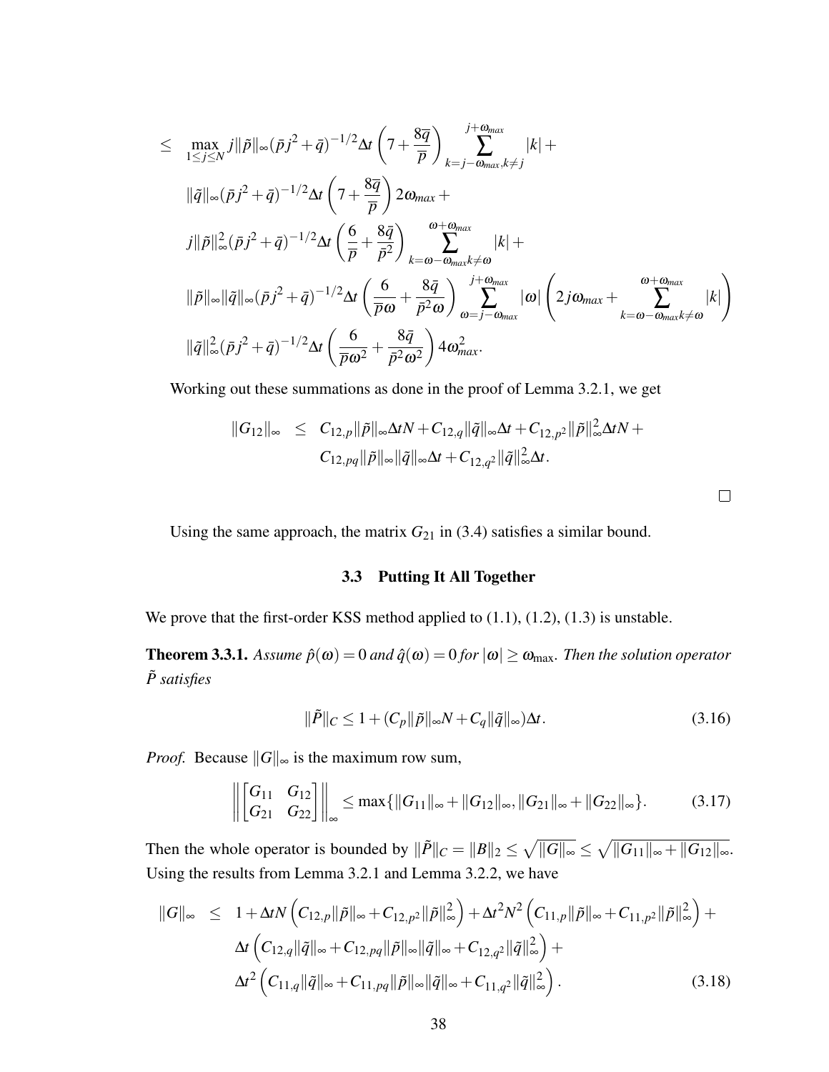$$
\begin{aligned}
\leq \quad & \max_{1\leq j\leq N} j\|\tilde{p}\|_\infty(\bar{p}j^2+\bar{q})^{-1/2}\Delta t\left(7+\frac{8\overline{q}}{\overline{p}}\right)\sum_{k=j-\omega_{max},k\neq j}^{j+\omega_{max}}|k| + \\
& \|\tilde{q}\|_\infty(\bar{p}j^2+\bar{q})^{-1/2}\Delta t\left(7+\frac{8\overline{q}}{\overline{p}}\right)2\omega_{max} + \\
& j\|\tilde{p}\|_\infty^2(\bar{p}j^2+\bar{q})^{-1/2}\Delta t\left(\frac{6}{\overline{p}}+\frac{8\bar{q}}{\bar{p}^2}\right)\sum_{k=\omega-\omega_{max}k\neq\omega}^{\omega+\omega_{max}}|k| + \\
& \|\tilde{p}\|_\infty\|\tilde{q}\|_\infty(\bar{p}j^2+\bar{q})^{-1/2}\Delta t\left(\frac{6}{\overline{p}\omega}+\frac{8\bar{q}}{\bar{p}^2\omega}\right)\sum_{\omega=j-\omega_{max}}^{j+\omega_{max}}|\omega|\left(2j\omega_{max}+\sum_{k=\omega-\omega_{max}k\neq\omega}^{\omega+\omega_{max}}|k|\right) \\
& \|\tilde{q}\|_\infty^2(\bar{p}j^2+\bar{q})^{-1/2}\Delta t\left(\frac{6}{\overline{p}\omega^2}+\frac{8\bar{q}}{\bar{p}^2\omega^2}\right)4\omega_{max}^2.
\end{aligned}
$$

Working out these summations as done in the proof of Lemma 3.2.1, we get

$$
\begin{aligned}
\|G_{12}\|_\infty \quad \leq \quad & C_{12,p}\|\tilde{p}\|_\infty\Delta tN + C_{12,q}\|\tilde{q}\|_\infty\Delta t + C_{12,p^2}\|\tilde{p}\|_\infty^2\Delta tN + \\
& C_{12,pq}\|\tilde{p}\|_\infty\|\tilde{q}\|_\infty\Delta t + C_{12,q^2}\|\tilde{q}\|_\infty^2\Delta t.
\end{aligned}
$$

□

Using the same approach, the matrix $G_{21}$ in (3.4) satisfies a similar bound.

### 3.3 Putting It All Together

We prove that the first-order KSS method applied to (1.1), (1.2), (1.3) is unstable.

**Theorem 3.3.1.** *Assume $\hat{p}(\omega)=0$ and $\hat{q}(\omega)=0$ for $|\omega|\geq\omega_{\max}$. Then the solution operator $\tilde{P}$ satisfies*

$$
\|\tilde{P}\|_C \leq 1+(C_p\|\tilde{p}\|_\infty N + C_q\|\tilde{q}\|_\infty)\Delta t. \tag{3.16}
$$

*Proof.* Because $\|G\|_\infty$ is the maximum row sum,

$$
\left\|\begin{bmatrix} G_{11} & G_{12} \\ G_{21} & G_{22}\end{bmatrix}\right\|_\infty \leq \max\{\|G_{11}\|_\infty + \|G_{12}\|_\infty, \|G_{21}\|_\infty + \|G_{22}\|_\infty\}. \tag{3.17}
$$

Then the whole operator is bounded by $\|\tilde{P}\|_C = \|B\|_2 \leq \sqrt{\|G\|_\infty} \leq \sqrt{\|G_{11}\|_\infty + \|G_{12}\|_\infty}$. Using the results from Lemma 3.2.1 and Lemma 3.2.2, we have

$$
\begin{aligned}
\|G\|_\infty \quad \leq \quad & 1+\Delta tN\left(C_{12,p}\|\tilde{p}\|_\infty + C_{12,p^2}\|\tilde{p}\|_\infty^2\right) + \Delta t^2N^2\left(C_{11,p}\|\tilde{p}\|_\infty + C_{11,p^2}\|\tilde{p}\|_\infty^2\right) + \\
& \Delta t\left(C_{12,q}\|\tilde{q}\|_\infty + C_{12,pq}\|\tilde{p}\|_\infty\|\tilde{q}\|_\infty + C_{12,q^2}\|\tilde{q}\|_\infty^2\right) + \\
& \Delta t^2\left(C_{11,q}\|\tilde{q}\|_\infty + C_{11,pq}\|\tilde{p}\|_\infty\|\tilde{q}\|_\infty + C_{11,q^2}\|\tilde{q}\|_\infty^2\right).
\end{aligned} \tag{3.18}
$$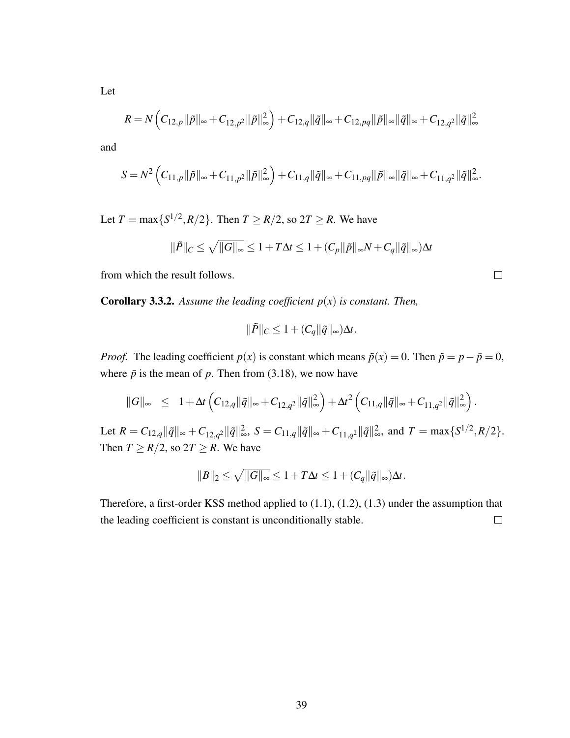Let

$$R = N\left(C_{12,p}\|\tilde{p}\|_\infty + C_{12,p^2}\|\tilde{p}\|_\infty^2\right) + C_{12,q}\|\tilde{q}\|_\infty + C_{12,pq}\|\tilde{p}\|_\infty\|\tilde{q}\|_\infty + C_{12,q^2}\|\tilde{q}\|_\infty^2$$

and

$$S = N^2\left(C_{11,p}\|\tilde{p}\|_\infty + C_{11,p^2}\|\tilde{p}\|_\infty^2\right) + C_{11,q}\|\tilde{q}\|_\infty + C_{11,pq}\|\tilde{p}\|_\infty\|\tilde{q}\|_\infty + C_{11,q^2}\|\tilde{q}\|_\infty^2.$$

Let $T = \max\{S^{1/2}, R/2\}$. Then $T \geq R/2$, so $2T \geq R$. We have

$$\|\tilde{P}\|_C \leq \sqrt{\|G\|_\infty} \leq 1 + T\Delta t \leq 1 + (C_p\|\tilde{p}\|_\infty N + C_q\|\tilde{q}\|_\infty)\Delta t$$

from which the result follows. □

**Corollary 3.3.2.** *Assume the leading coefficient $p(x)$ is constant. Then,*

$$\|\tilde{P}\|_C \leq 1 + (C_q\|\tilde{q}\|_\infty)\Delta t.$$

*Proof.* The leading coefficient $p(x)$ is constant which means $\tilde{p}(x) = 0$. Then $\tilde{p} = p - \bar{p} = 0$, where $\bar{p}$ is the mean of $p$. Then from (3.18), we now have

$$\|G\|_\infty \quad \leq \quad 1 + \Delta t\left(C_{12,q}\|\tilde{q}\|_\infty + C_{12,q^2}\|\tilde{q}\|_\infty^2\right) + \Delta t^2\left(C_{11,q}\|\tilde{q}\|_\infty + C_{11,q^2}\|\tilde{q}\|_\infty^2\right).$$

Let $R = C_{12,q}\|\tilde{q}\|_\infty + C_{12,q^2}\|\tilde{q}\|_\infty^2$, $S = C_{11,q}\|\tilde{q}\|_\infty + C_{11,q^2}\|\tilde{q}\|_\infty^2$, and $T = \max\{S^{1/2}, R/2\}$. Then $T \geq R/2$, so $2T \geq R$. We have

$$\|B\|_2 \leq \sqrt{\|G\|_\infty} \leq 1 + T\Delta t \leq 1 + (C_q\|\tilde{q}\|_\infty)\Delta t.$$

Therefore, a first-order KSS method applied to (1.1), (1.2), (1.3) under the assumption that the leading coefficient is constant is unconditionally stable. □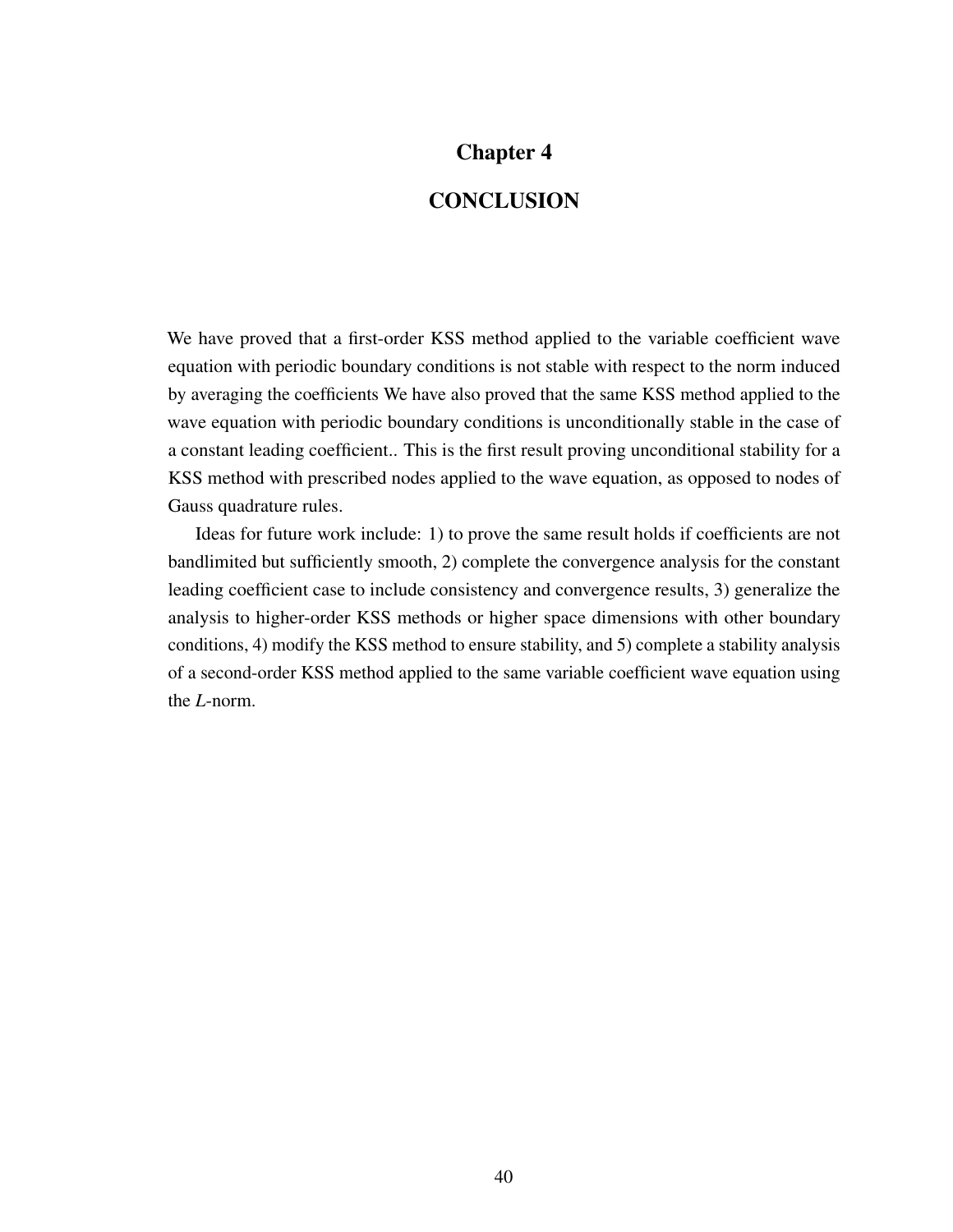# Chapter 4

# CONCLUSION

We have proved that a first-order KSS method applied to the variable coefficient wave equation with periodic boundary conditions is not stable with respect to the norm induced by averaging the coefficients We have also proved that the same KSS method applied to the wave equation with periodic boundary conditions is unconditionally stable in the case of a constant leading coefficient.. This is the first result proving unconditional stability for a KSS method with prescribed nodes applied to the wave equation, as opposed to nodes of Gauss quadrature rules.

Ideas for future work include: 1) to prove the same result holds if coefficients are not bandlimited but sufficiently smooth, 2) complete the convergence analysis for the constant leading coefficient case to include consistency and convergence results, 3) generalize the analysis to higher-order KSS methods or higher space dimensions with other boundary conditions, 4) modify the KSS method to ensure stability, and 5) complete a stability analysis of a second-order KSS method applied to the same variable coefficient wave equation using the $L$-norm.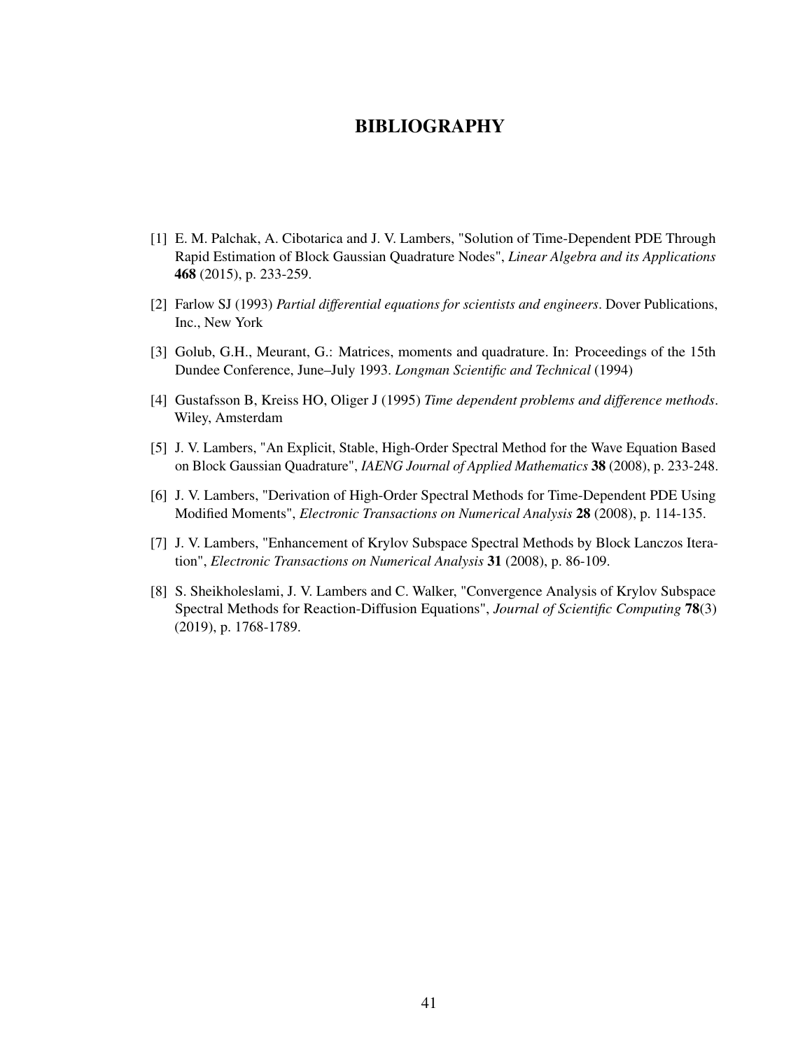# BIBLIOGRAPHY

[1] E. M. Palchak, A. Cibotarica and J. V. Lambers, "Solution of Time-Dependent PDE Through Rapid Estimation of Block Gaussian Quadrature Nodes", *Linear Algebra and its Applications* **468** (2015), p. 233-259.

[2] Farlow SJ (1993) *Partial differential equations for scientists and engineers*. Dover Publications, Inc., New York

[3] Golub, G.H., Meurant, G.: Matrices, moments and quadrature. In: Proceedings of the 15th Dundee Conference, June–July 1993. *Longman Scientific and Technical* (1994)

[4] Gustafsson B, Kreiss HO, Oliger J (1995) *Time dependent problems and difference methods*. Wiley, Amsterdam

[5] J. V. Lambers, "An Explicit, Stable, High-Order Spectral Method for the Wave Equation Based on Block Gaussian Quadrature", *IAENG Journal of Applied Mathematics* **38** (2008), p. 233-248.

[6] J. V. Lambers, "Derivation of High-Order Spectral Methods for Time-Dependent PDE Using Modified Moments", *Electronic Transactions on Numerical Analysis* **28** (2008), p. 114-135.

[7] J. V. Lambers, "Enhancement of Krylov Subspace Spectral Methods by Block Lanczos Iteration", *Electronic Transactions on Numerical Analysis* **31** (2008), p. 86-109.

[8] S. Sheikholeslami, J. V. Lambers and C. Walker, "Convergence Analysis of Krylov Subspace Spectral Methods for Reaction-Diffusion Equations", *Journal of Scientific Computing* **78**(3) (2019), p. 1768-1789.